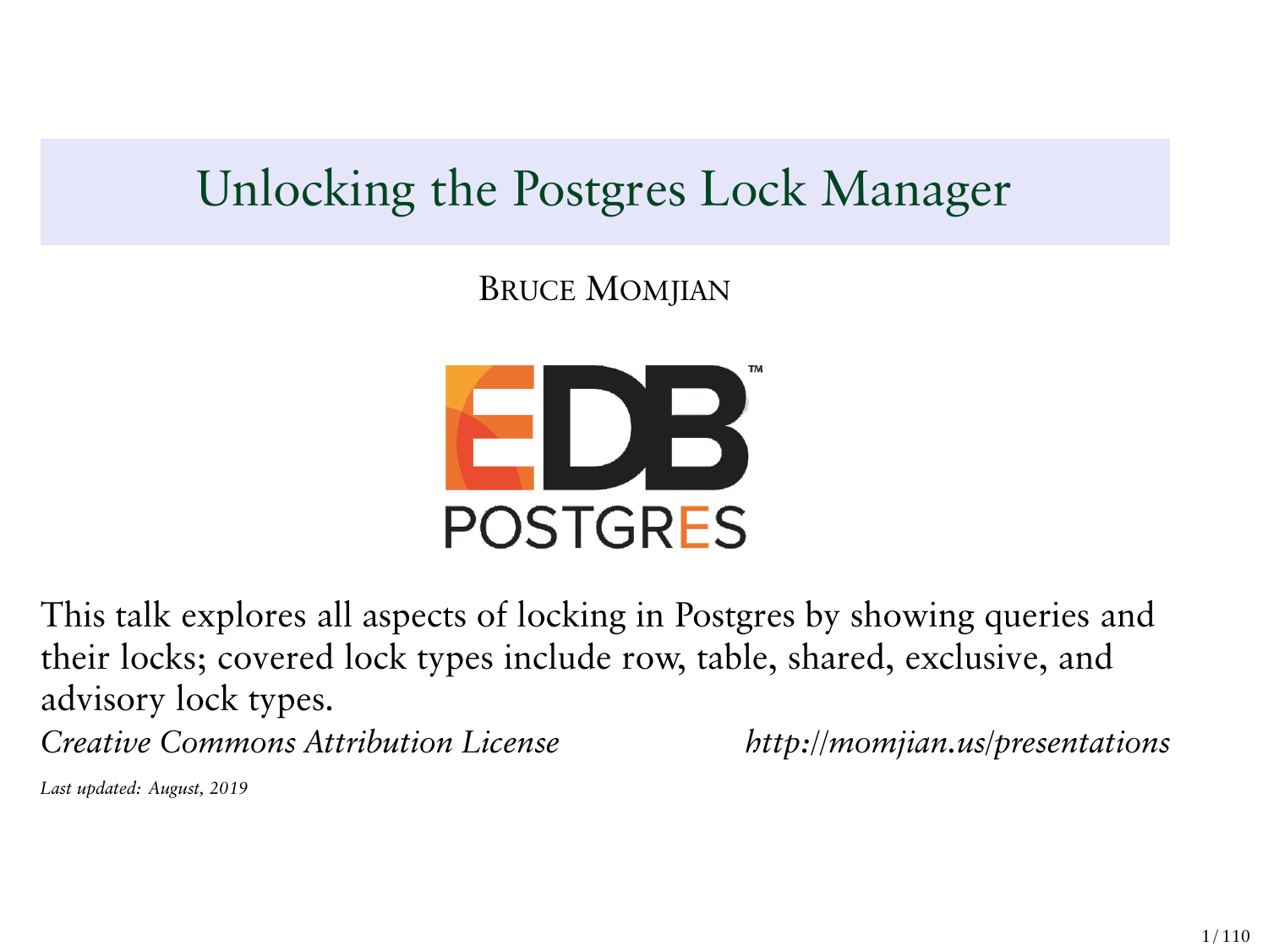# Unlocking the Postgres Lock Manager

BRUCE MOMJIAN

This talk explores all aspects of locking in Postgres by showing queries and their locks; covered lock types include row, table, shared, exclusive, and advisory lock types.

*Creative Commons Attribution License* *http://momjian.us/presentations*

*Last updated: August, 2019*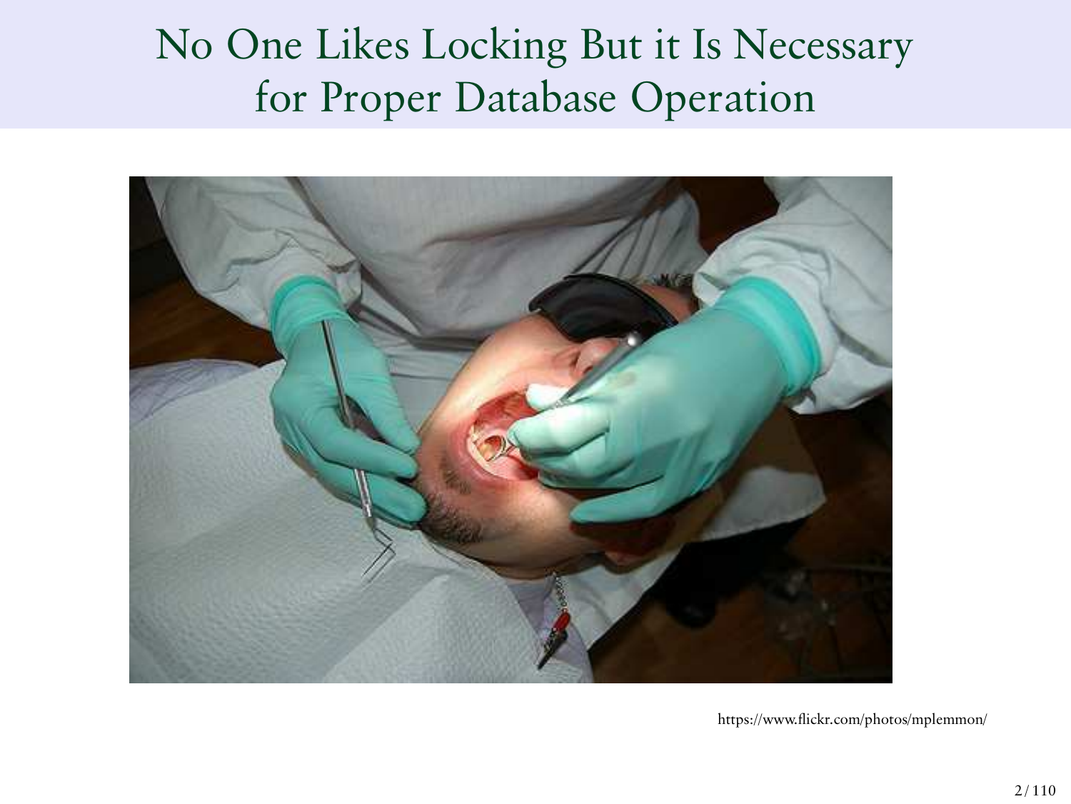# No One Likes Locking But it Is Necessary for Proper Database Operation

https://www.flickr.com/photos/mplemmon/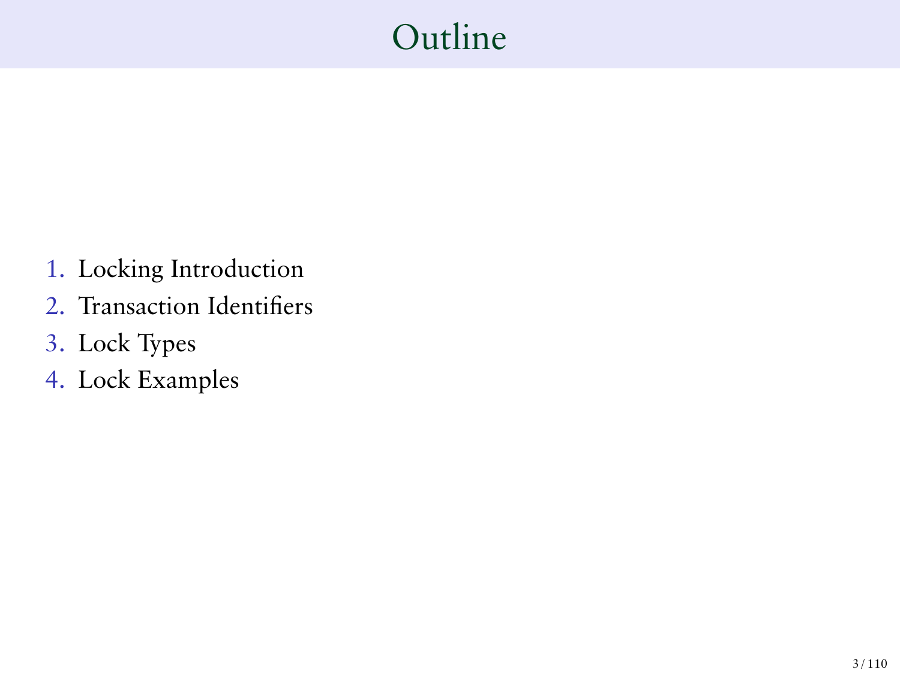# Outline

1. Locking Introduction
2. Transaction Identifiers
3. Lock Types
4. Lock Examples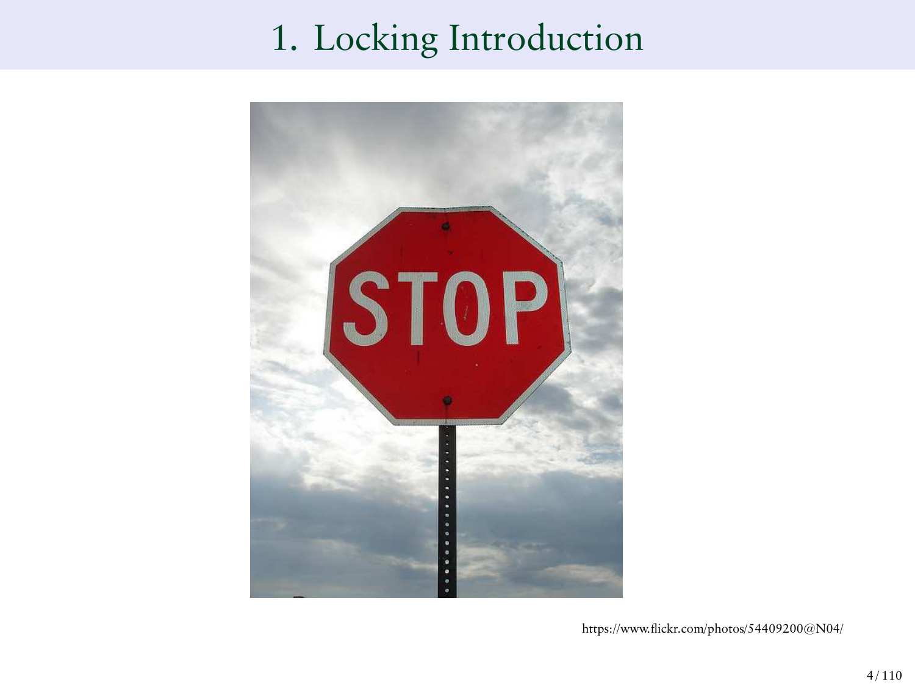# 1. Locking Introduction

https://www.flickr.com/photos/54409200@N04/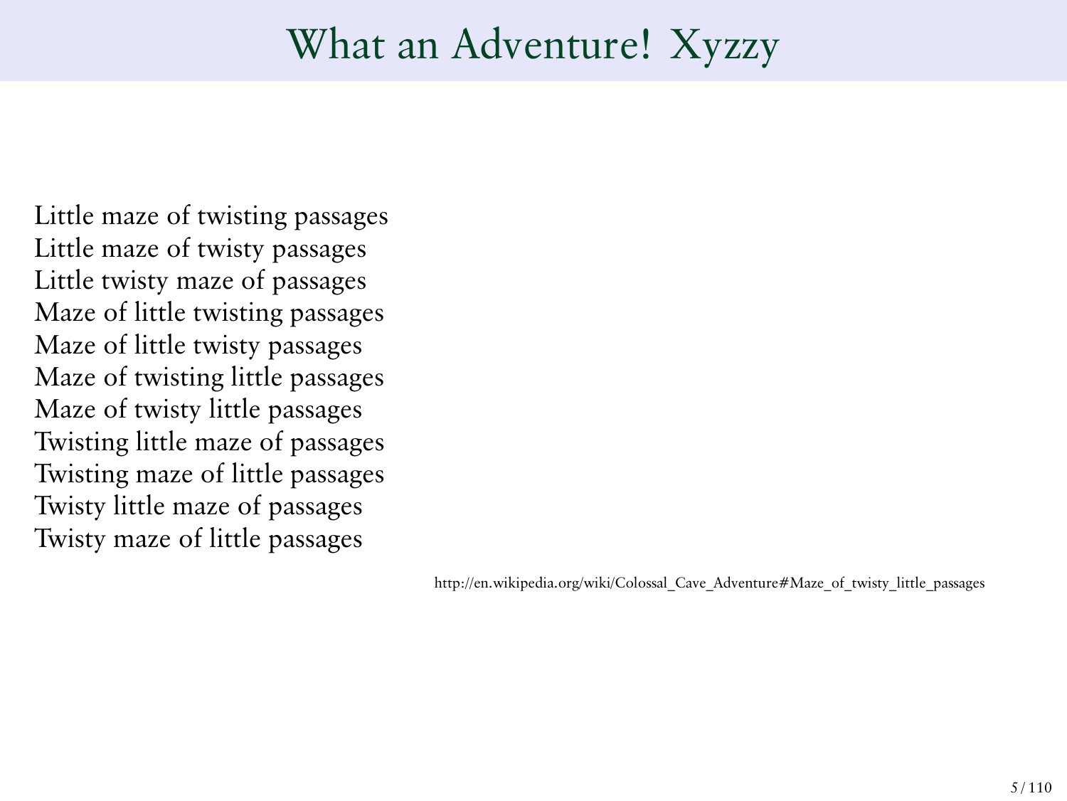# What an Adventure! Xyzzy

Little maze of twisting passages
Little maze of twisty passages
Little twisty maze of passages
Maze of little twisting passages
Maze of little twisty passages
Maze of twisting little passages
Maze of twisty little passages
Twisting little maze of passages
Twisting maze of little passages
Twisty little maze of passages
Twisty maze of little passages

http://en.wikipedia.org/wiki/Colossal_Cave_Adventure#Maze_of_twisty_little_passages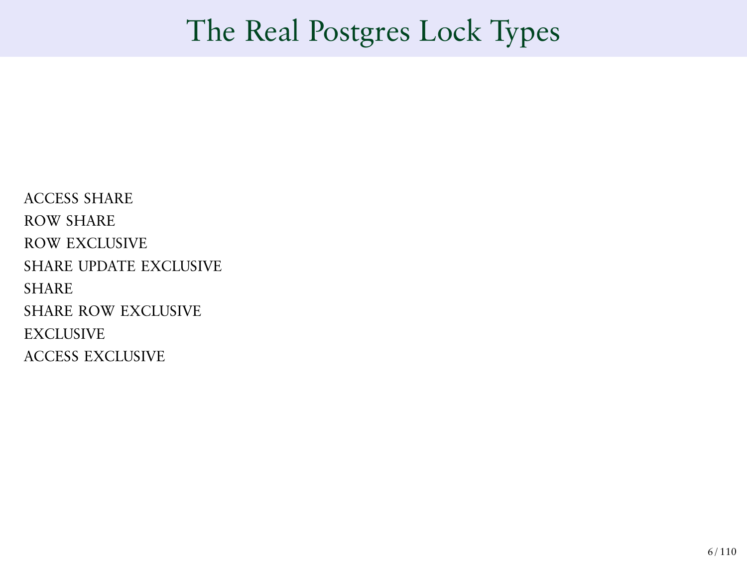# The Real Postgres Lock Types

ACCESS SHARE
ROW SHARE
ROW EXCLUSIVE
SHARE UPDATE EXCLUSIVE
SHARE
SHARE ROW EXCLUSIVE
EXCLUSIVE
ACCESS EXCLUSIVE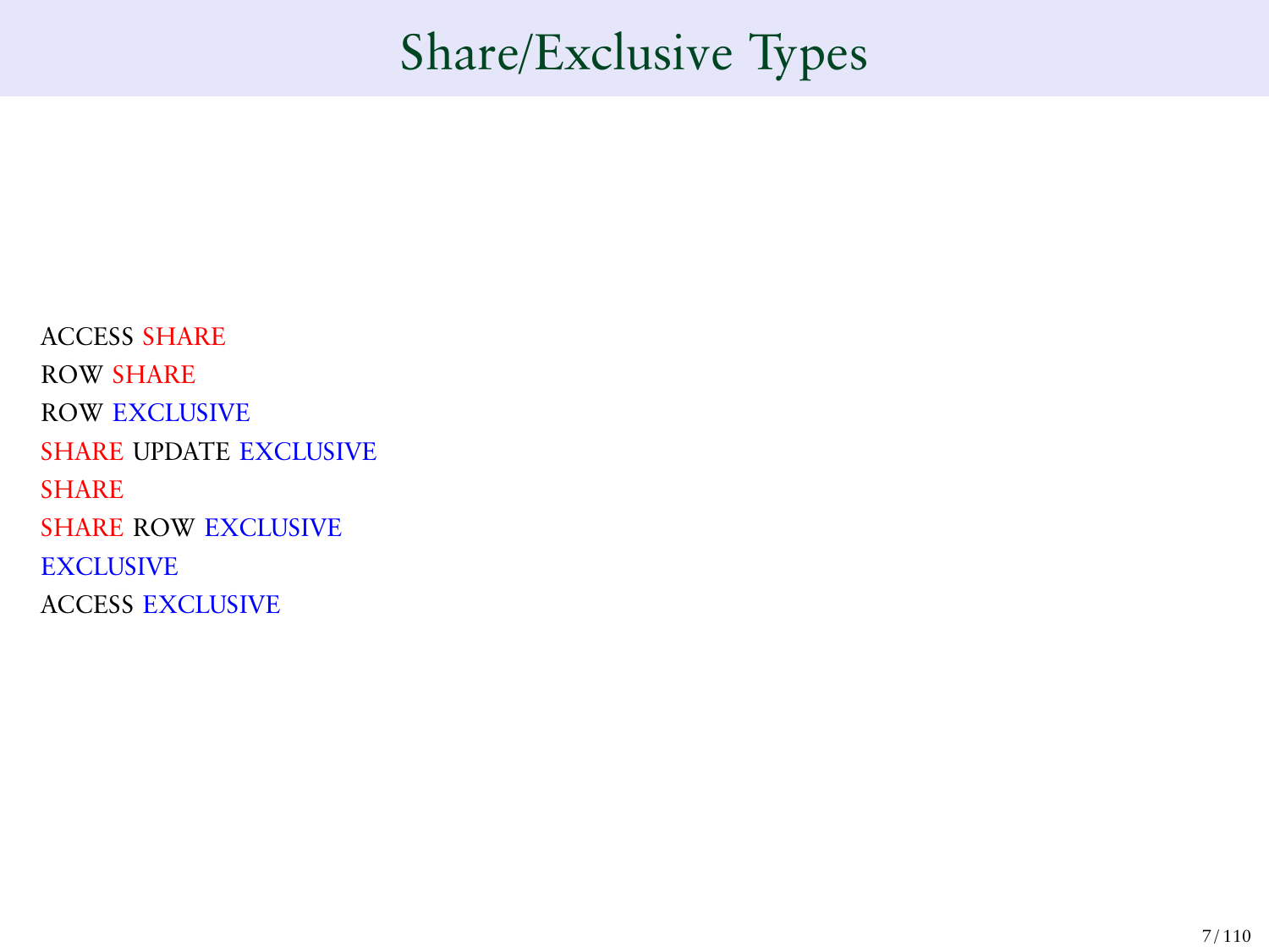# Share/Exclusive Types

ACCESS SHARE
ROW SHARE
ROW EXCLUSIVE
SHARE UPDATE EXCLUSIVE
SHARE
SHARE ROW EXCLUSIVE
EXCLUSIVE
ACCESS EXCLUSIVE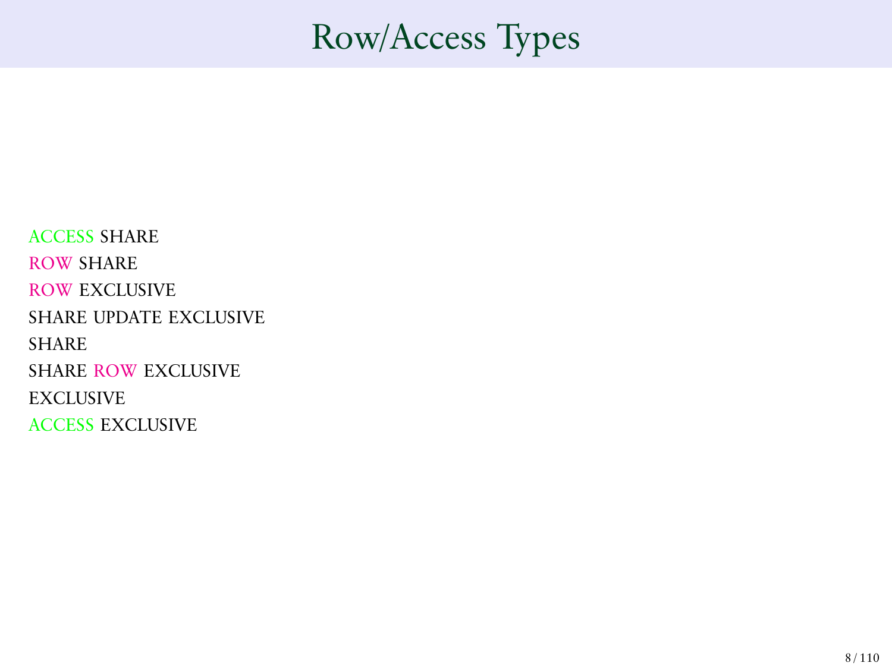# Row/Access Types

ACCESS SHARE
ROW SHARE
ROW EXCLUSIVE
SHARE UPDATE EXCLUSIVE
SHARE
SHARE ROW EXCLUSIVE
EXCLUSIVE
ACCESS EXCLUSIVE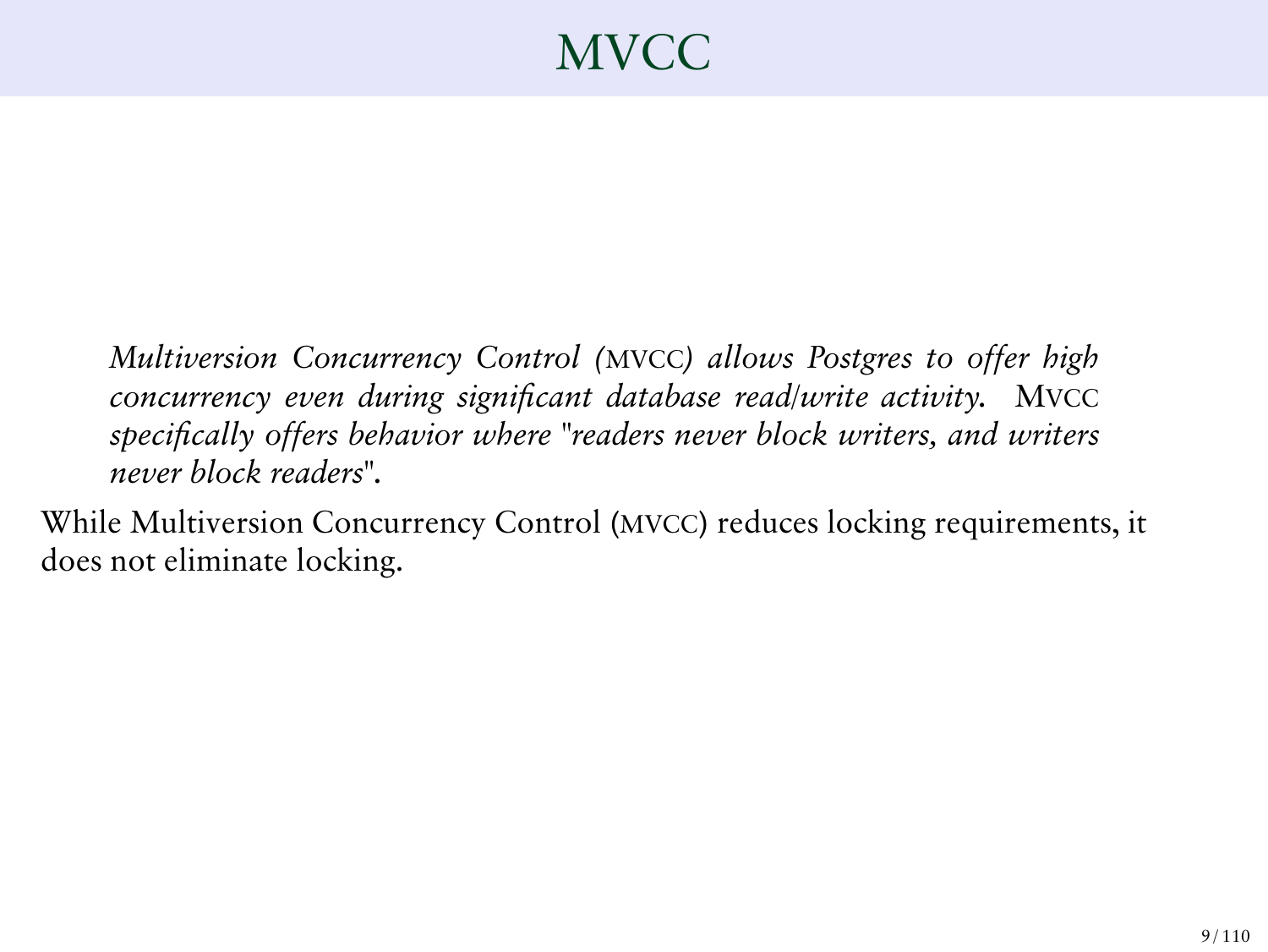# MVCC

> *Multiversion Concurrency Control (MVCC) allows Postgres to offer high concurrency even during significant database read/write activity. MVCC specifically offers behavior where "readers never block writers, and writers never block readers".*

While Multiversion Concurrency Control (MVCC) reduces locking requirements, it does not eliminate locking.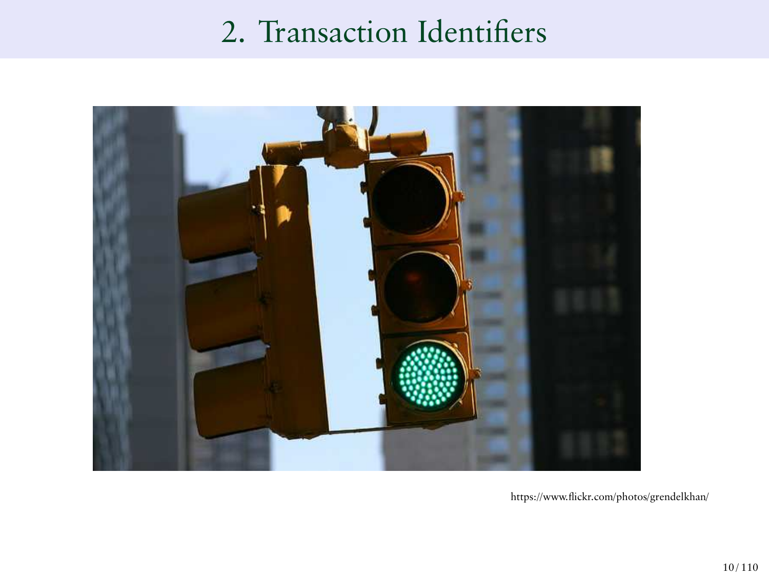# 2. Transaction Identifiers

https://www.flickr.com/photos/grendelkhan/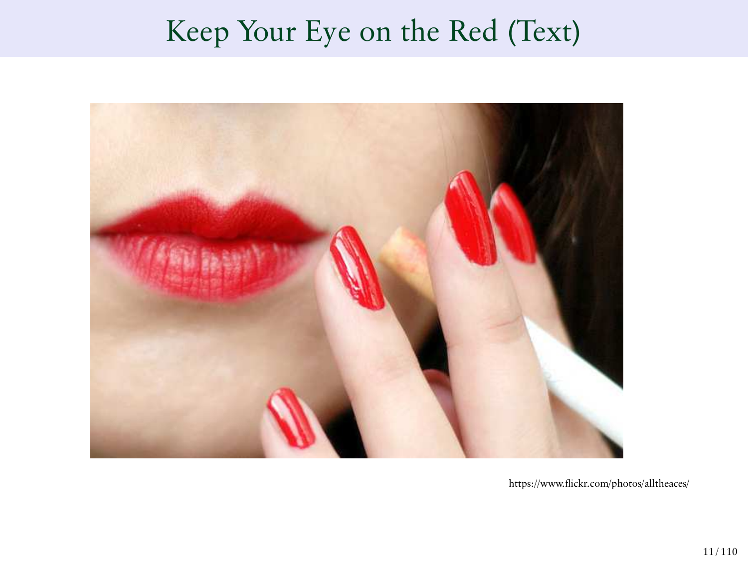# Keep Your Eye on the Red (Text)

https://www.flickr.com/photos/alltheaces/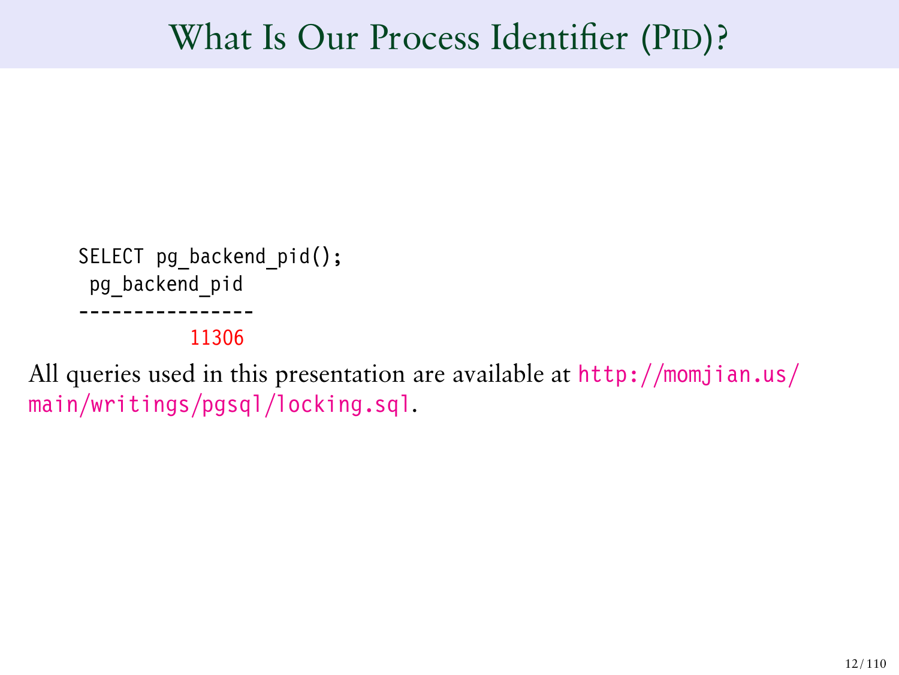# What Is Our Process Identifier (PID)?

```
SELECT pg_backend_pid();
 pg_backend_pid
----------------
          11306
```

All queries used in this presentation are available at http://momjian.us/main/writings/pgsql/locking.sql.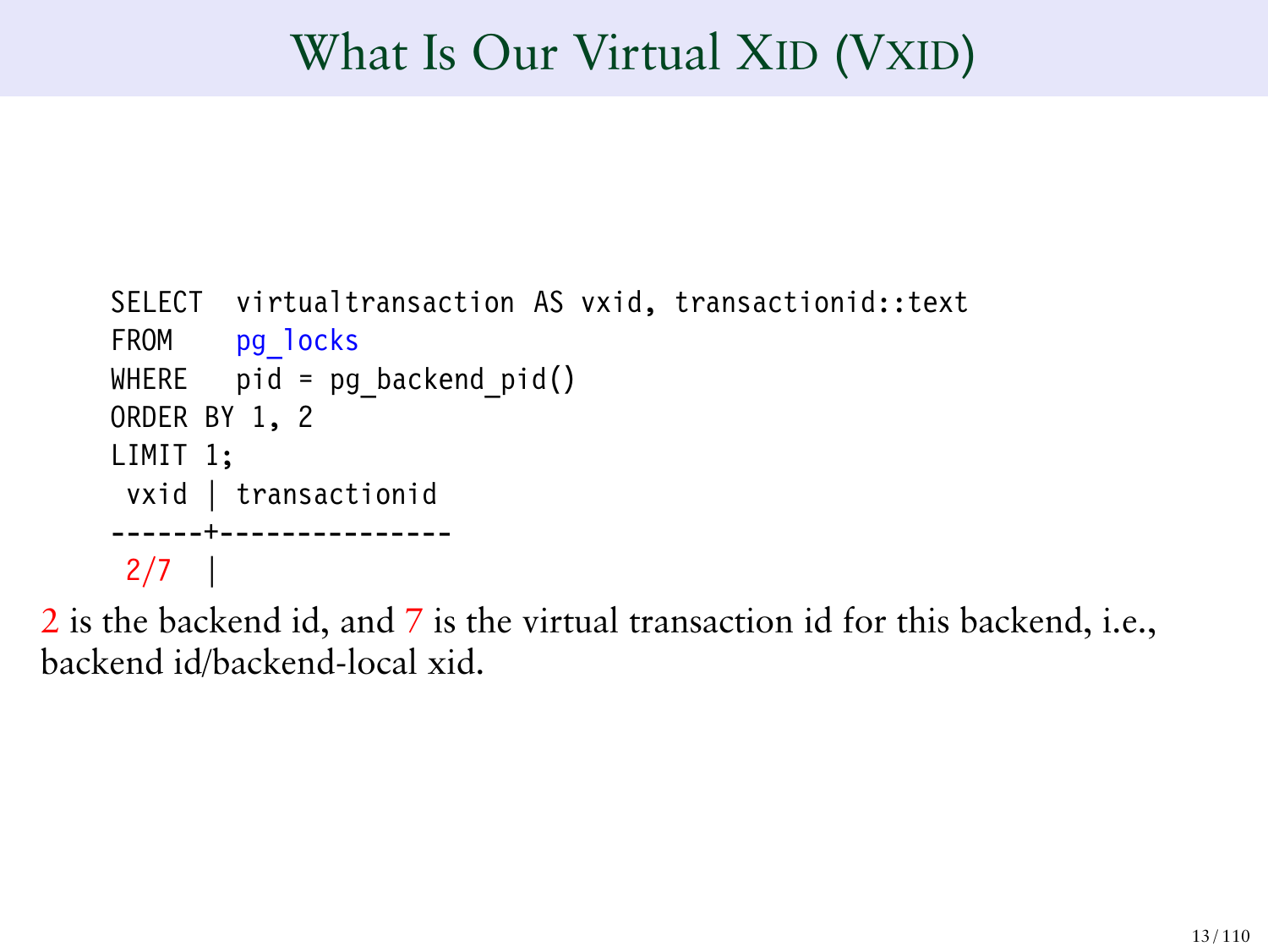# What Is Our Virtual XID (VXID)

```
SELECT  virtualtransaction AS vxid, transactionid::text
FROM    pg_locks
WHERE   pid = pg_backend_pid()
ORDER BY 1, 2
LIMIT 1;
 vxid | transactionid
------+---------------
 2/7  |
```

2 is the backend id, and 7 is the virtual transaction id for this backend, i.e., backend id/backend-local xid.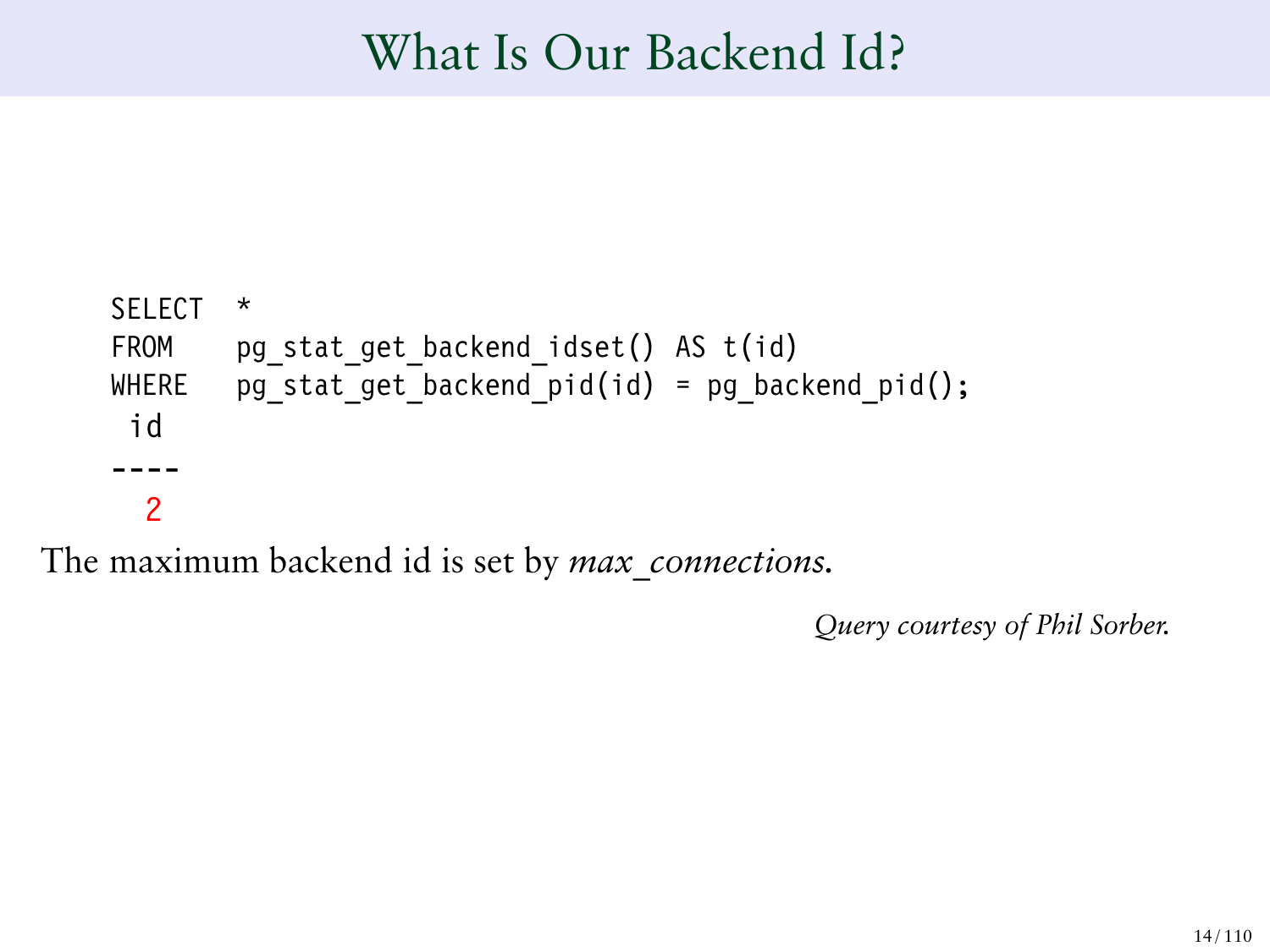# What Is Our Backend Id?

```
SELECT   *
FROM     pg_stat_get_backend_idset() AS t(id)
WHERE    pg_stat_get_backend_pid(id) = pg_backend_pid();
 id
----
  2
```

The maximum backend id is set by *max_connections*.

*Query courtesy of Phil Sorber.*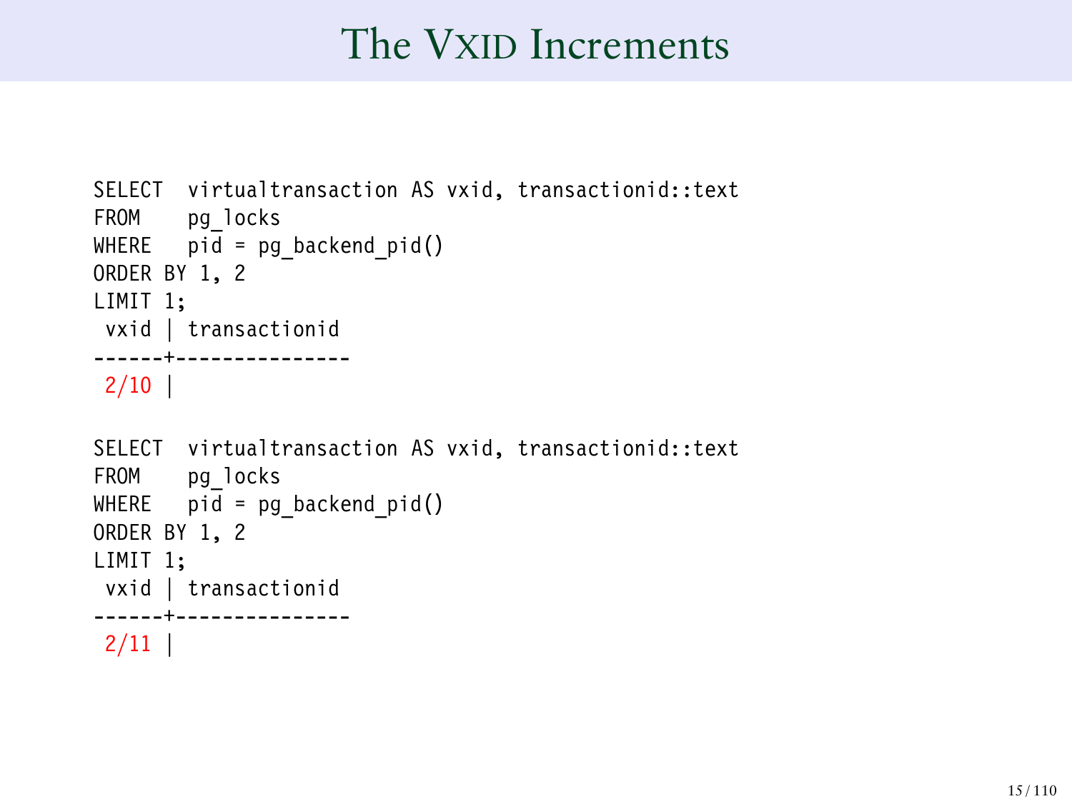# The VXID Increments

```
SELECT  virtualtransaction AS vxid, transactionid::text
FROM    pg_locks
WHERE   pid = pg_backend_pid()
ORDER BY 1, 2
LIMIT 1;
 vxid | transactionid
------+---------------
 2/10 |

SELECT  virtualtransaction AS vxid, transactionid::text
FROM    pg_locks
WHERE   pid = pg_backend_pid()
ORDER BY 1, 2
LIMIT 1;
 vxid | transactionid
------+---------------
 2/11 |
```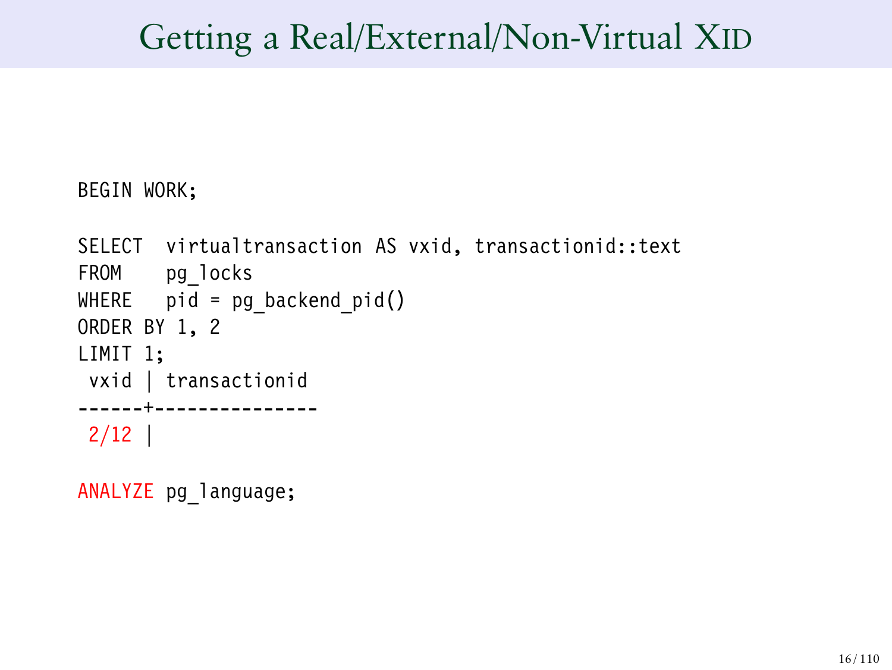# Getting a Real/External/Non-Virtual XID

```
BEGIN WORK;

SELECT  virtualtransaction AS vxid, transactionid::text
FROM    pg_locks
WHERE   pid = pg_backend_pid()
ORDER BY 1, 2
LIMIT 1;
 vxid | transactionid
------+---------------
 2/12 |

ANALYZE pg_language;
```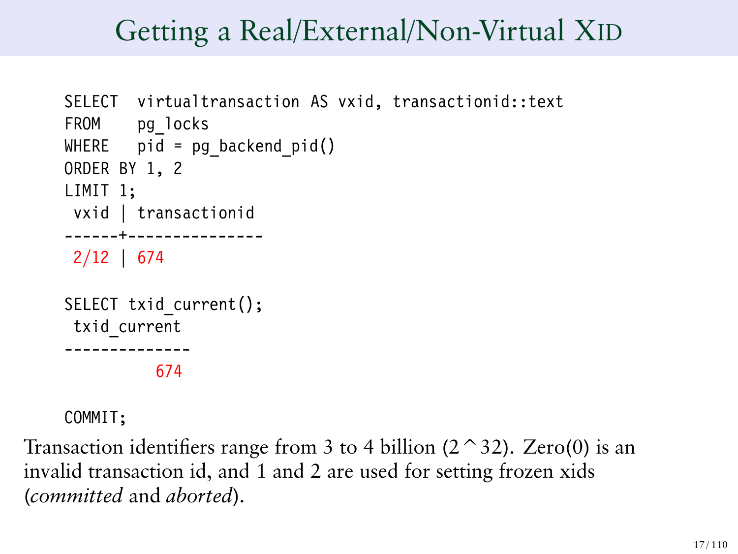# Getting a Real/External/Non-Virtual XID

```
SELECT  virtualtransaction AS vxid, transactionid::text
FROM    pg_locks
WHERE   pid = pg_backend_pid()
ORDER BY 1, 2
LIMIT 1;
 vxid | transactionid
------+---------------
 2/12 | 674

SELECT txid_current();
 txid_current
--------------
          674

COMMIT;
```

Transaction identifiers range from 3 to 4 billion (2^32). Zero(0) is an invalid transaction id, and 1 and 2 are used for setting frozen xids (*committed* and *aborted*).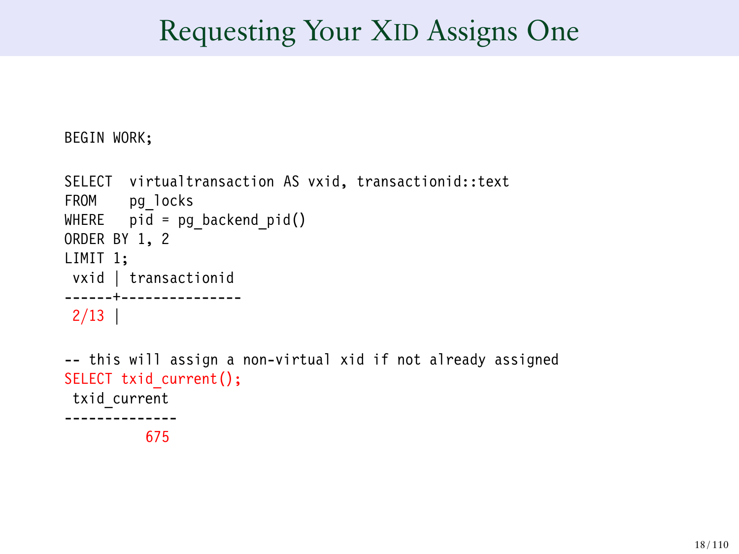# Requesting Your XID Assigns One

```
BEGIN WORK;

SELECT  virtualtransaction AS vxid, transactionid::text
FROM    pg_locks
WHERE   pid = pg_backend_pid()
ORDER BY 1, 2
LIMIT 1;
 vxid | transactionid
------+---------------
 2/13 |

-- this will assign a non-virtual xid if not already assigned
SELECT txid_current();
 txid_current
--------------
          675
```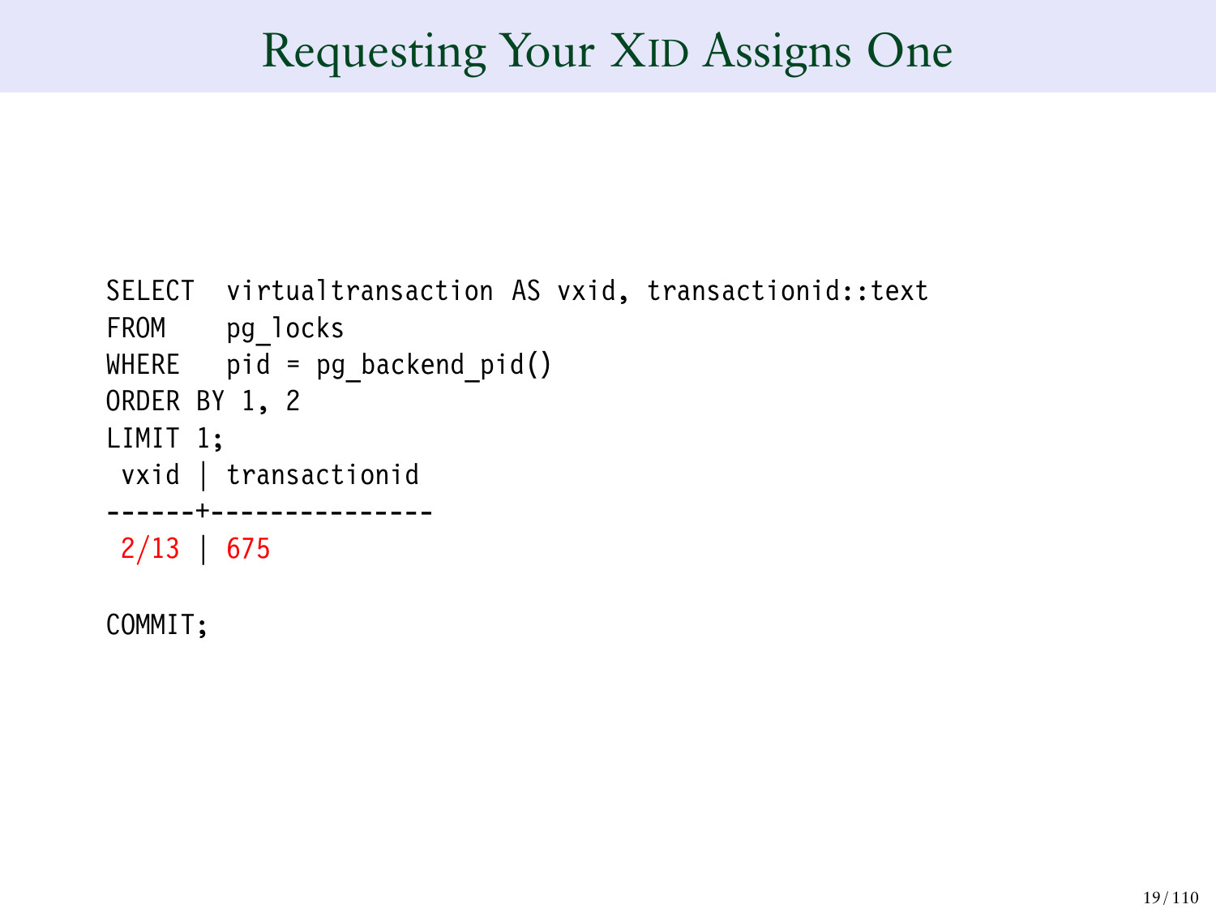# Requesting Your XID Assigns One

```
SELECT  virtualtransaction AS vxid, transactionid::text
FROM    pg_locks
WHERE   pid = pg_backend_pid()
ORDER BY 1, 2
LIMIT 1;
 vxid | transactionid
------+---------------
 2/13 | 675

COMMIT;
```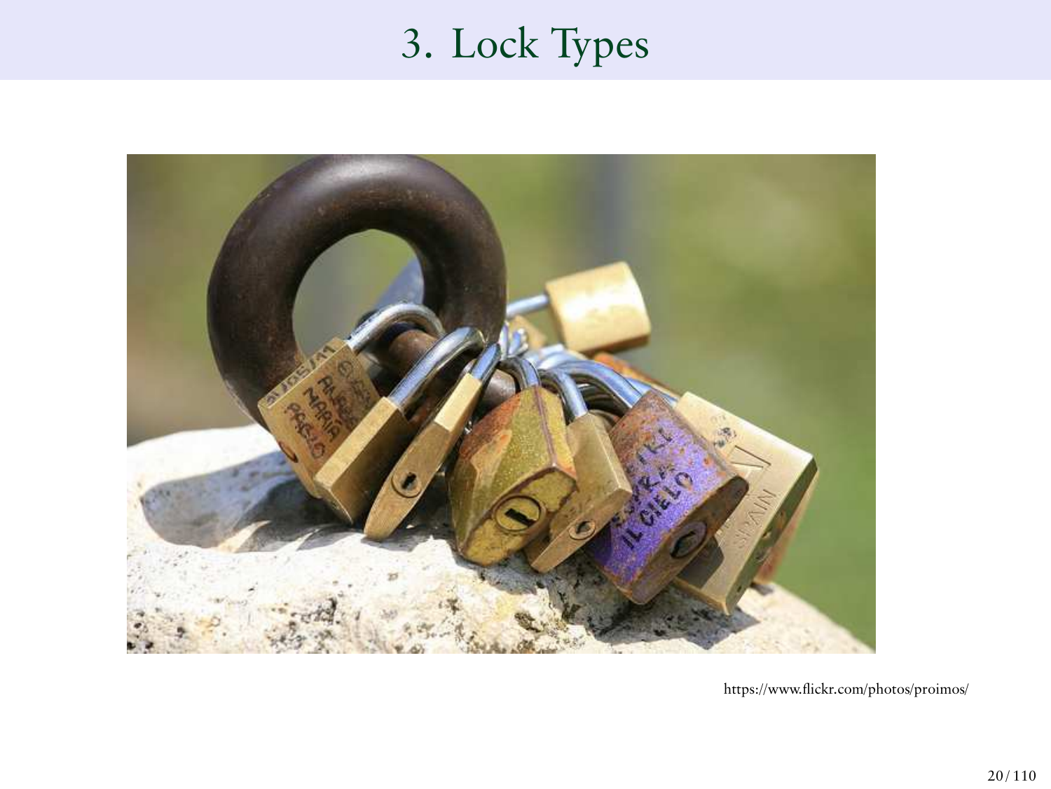# 3. Lock Types

https://www.flickr.com/photos/proimos/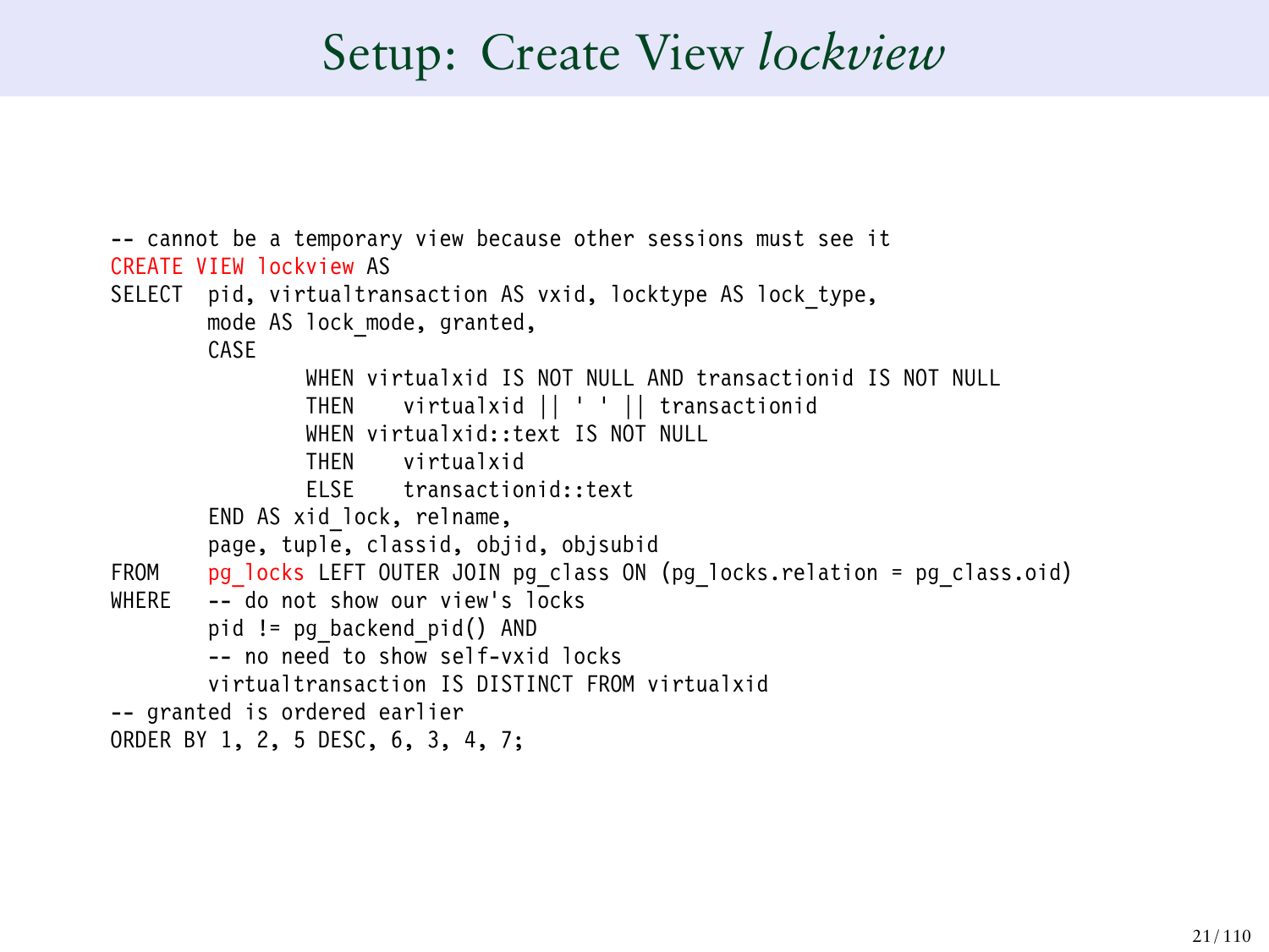# Setup: Create View *lockview*

```
-- cannot be a temporary view because other sessions must see it
CREATE VIEW lockview AS
SELECT  pid, virtualtransaction AS vxid, locktype AS lock_type,
        mode AS lock_mode, granted,
        CASE
                WHEN virtualxid IS NOT NULL AND transactionid IS NOT NULL
                THEN    virtualxid || ' ' || transactionid
                WHEN virtualxid::text IS NOT NULL
                THEN    virtualxid
                ELSE    transactionid::text
        END AS xid_lock, relname,
        page, tuple, classid, objid, objsubid
FROM    pg_locks LEFT OUTER JOIN pg_class ON (pg_locks.relation = pg_class.oid)
WHERE   -- do not show our view's locks
        pid != pg_backend_pid() AND
        -- no need to show self-vxid locks
        virtualtransaction IS DISTINCT FROM virtualxid
-- granted is ordered earlier
ORDER BY 1, 2, 5 DESC, 6, 3, 4, 7;
```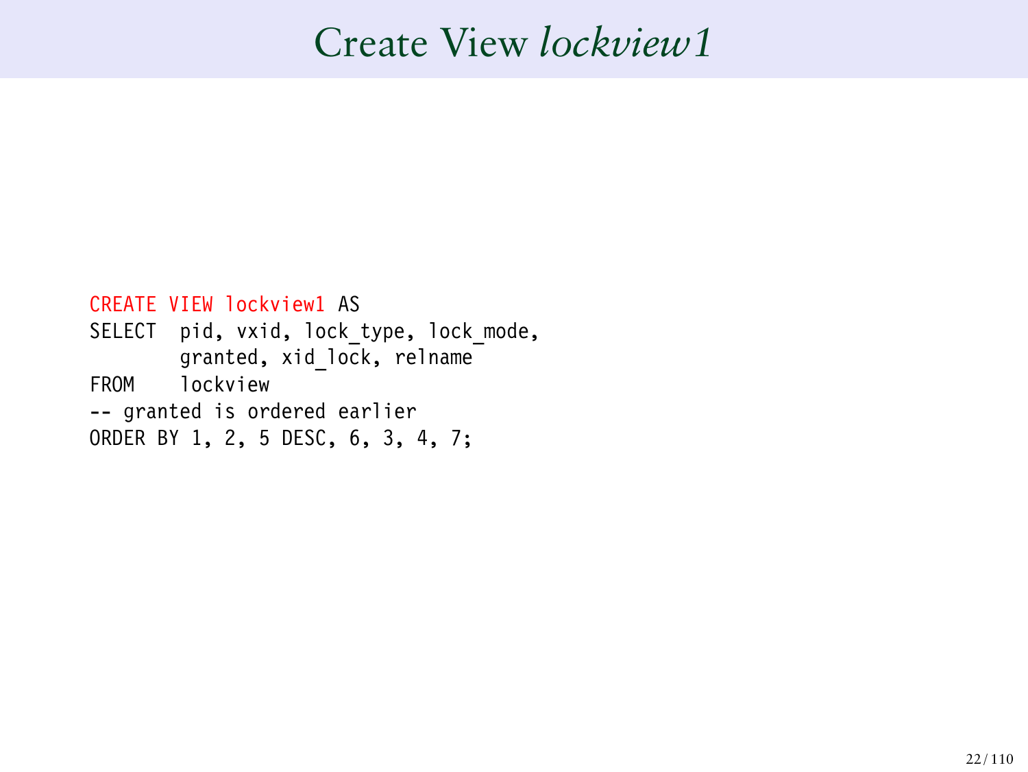# Create View *lockview1*

```
CREATE VIEW lockview1 AS
SELECT  pid, vxid, lock_type, lock_mode,
        granted, xid_lock, relname
FROM    lockview
-- granted is ordered earlier
ORDER BY 1, 2, 5 DESC, 6, 3, 4, 7;
```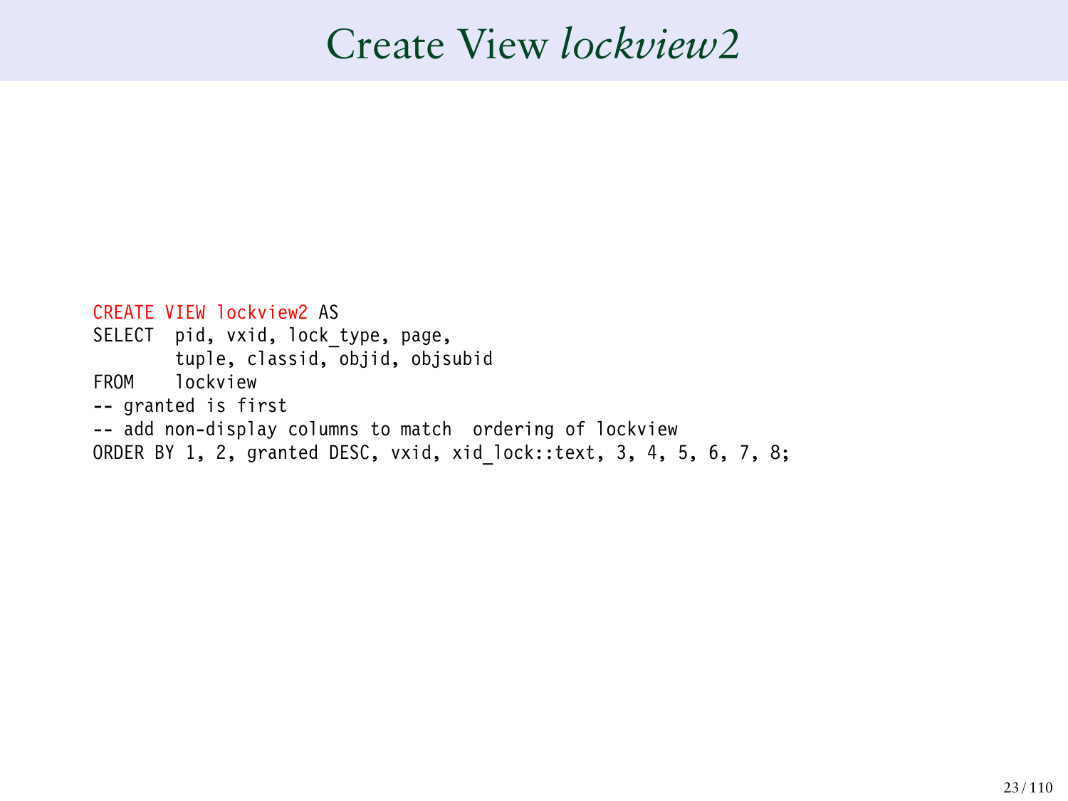# Create View *lockview2*

```
CREATE VIEW lockview2 AS
SELECT  pid, vxid, lock_type, page,
        tuple, classid, objid, objsubid
FROM    lockview
-- granted is first
-- add non-display columns to match  ordering of lockview
ORDER BY 1, 2, granted DESC, vxid, xid_lock::text, 3, 4, 5, 6, 7, 8;
```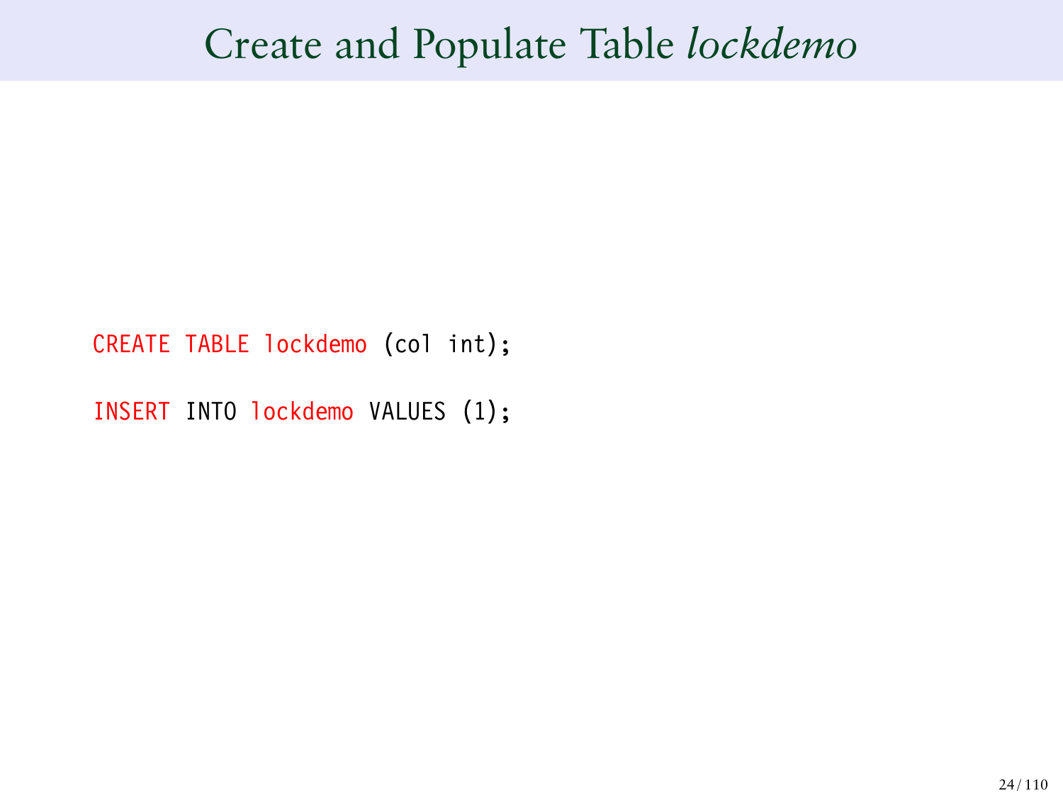# Create and Populate Table *lockdemo*

```
CREATE TABLE lockdemo (col int);

INSERT INTO lockdemo VALUES (1);
```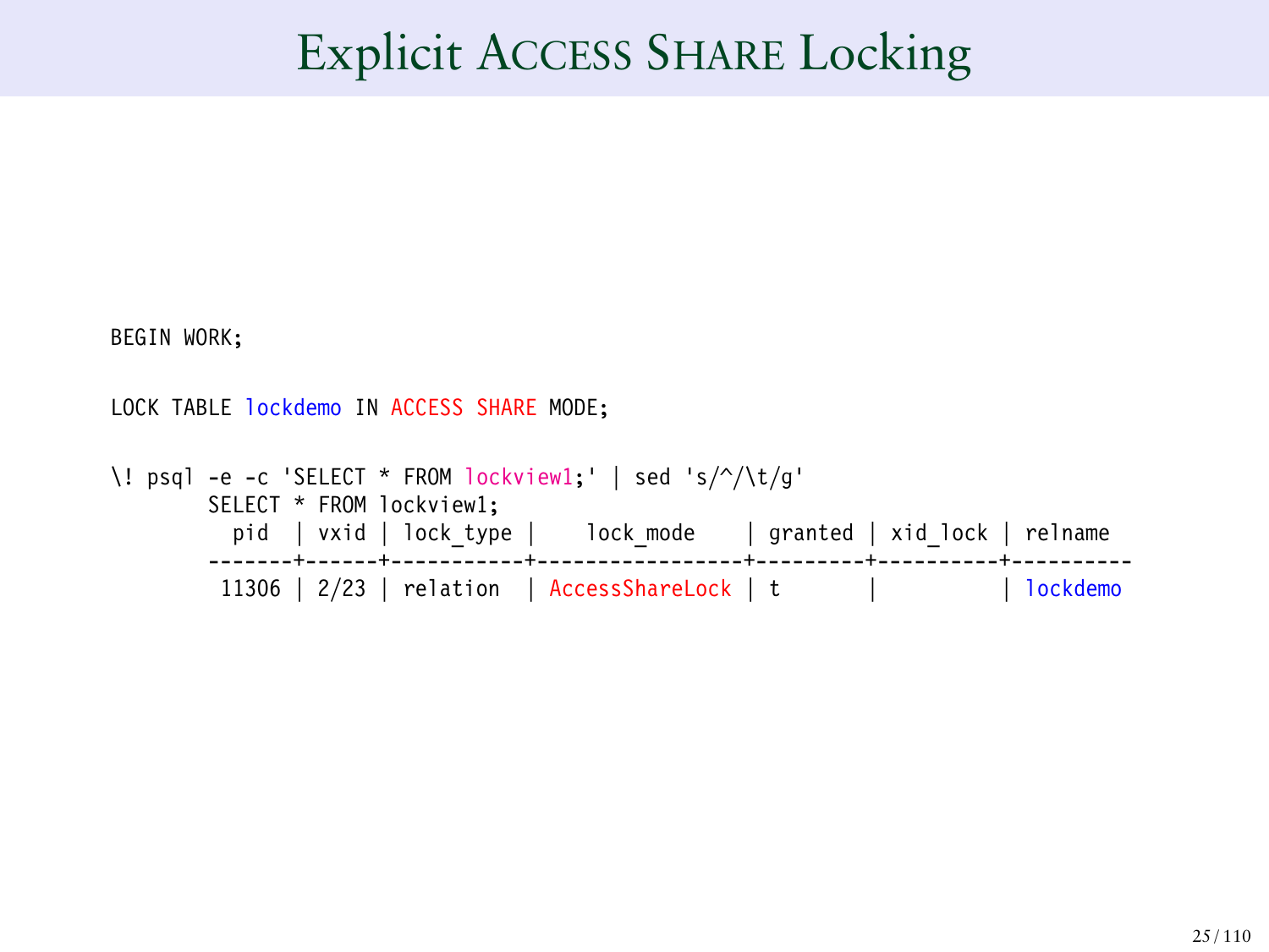# Explicit ACCESS SHARE Locking

```
BEGIN WORK;

LOCK TABLE lockdemo IN ACCESS SHARE MODE;

\! psql -e -c 'SELECT * FROM lockview1;' | sed 's/^/\t/g'
        SELECT * FROM lockview1;
          pid  | vxid | lock_type |    lock_mode    | granted | xid_lock | relname
        -------+------+-----------+-----------------+---------+----------+----------
         11306 | 2/23 | relation  | AccessShareLock | t       |          | lockdemo
```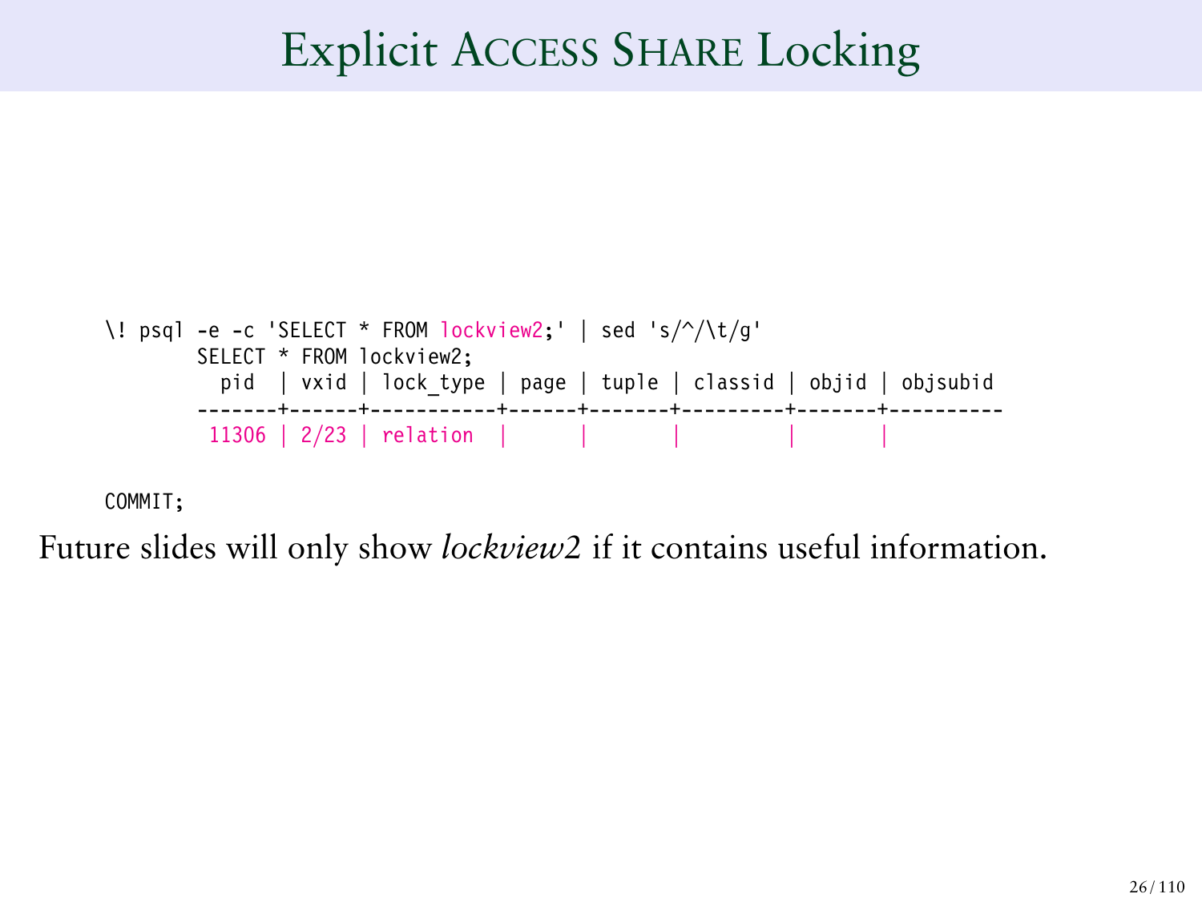# Explicit Access Share Locking

```
\! psql -e -c 'SELECT * FROM lockview2;' | sed 's/^/\t/g'
        SELECT * FROM lockview2;
          pid  | vxid | lock_type | page | tuple | classid | objid | objsubid
        -------+------+-----------+------+-------+---------+-------+----------
         11306 | 2/23 | relation  |      |       |         |       |

COMMIT;
```

Future slides will only show *lockview2* if it contains useful information.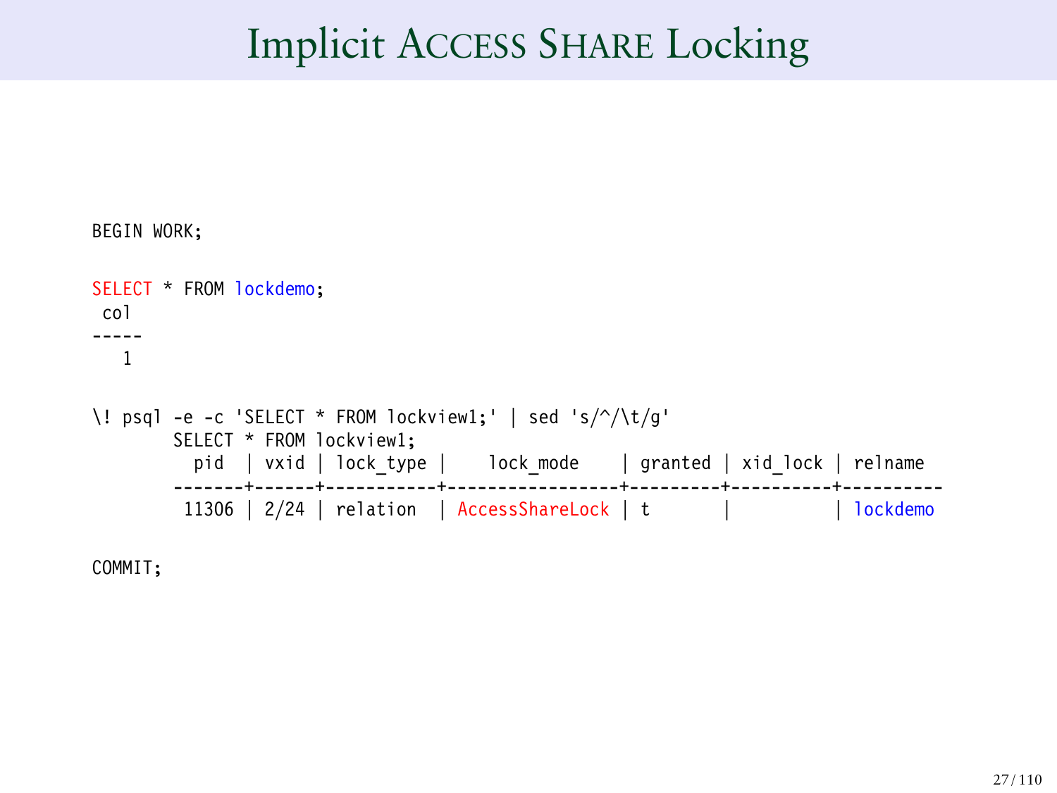# Implicit ACCESS SHARE Locking

```
BEGIN WORK;

SELECT * FROM lockdemo;
 col
-----
   1

\! psql -e -c 'SELECT * FROM lockview1;' | sed 's/^/\t/g'
        SELECT * FROM lockview1;
          pid  | vxid | lock_type |    lock_mode    | granted | xid_lock | relname
        -------+------+-----------+-----------------+---------+----------+----------
         11306 | 2/24 | relation  | AccessShareLock | t       |          | lockdemo

COMMIT;
```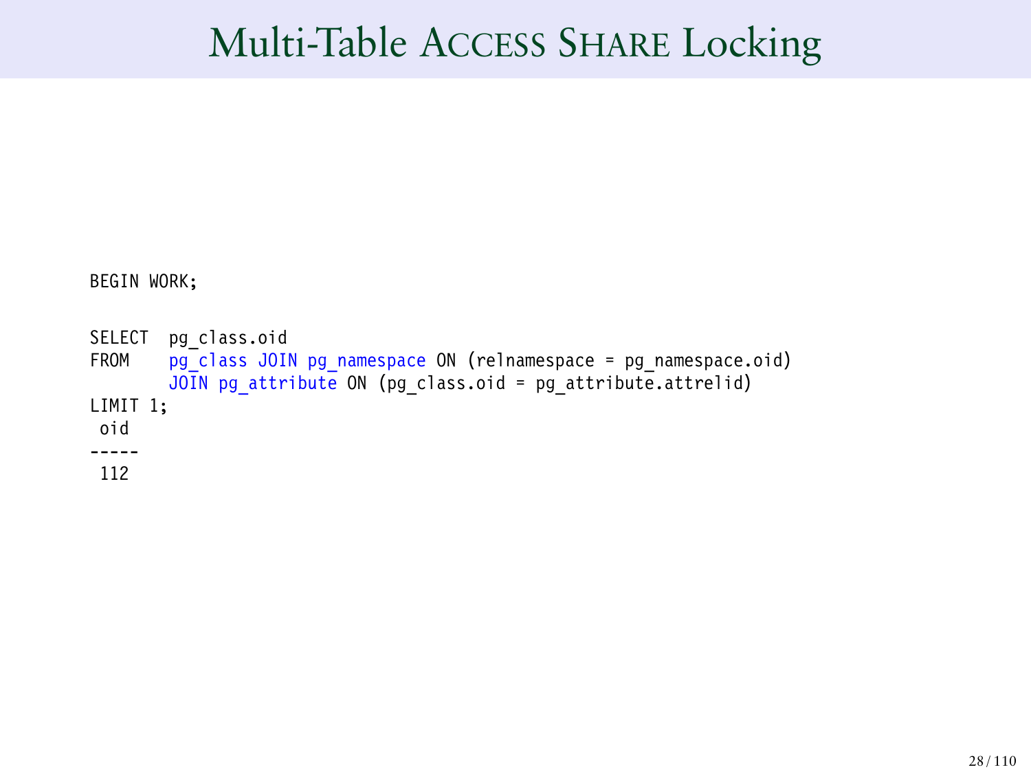# Multi-Table ACCESS SHARE Locking

```
BEGIN WORK;

SELECT  pg_class.oid
FROM    pg_class JOIN pg_namespace ON (relnamespace = pg_namespace.oid)
        JOIN pg_attribute ON (pg_class.oid = pg_attribute.attrelid)
LIMIT 1;
 oid
-----
 112
```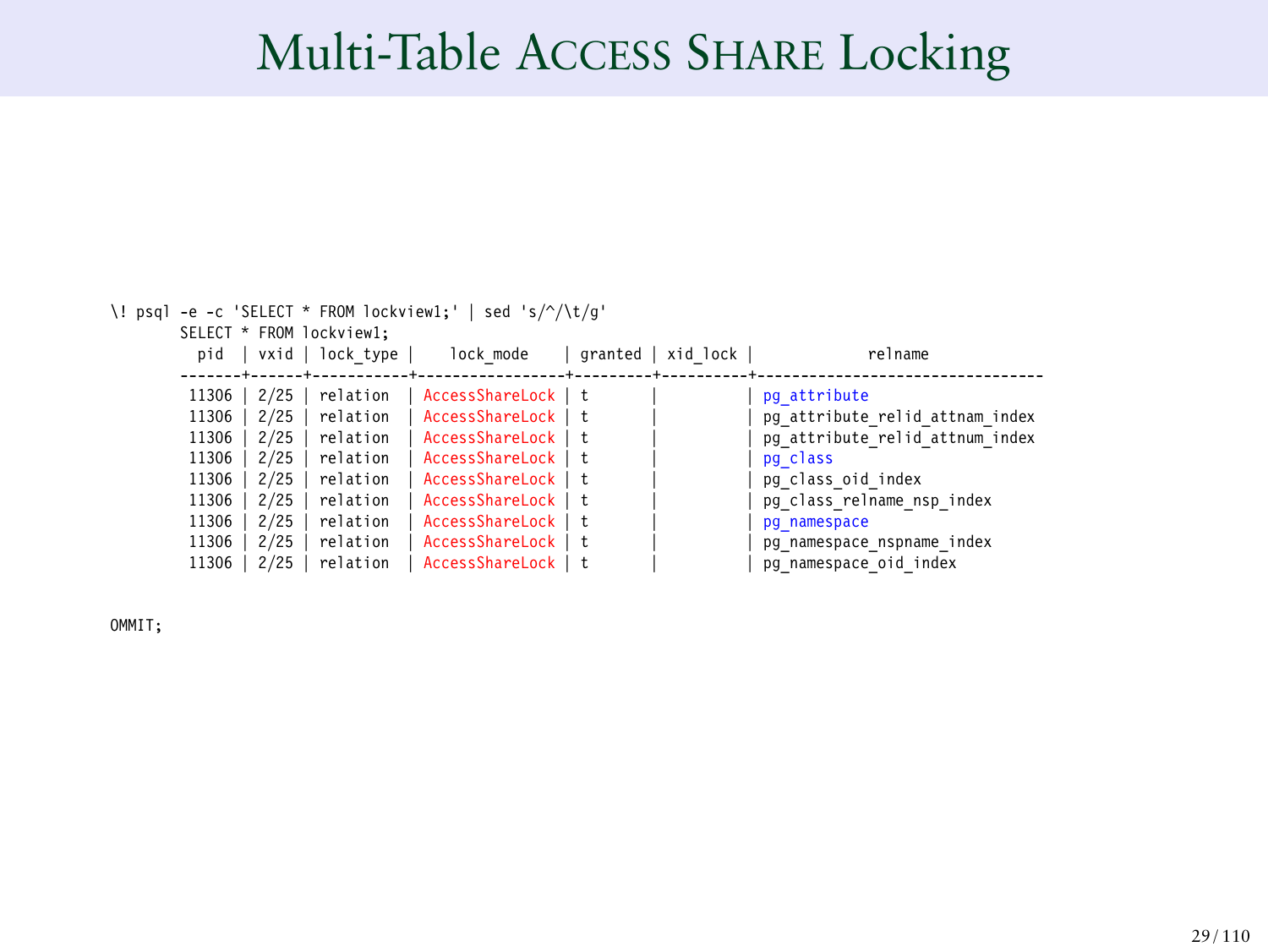# Multi-Table Access Share Locking

```
\! psql -e -c 'SELECT * FROM lockview1;' | sed 's/^/\t/g'
        SELECT * FROM lockview1;
          pid  | vxid | lock_type |    lock_mode    | granted | xid_lock |             relname
        -------+------+-----------+-----------------+---------+----------+---------------------------------
         11306 | 2/25 | relation  | AccessShareLock | t       |          | pg_attribute
         11306 | 2/25 | relation  | AccessShareLock | t       |          | pg_attribute_relid_attnam_index
         11306 | 2/25 | relation  | AccessShareLock | t       |          | pg_attribute_relid_attnum_index
         11306 | 2/25 | relation  | AccessShareLock | t       |          | pg_class
         11306 | 2/25 | relation  | AccessShareLock | t       |          | pg_class_oid_index
         11306 | 2/25 | relation  | AccessShareLock | t       |          | pg_class_relname_nsp_index
         11306 | 2/25 | relation  | AccessShareLock | t       |          | pg_namespace
         11306 | 2/25 | relation  | AccessShareLock | t       |          | pg_namespace_nspname_index
         11306 | 2/25 | relation  | AccessShareLock | t       |          | pg_namespace_oid_index

OMMIT;
```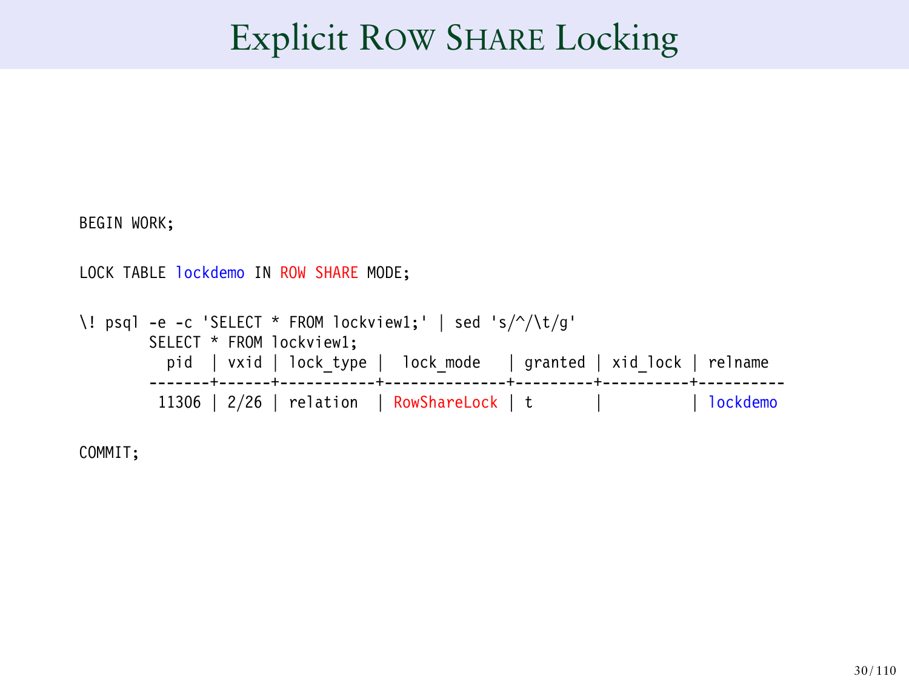# Explicit ROW SHARE Locking

```
BEGIN WORK;

LOCK TABLE lockdemo IN ROW SHARE MODE;

\! psql -e -c 'SELECT * FROM lockview1;' | sed 's/^/\t/g'
        SELECT * FROM lockview1;
          pid  | vxid | lock_type |  lock_mode   | granted | xid_lock | relname
        -------+------+-----------+--------------+---------+----------+----------
         11306 | 2/26 | relation  | RowShareLock | t       |          | lockdemo

COMMIT;
```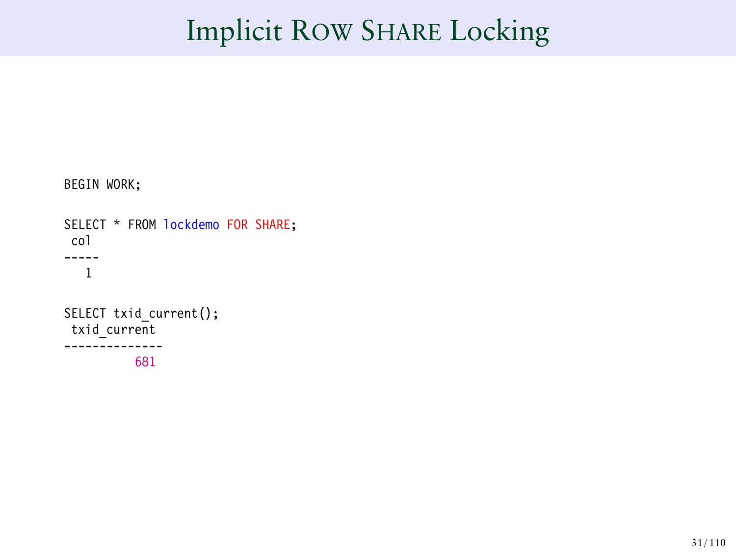# Implicit Row Share Locking

```
BEGIN WORK;

SELECT * FROM lockdemo FOR SHARE;
 col
-----
   1

SELECT txid_current();
 txid_current
--------------
          681
```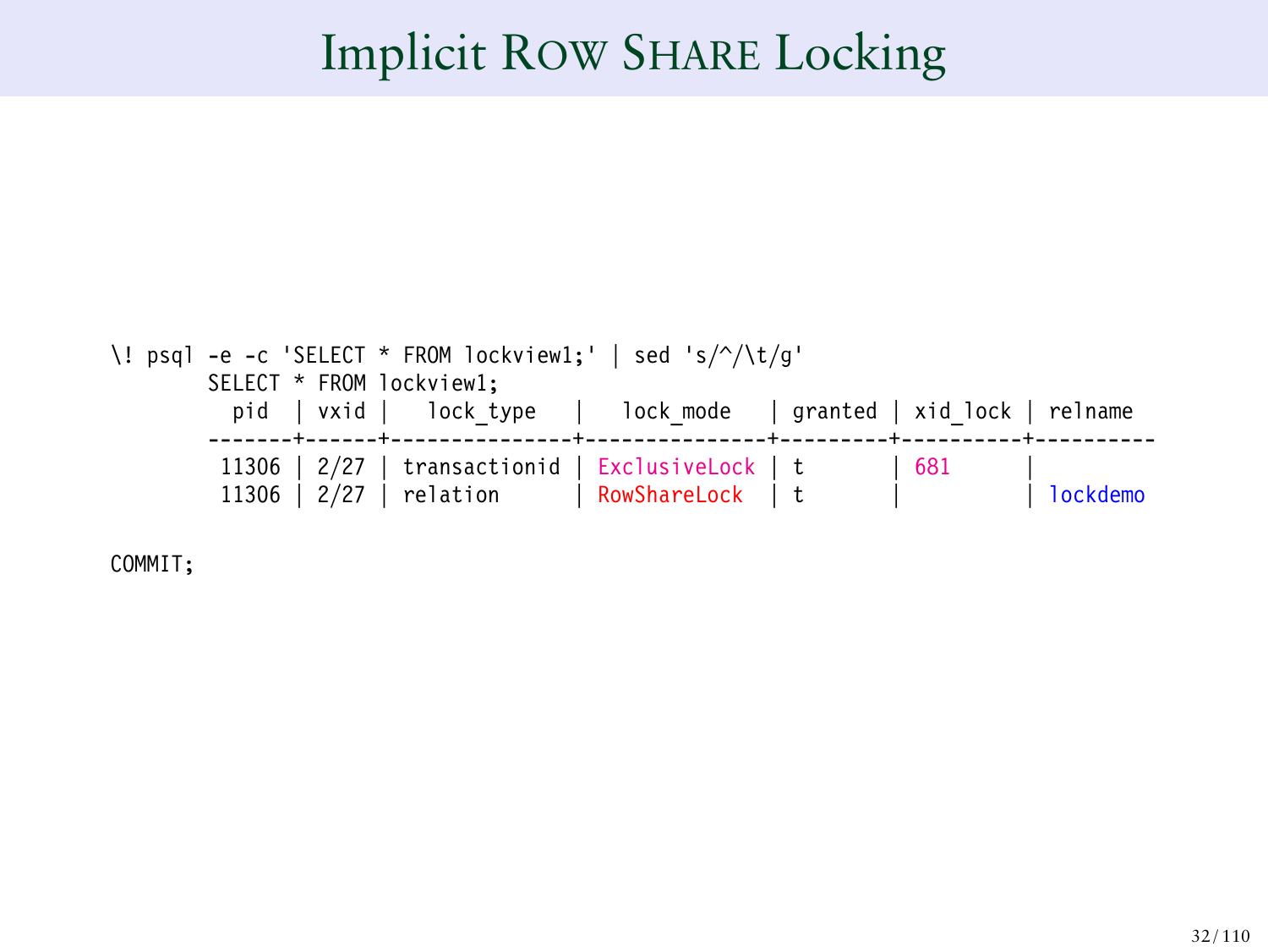# Implicit Row Share Locking

```
\! psql -e -c 'SELECT * FROM lockview1;' | sed 's/^/\t/g'
        SELECT * FROM lockview1;
          pid  | vxid |   lock_type   |   lock_mode   | granted | xid_lock | relname
        -------+------+---------------+---------------+---------+----------+----------
         11306 | 2/27 | transactionid | ExclusiveLock | t       | 681      |
         11306 | 2/27 | relation      | RowShareLock  | t       |          | lockdemo

COMMIT;
```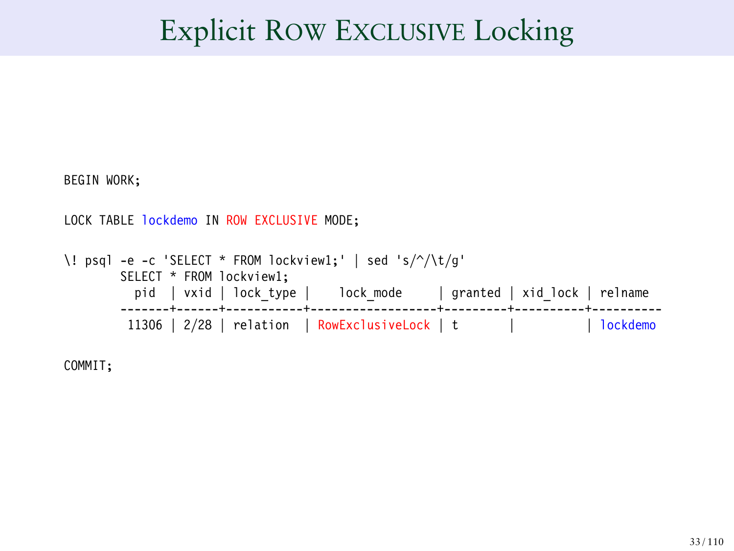# Explicit ROW EXCLUSIVE Locking

```
BEGIN WORK;

LOCK TABLE lockdemo IN ROW EXCLUSIVE MODE;

\! psql -e -c 'SELECT * FROM lockview1;' | sed 's/^/\t/g'
        SELECT * FROM lockview1;
          pid  | vxid | lock_type |    lock_mode     | granted | xid_lock | relname
        -------+------+-----------+------------------+---------+----------+----------
         11306 | 2/28 | relation  | RowExclusiveLock | t       |          | lockdemo

COMMIT;
```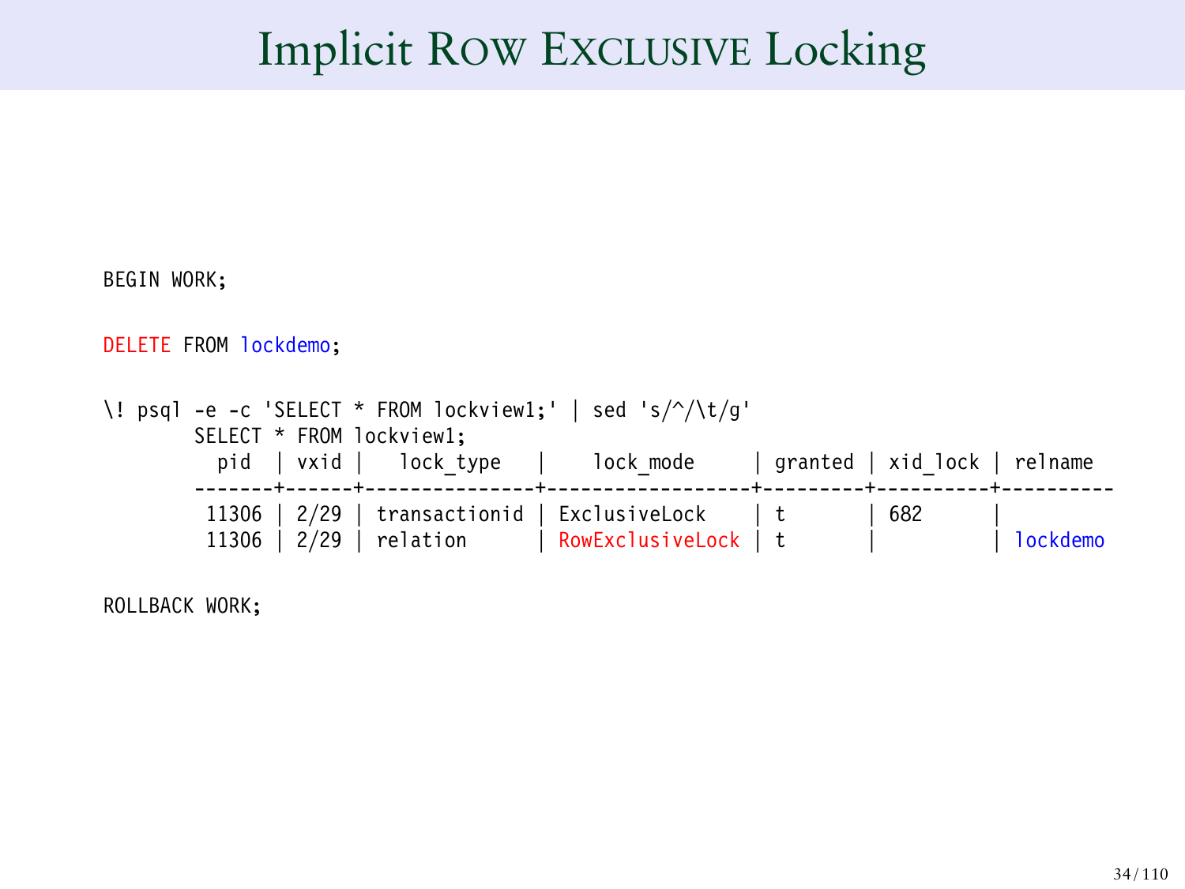# Implicit ROW EXCLUSIVE Locking

```
BEGIN WORK;

DELETE FROM lockdemo;

\! psql -e -c 'SELECT * FROM lockview1;' | sed 's/^/\t/g'
        SELECT * FROM lockview1;
          pid  | vxid |   lock_type   |    lock_mode     | granted | xid_lock | relname
        -------+------+---------------+------------------+---------+----------+----------
         11306 | 2/29 | transactionid | ExclusiveLock    | t       | 682      |
         11306 | 2/29 | relation      | RowExclusiveLock | t       |          | lockdemo

ROLLBACK WORK;
```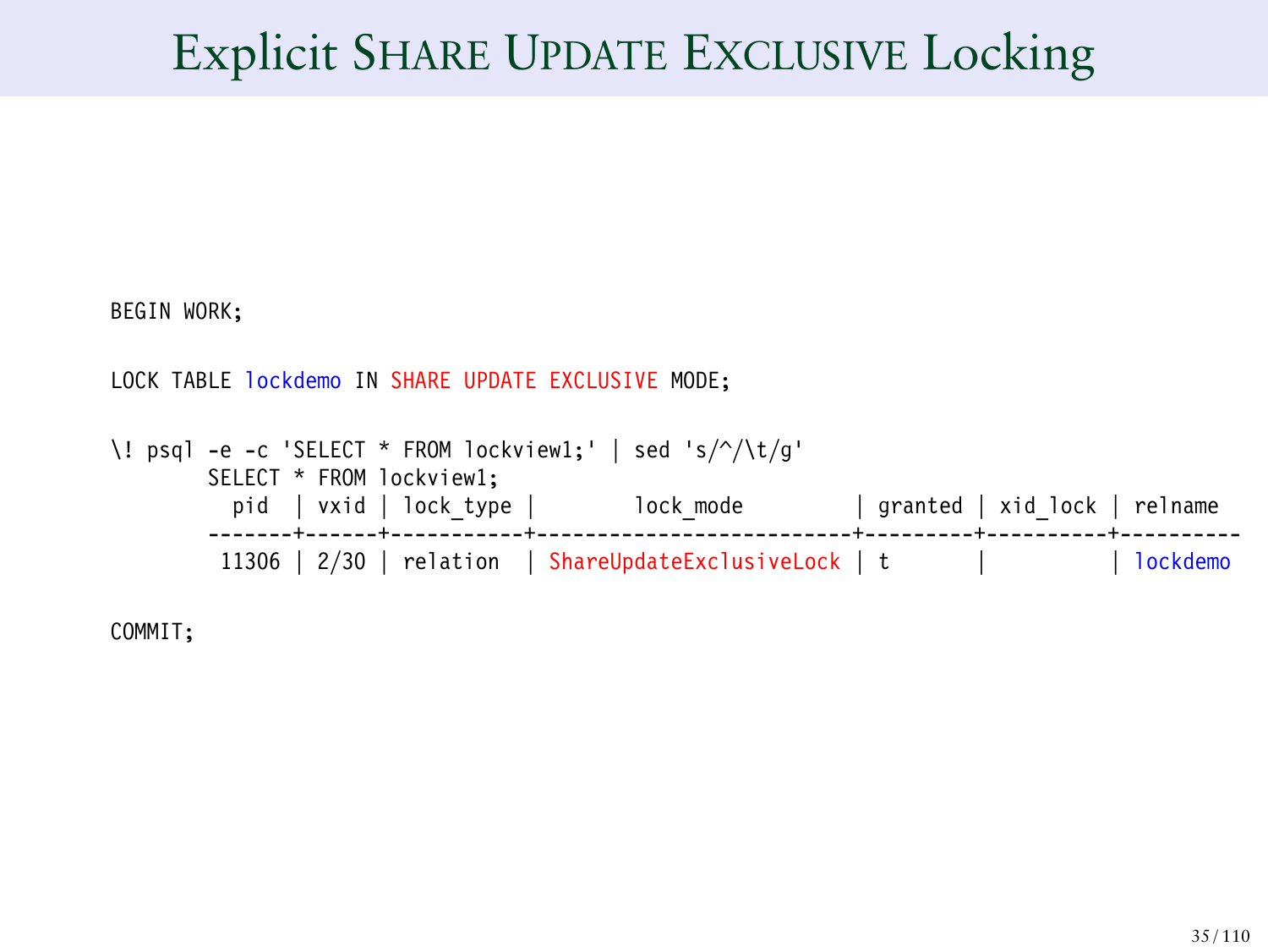# Explicit SHARE UPDATE EXCLUSIVE Locking

```
BEGIN WORK;

LOCK TABLE lockdemo IN SHARE UPDATE EXCLUSIVE MODE;

\! psql -e -c 'SELECT * FROM lockview1;' | sed 's/^/\t/g'
        SELECT * FROM lockview1;
          pid  | vxid | lock_type |        lock_mode         | granted | xid_lock | relname
        -------+------+-----------+--------------------------+---------+----------+----------
         11306 | 2/30 | relation  | ShareUpdateExclusiveLock | t       |          | lockdemo

COMMIT;
```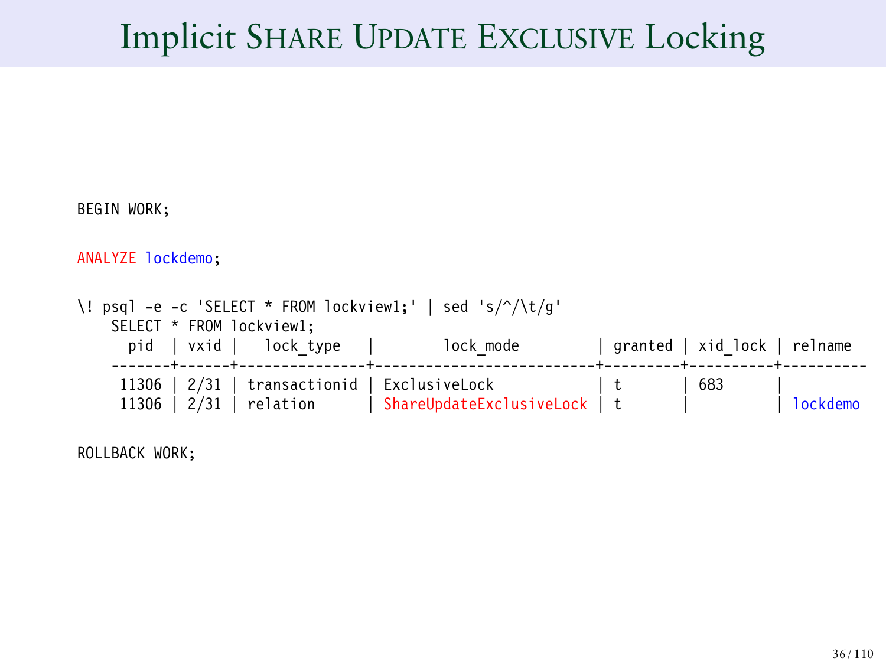# Implicit SHARE UPDATE EXCLUSIVE Locking

```
BEGIN WORK;

ANALYZE lockdemo;

\! psql -e -c 'SELECT * FROM lockview1;' | sed 's/^/\t/g'
	SELECT * FROM lockview1;
	  pid  | vxid |   lock_type   |        lock_mode         | granted | xid_lock | relname
	-------+------+---------------+--------------------------+---------+----------+----------
	 11306 | 2/31 | transactionid | ExclusiveLock            | t       | 683      |
	 11306 | 2/31 | relation      | ShareUpdateExclusiveLock | t       |          | lockdemo

ROLLBACK WORK;
```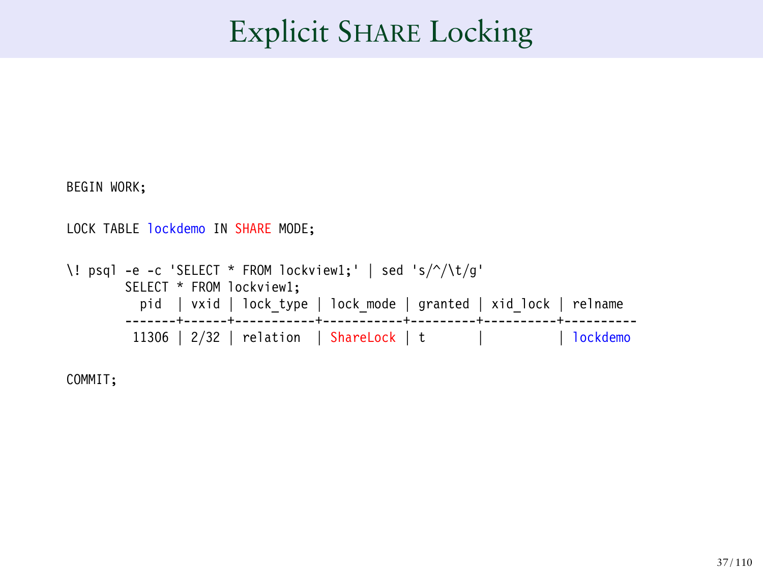# Explicit SHARE Locking

```
BEGIN WORK;

LOCK TABLE lockdemo IN SHARE MODE;

\! psql -e -c 'SELECT * FROM lockview1;' | sed 's/^/\t/g'
        SELECT * FROM lockview1;
          pid  | vxid | lock_type | lock_mode | granted | xid_lock | relname
        -------+------+-----------+-----------+---------+----------+----------
         11306 | 2/32 | relation  | ShareLock | t       |          | lockdemo

COMMIT;
```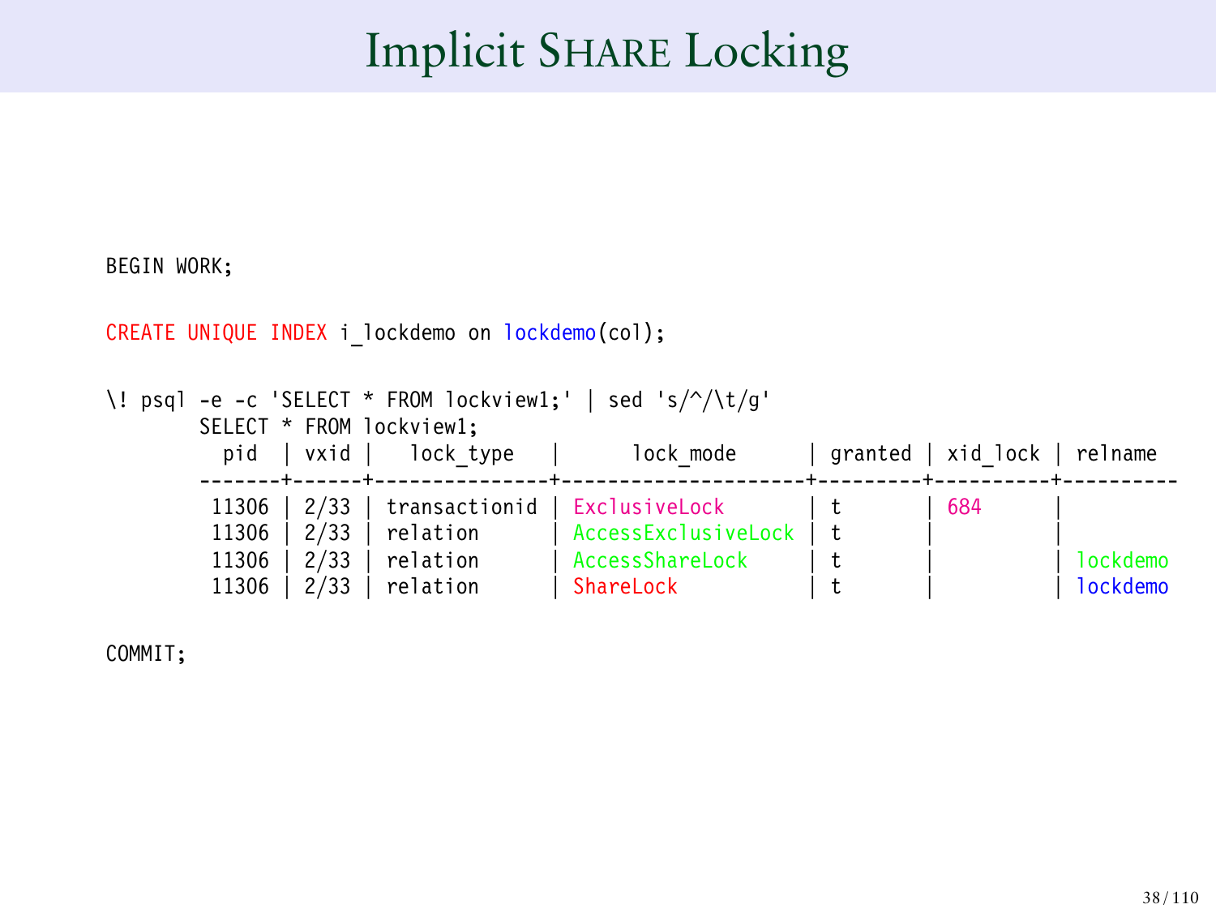# Implicit SHARE Locking

```
BEGIN WORK;

CREATE UNIQUE INDEX i_lockdemo on lockdemo(col);

\! psql -e -c 'SELECT * FROM lockview1;' | sed 's/^/\t/g'
        SELECT * FROM lockview1;
          pid  | vxid |   lock_type   |      lock_mode      | granted | xid_lock | relname
        -------+------+---------------+---------------------+---------+----------+----------
         11306 | 2/33 | transactionid | ExclusiveLock       | t       | 684      |
         11306 | 2/33 | relation      | AccessExclusiveLock | t       |          |
         11306 | 2/33 | relation      | AccessShareLock     | t       |          | lockdemo
         11306 | 2/33 | relation      | ShareLock           | t       |          | lockdemo

COMMIT;
```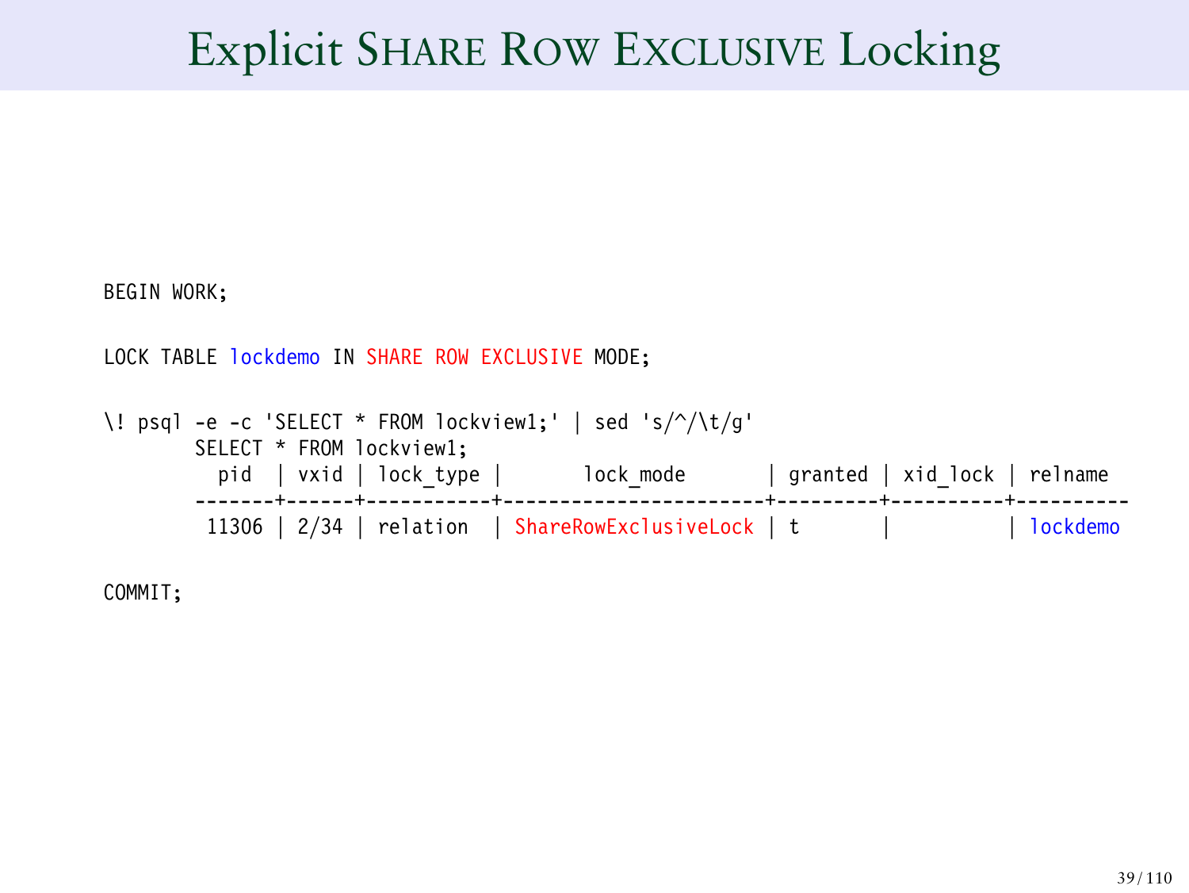# Explicit SHARE ROW EXCLUSIVE Locking

```
BEGIN WORK;

LOCK TABLE lockdemo IN SHARE ROW EXCLUSIVE MODE;

\! psql -e -c 'SELECT * FROM lockview1;' | sed 's/^/\t/g'
        SELECT * FROM lockview1;
          pid  | vxid | lock_type |      lock_mode        | granted | xid_lock | relname
        -------+------+-----------+-----------------------+---------+----------+----------
         11306 | 2/34 | relation  | ShareRowExclusiveLock | t       |          | lockdemo

COMMIT;
```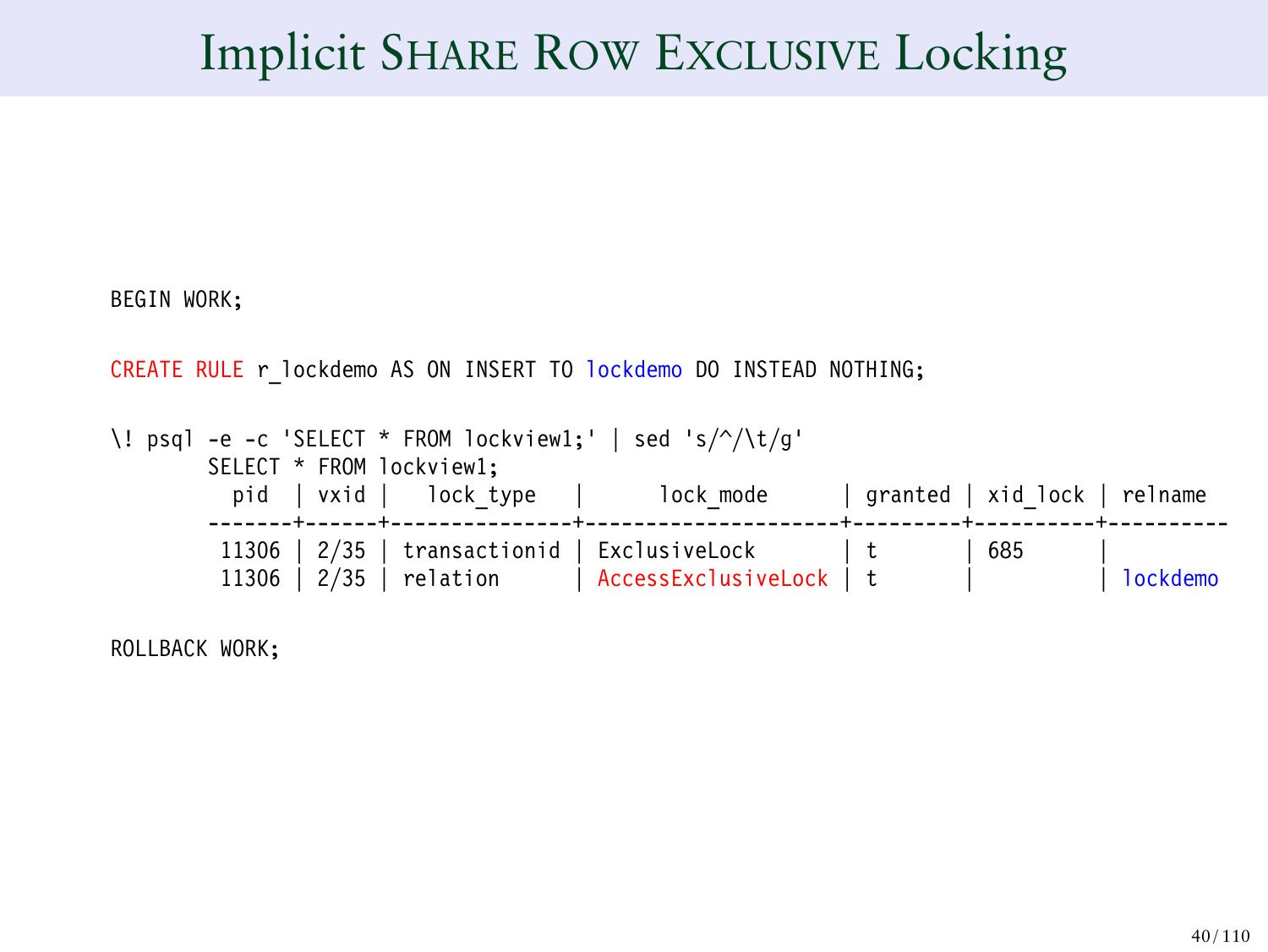# Implicit SHARE ROW EXCLUSIVE Locking

```
BEGIN WORK;

CREATE RULE r_lockdemo AS ON INSERT TO lockdemo DO INSTEAD NOTHING;

\! psql -e -c 'SELECT * FROM lockview1;' | sed 's/^/\t/g'
        SELECT * FROM lockview1;
          pid  | vxid |   lock_type   |      lock_mode      | granted | xid_lock | relname
        -------+------+---------------+---------------------+---------+----------+----------
         11306 | 2/35 | transactionid | ExclusiveLock       | t       | 685      |
         11306 | 2/35 | relation      | AccessExclusiveLock | t       |          | lockdemo

ROLLBACK WORK;
```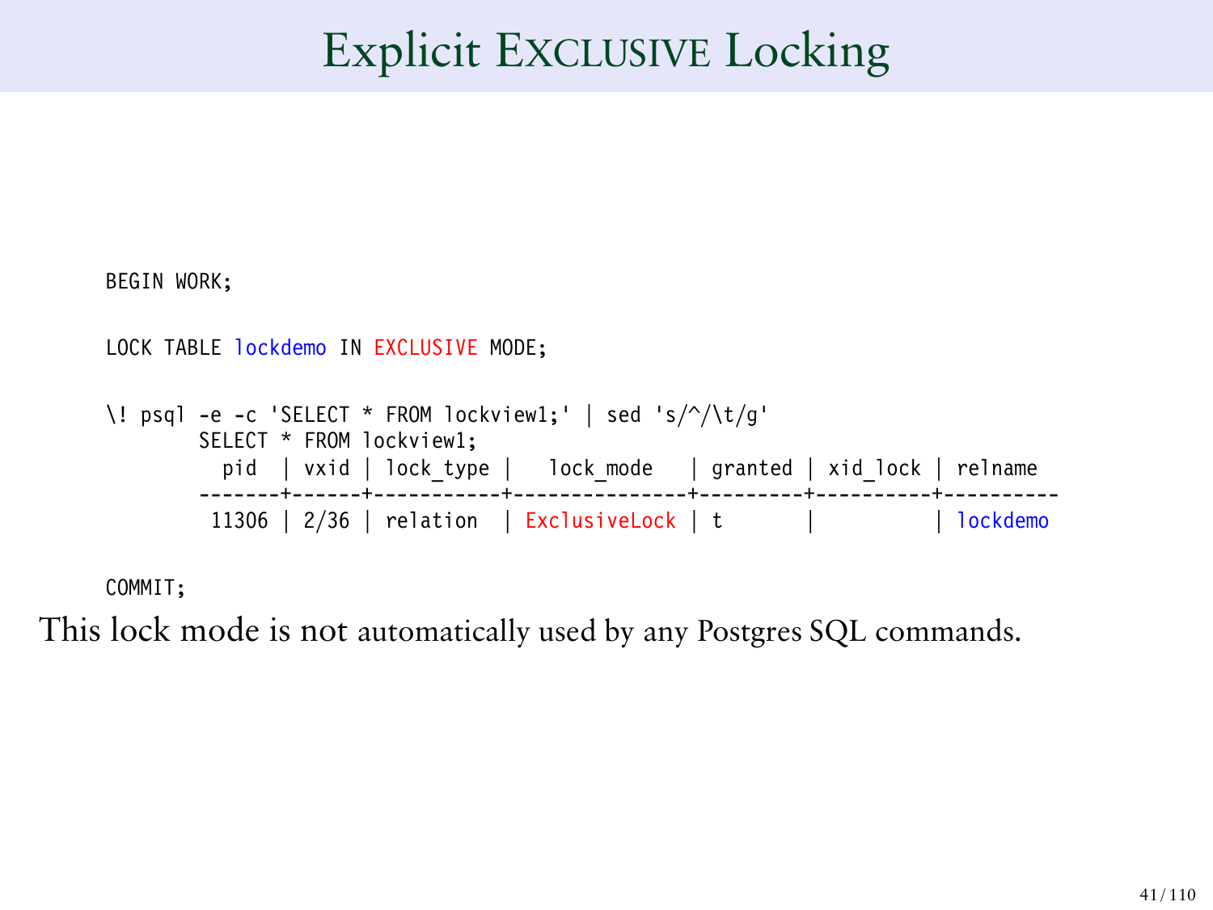# Explicit EXCLUSIVE Locking

```
BEGIN WORK;

LOCK TABLE lockdemo IN EXCLUSIVE MODE;

\! psql -e -c 'SELECT * FROM lockview1;' | sed 's/^/\t/g'
        SELECT * FROM lockview1;
          pid  | vxid | lock_type |   lock_mode   | granted | xid_lock | relname
        -------+------+-----------+---------------+---------+----------+----------
         11306 | 2/36 | relation  | ExclusiveLock | t       |          | lockdemo

COMMIT;
```

This lock mode is not automatically used by any Postgres SQL commands.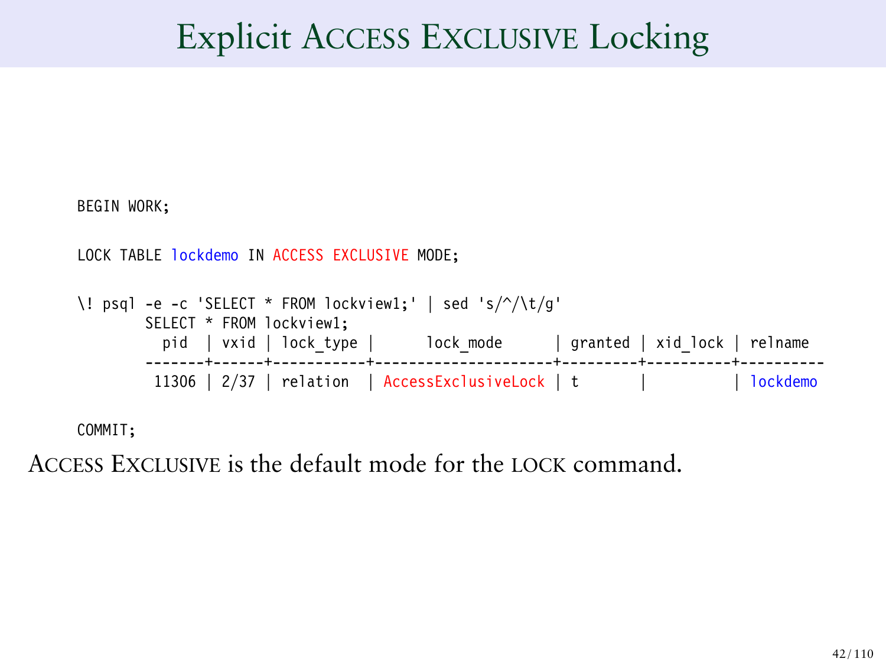# Explicit ACCESS EXCLUSIVE Locking

```
BEGIN WORK;

LOCK TABLE lockdemo IN ACCESS EXCLUSIVE MODE;

\! psql -e -c 'SELECT * FROM lockview1;' | sed 's/^/\t/g'
        SELECT * FROM lockview1;
          pid  | vxid | lock_type |      lock_mode      | granted | xid_lock | relname
        -------+------+-----------+---------------------+---------+----------+----------
         11306 | 2/37 | relation  | AccessExclusiveLock | t       |          | lockdemo

COMMIT;
```

ACCESS EXCLUSIVE is the default mode for the LOCK command.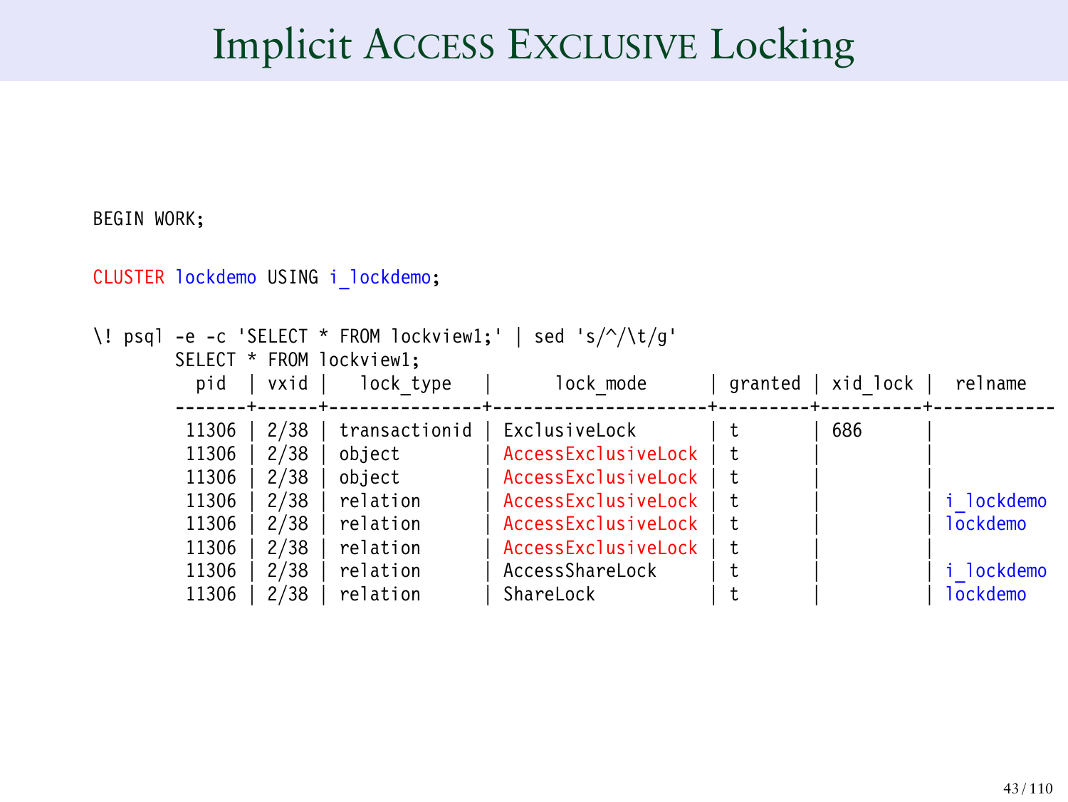# Implicit ACCESS EXCLUSIVE Locking

```
BEGIN WORK;

CLUSTER lockdemo USING i_lockdemo;

\! psql -e -c 'SELECT * FROM lockview1;' | sed 's/^/\t/g'
        SELECT * FROM lockview1;
          pid  | vxid |   lock_type   |      lock_mode      | granted | xid_lock |  relname
        -------+------+---------------+---------------------+---------+----------+------------
         11306 | 2/38 | transactionid | ExclusiveLock       | t       | 686      |
         11306 | 2/38 | object        | AccessExclusiveLock | t       |          |
         11306 | 2/38 | object        | AccessExclusiveLock | t       |          |
         11306 | 2/38 | relation      | AccessExclusiveLock | t       |          | i_lockdemo
         11306 | 2/38 | relation      | AccessExclusiveLock | t       |          | lockdemo
         11306 | 2/38 | relation      | AccessExclusiveLock | t       |          |
         11306 | 2/38 | relation      | AccessShareLock     | t       |          | i_lockdemo
         11306 | 2/38 | relation      | ShareLock           | t       |          | lockdemo
```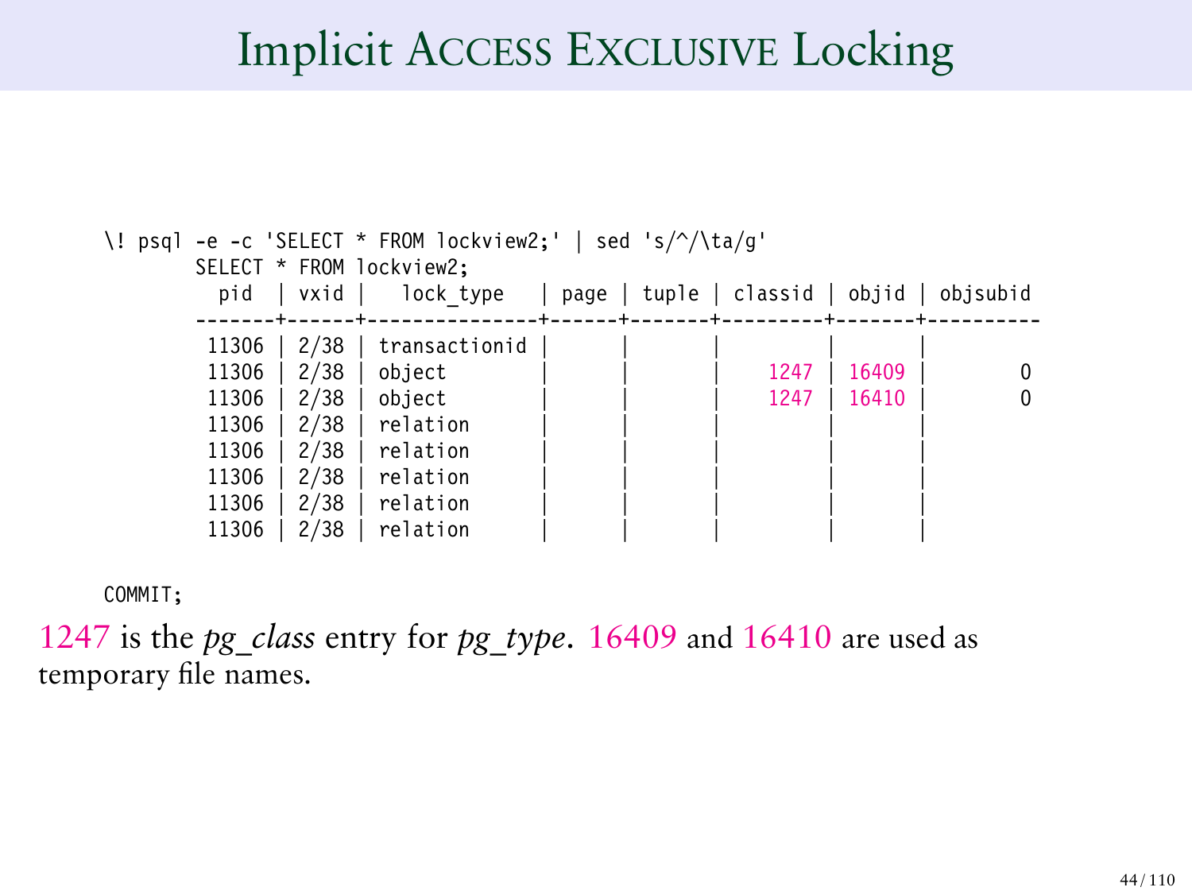# Implicit ACCESS EXCLUSIVE Locking

```
\! psql -e -c 'SELECT * FROM lockview2;' | sed 's/^/\ta/g'
        SELECT * FROM lockview2;
          pid  | vxid |   lock_type   | page | tuple | classid | objid | objsubid
        -------+------+---------------+------+-------+---------+-------+----------
         11306 | 2/38 | transactionid |      |       |         |       |
         11306 | 2/38 | object        |      |       |    1247 | 16409 |        0
         11306 | 2/38 | object        |      |       |    1247 | 16410 |        0
         11306 | 2/38 | relation      |      |       |         |       |
         11306 | 2/38 | relation      |      |       |         |       |
         11306 | 2/38 | relation      |      |       |         |       |
         11306 | 2/38 | relation      |      |       |         |       |
         11306 | 2/38 | relation      |      |       |         |       |

COMMIT;
```

1247 is the *pg_class* entry for *pg_type*. 16409 and 16410 are used as temporary file names.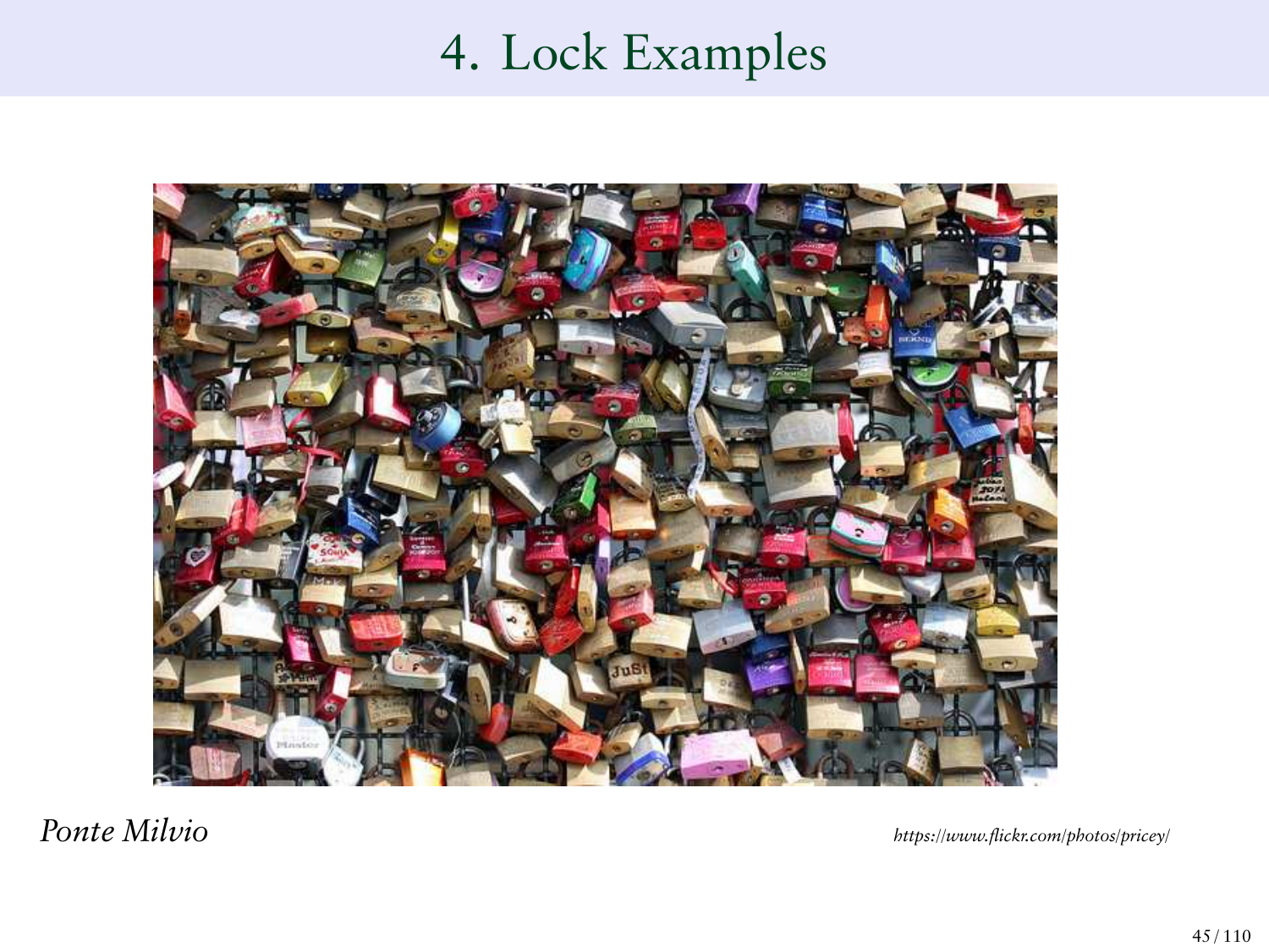# 4. Lock Examples

*Ponte Milvio*

*https://www.flickr.com/photos/pricey/*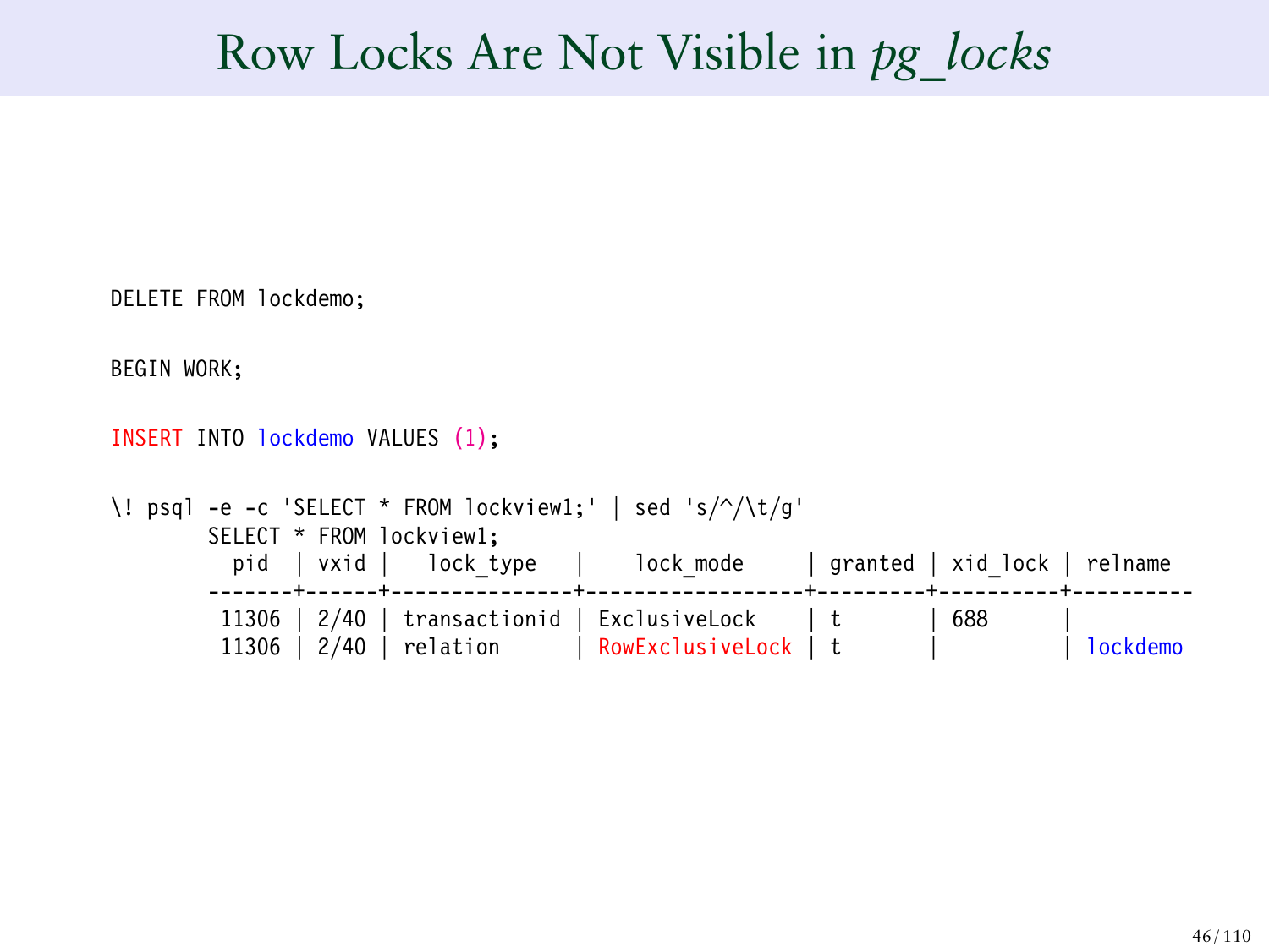# Row Locks Are Not Visible in *pg_locks*

```
DELETE FROM lockdemo;

BEGIN WORK;

INSERT INTO lockdemo VALUES (1);

\! psql -e -c 'SELECT * FROM lockview1;' | sed 's/^/\t/g'
        SELECT * FROM lockview1;
          pid  | vxid |   lock_type   |    lock_mode     | granted | xid_lock | relname
        -------+------+---------------+------------------+---------+----------+----------
         11306 | 2/40 | transactionid | ExclusiveLock    | t       | 688      |
         11306 | 2/40 | relation      | RowExclusiveLock | t       |          | lockdemo
```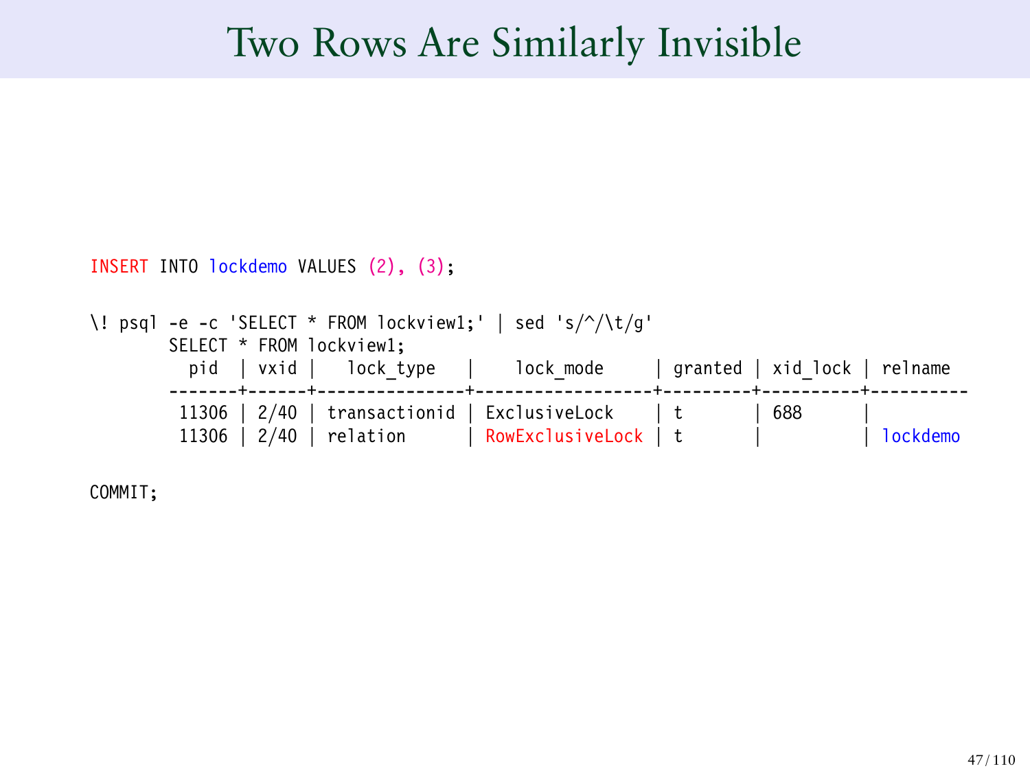# Two Rows Are Similarly Invisible

```
INSERT INTO lockdemo VALUES (2), (3);

\! psql -e -c 'SELECT * FROM lockview1;' | sed 's/^/\t/g'
        SELECT * FROM lockview1;
          pid  | vxid |   lock_type   |    lock_mode     | granted | xid_lock | relname
        -------+------+---------------+------------------+---------+----------+----------
         11306 | 2/40 | transactionid | ExclusiveLock    | t       | 688      |
         11306 | 2/40 | relation      | RowExclusiveLock | t       |          | lockdemo

COMMIT;
```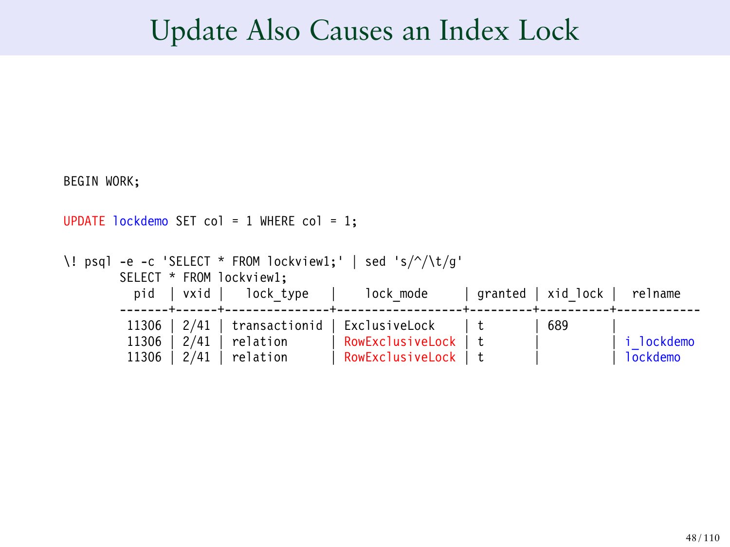# Update Also Causes an Index Lock

```
BEGIN WORK;

UPDATE lockdemo SET col = 1 WHERE col = 1;

\! psql -e -c 'SELECT * FROM lockview1;' | sed 's/^/\t/g'
        SELECT * FROM lockview1;
          pid  | vxid |   lock_type   |    lock_mode     | granted | xid_lock |  relname
        -------+------+---------------+------------------+---------+----------+------------
         11306 | 2/41 | transactionid | ExclusiveLock    | t       | 689      |
         11306 | 2/41 | relation      | RowExclusiveLock | t       |          | i_lockdemo
         11306 | 2/41 | relation      | RowExclusiveLock | t       |          | lockdemo
```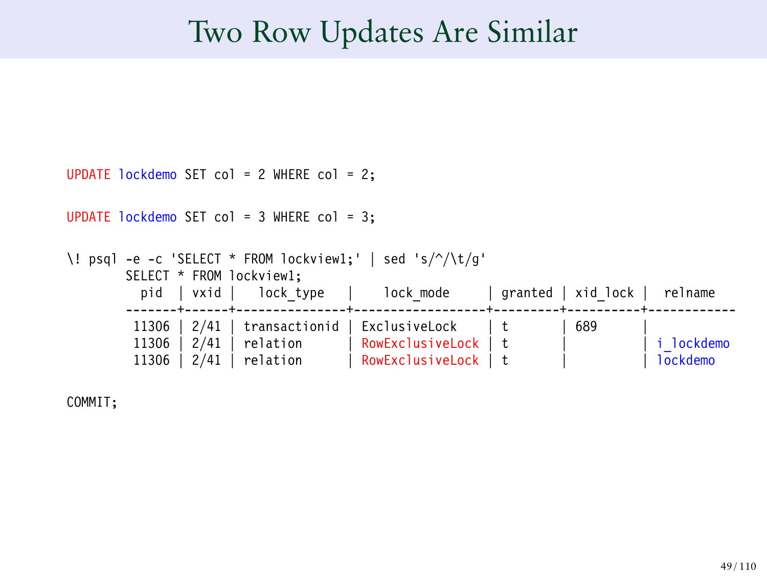# Two Row Updates Are Similar

```
UPDATE lockdemo SET col = 2 WHERE col = 2;

UPDATE lockdemo SET col = 3 WHERE col = 3;

\! psql -e -c 'SELECT * FROM lockview1;' | sed 's/^/\t/g'
        SELECT * FROM lockview1;
          pid  | vxid |   lock_type   |    lock_mode     | granted | xid_lock |  relname
        -------+------+---------------+------------------+---------+----------+------------
         11306 | 2/41 | transactionid | ExclusiveLock    | t       | 689      |
         11306 | 2/41 | relation      | RowExclusiveLock | t       |          | i_lockdemo
         11306 | 2/41 | relation      | RowExclusiveLock | t       |          | lockdemo

COMMIT;
```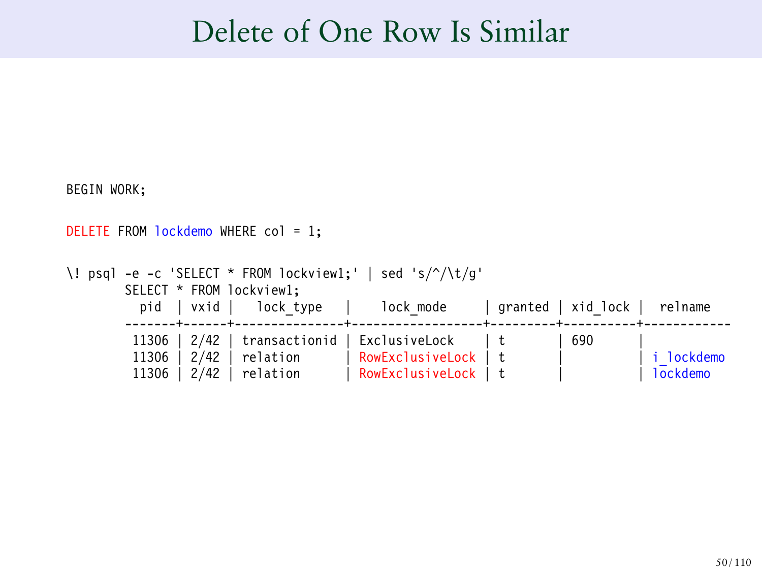# Delete of One Row Is Similar

```
BEGIN WORK;

DELETE FROM lockdemo WHERE col = 1;

\! psql -e -c 'SELECT * FROM lockview1;' | sed 's/^/\t/g'
        SELECT * FROM lockview1;
          pid  | vxid |   lock_type   |    lock_mode     | granted | xid_lock |  relname
        -------+------+---------------+------------------+---------+----------+------------
         11306 | 2/42 | transactionid | ExclusiveLock    | t       | 690      |
         11306 | 2/42 | relation      | RowExclusiveLock | t       |          | i_lockdemo
         11306 | 2/42 | relation      | RowExclusiveLock | t       |          | lockdemo
```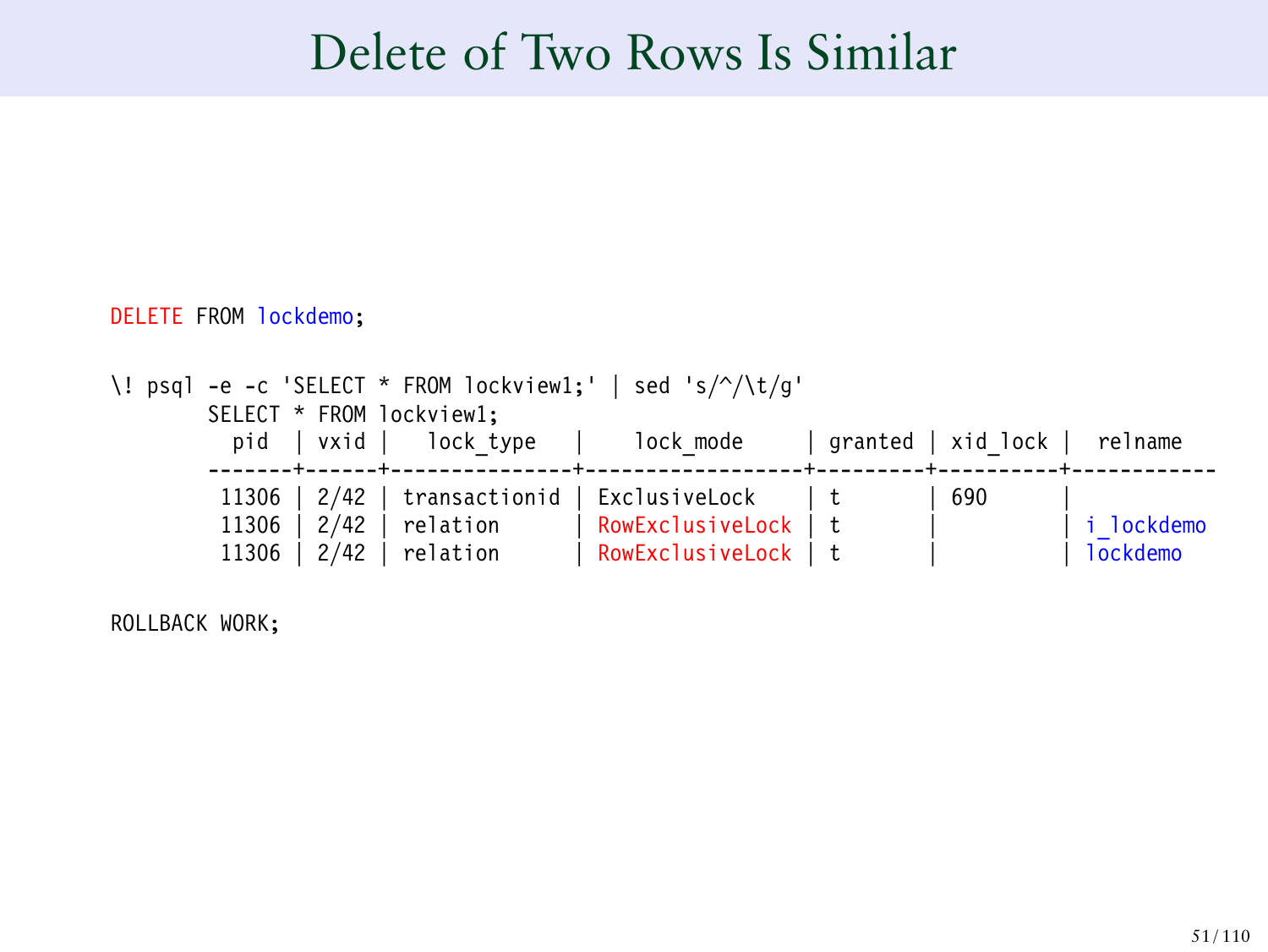# Delete of Two Rows Is Similar

```
DELETE FROM lockdemo;

\! psql -e -c 'SELECT * FROM lockview1;' | sed 's/^/\t/g'
        SELECT * FROM lockview1;
          pid  | vxid |   lock_type   |    lock_mode     | granted | xid_lock |  relname
        -------+------+---------------+------------------+---------+----------+------------
         11306 | 2/42 | transactionid | ExclusiveLock    | t       | 690      |
         11306 | 2/42 | relation      | RowExclusiveLock | t       |          | i_lockdemo
         11306 | 2/42 | relation      | RowExclusiveLock | t       |          | lockdemo

ROLLBACK WORK;
```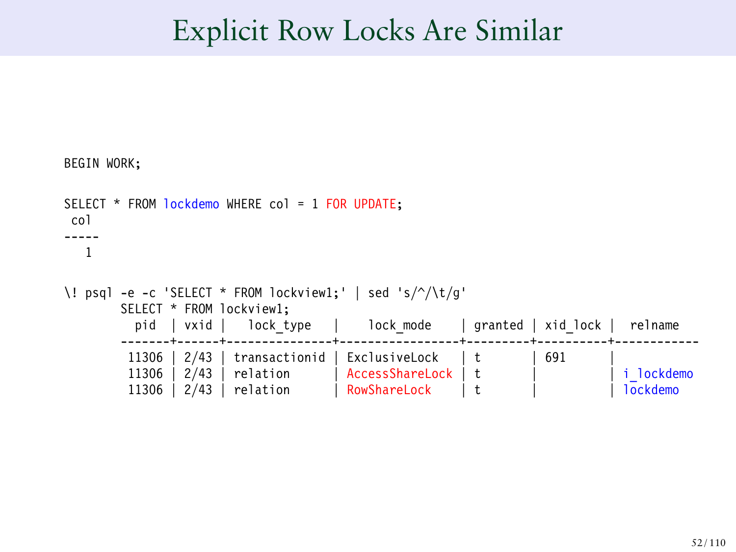# Explicit Row Locks Are Similar

```
BEGIN WORK;

SELECT * FROM lockdemo WHERE col = 1 FOR UPDATE;
 col
-----
   1

\! psql -e -c 'SELECT * FROM lockview1;' | sed 's/^/\t/g'
        SELECT * FROM lockview1;
          pid  | vxid |   lock_type   |    lock_mode    | granted | xid_lock |  relname
        -------+------+---------------+-----------------+---------+----------+------------
         11306 | 2/43 | transactionid | ExclusiveLock   | t       | 691      |
         11306 | 2/43 | relation      | AccessShareLock | t       |          | i_lockdemo
         11306 | 2/43 | relation      | RowShareLock    | t       |          | lockdemo
```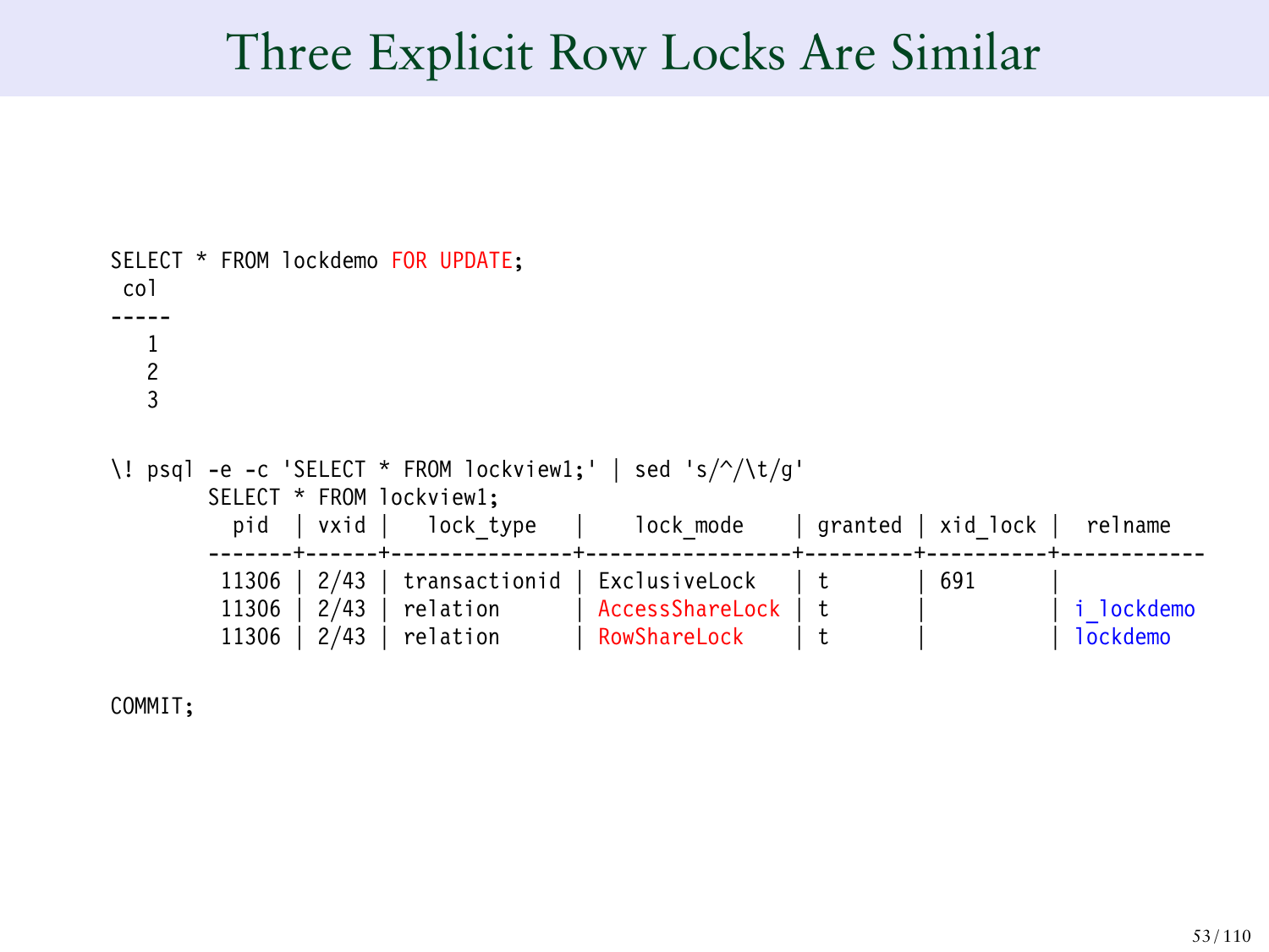# Three Explicit Row Locks Are Similar

```
SELECT * FROM lockdemo FOR UPDATE;
 col
-----
   1
   2
   3

\! psql -e -c 'SELECT * FROM lockview1;' | sed 's/^/\t/g'
        SELECT * FROM lockview1;
          pid  | vxid |   lock_type   |    lock_mode    | granted | xid_lock |  relname
        -------+------+---------------+-----------------+---------+----------+------------
         11306 | 2/43 | transactionid | ExclusiveLock   | t       | 691      |
         11306 | 2/43 | relation      | AccessShareLock | t       |          | i_lockdemo
         11306 | 2/43 | relation      | RowShareLock    | t       |          | lockdemo

COMMIT;
```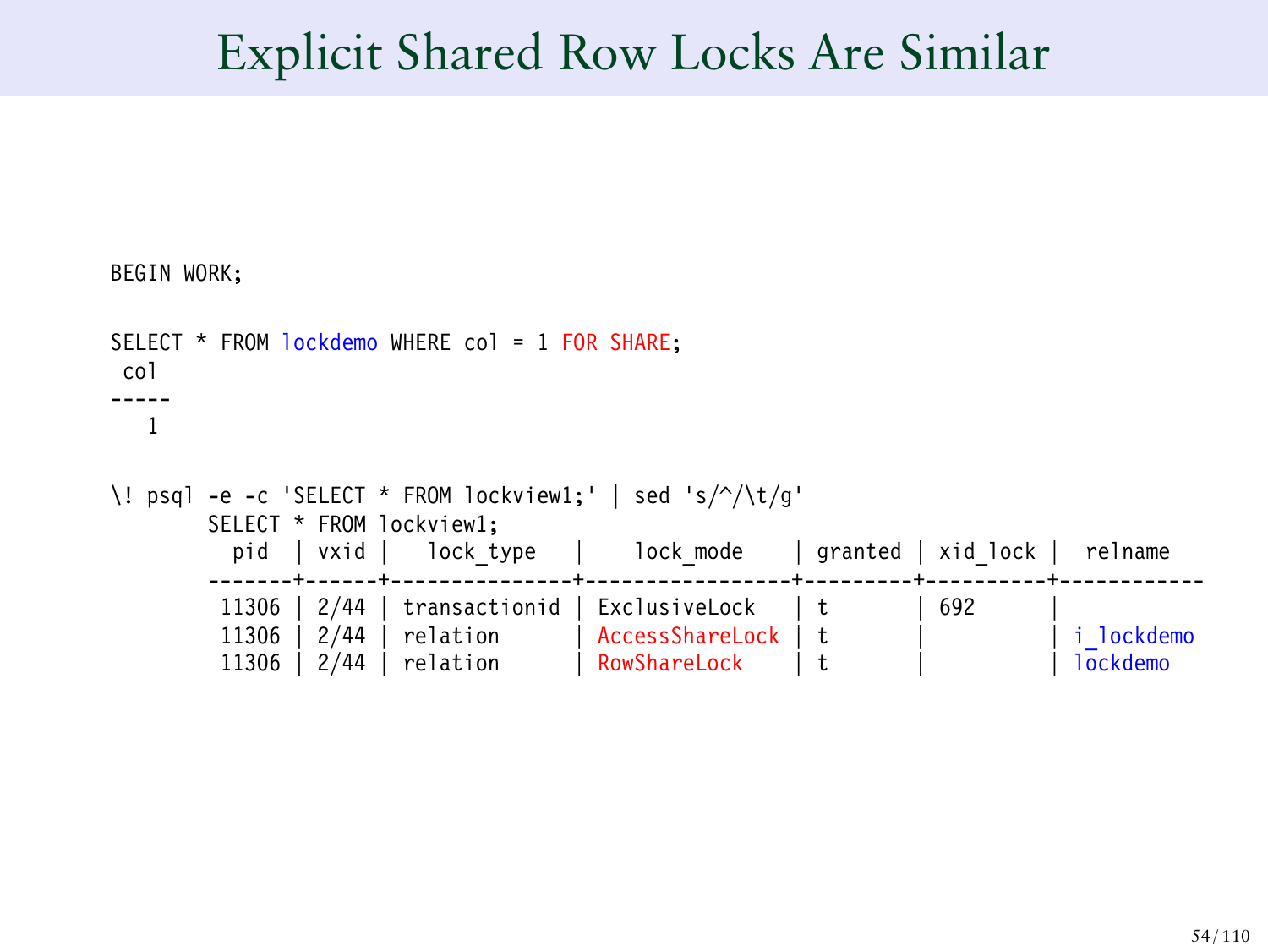# Explicit Shared Row Locks Are Similar

```
BEGIN WORK;

SELECT * FROM lockdemo WHERE col = 1 FOR SHARE;
 col
-----
   1

\! psql -e -c 'SELECT * FROM lockview1;' | sed 's/^/\t/g'
        SELECT * FROM lockview1;
          pid  | vxid |   lock_type   |    lock_mode    | granted | xid_lock |  relname
        -------+------+---------------+-----------------+---------+----------+------------
         11306 | 2/44 | transactionid | ExclusiveLock   | t       | 692      |
         11306 | 2/44 | relation      | AccessShareLock | t       |          | i_lockdemo
         11306 | 2/44 | relation      | RowShareLock    | t       |          | lockdemo
```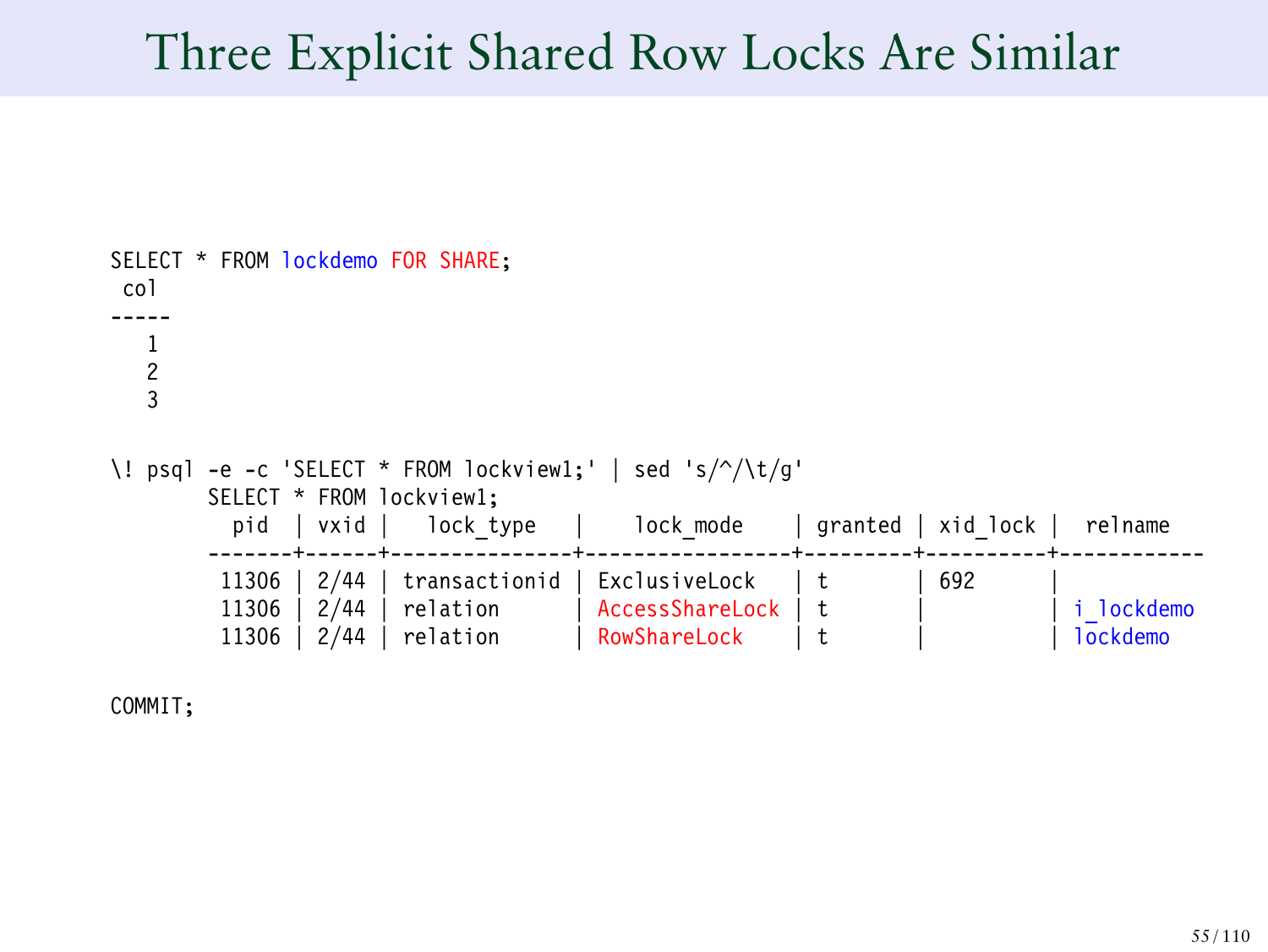# Three Explicit Shared Row Locks Are Similar

```
SELECT * FROM lockdemo FOR SHARE;
 col
-----
   1
   2
   3

\! psql -e -c 'SELECT * FROM lockview1;' | sed 's/^/\t/g'
        SELECT * FROM lockview1;
          pid  | vxid |   lock_type   |    lock_mode    | granted | xid_lock |  relname
        -------+------+---------------+-----------------+---------+----------+------------
         11306 | 2/44 | transactionid | ExclusiveLock   | t       | 692      |
         11306 | 2/44 | relation      | AccessShareLock | t       |          | i_lockdemo
         11306 | 2/44 | relation      | RowShareLock    | t       |          | lockdemo

COMMIT;
```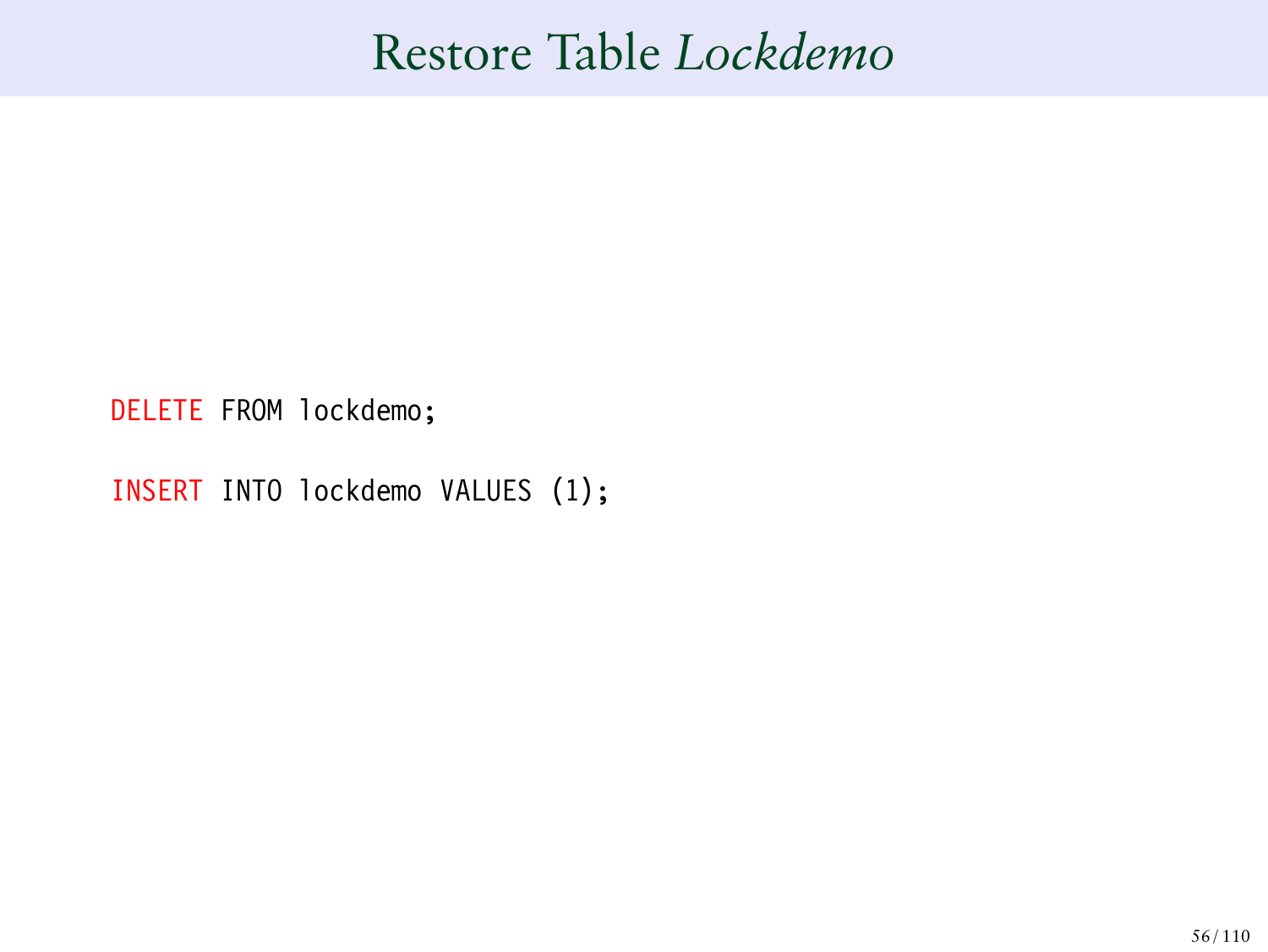# Restore Table *Lockdemo*

```
DELETE FROM lockdemo;

INSERT INTO lockdemo VALUES (1);
```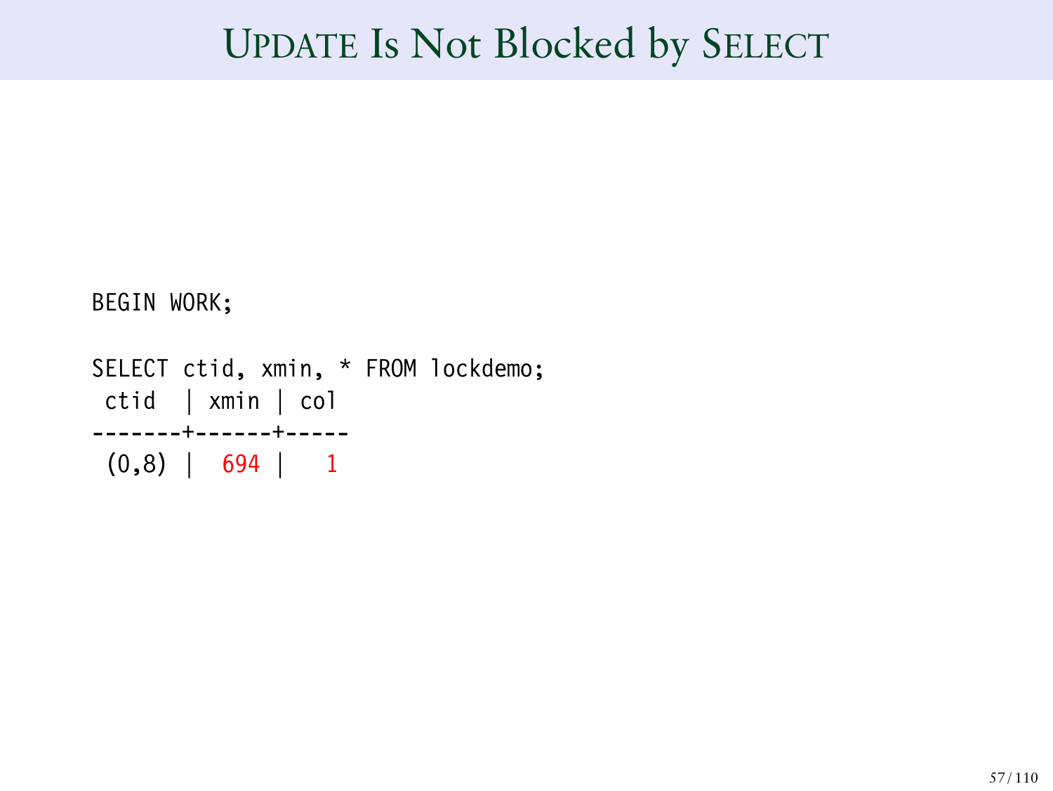# UPDATE Is Not Blocked by SELECT

```
BEGIN WORK;

SELECT ctid, xmin, * FROM lockdemo;
 ctid  | xmin | col
-------+------+-----
 (0,8) |  694 |   1
```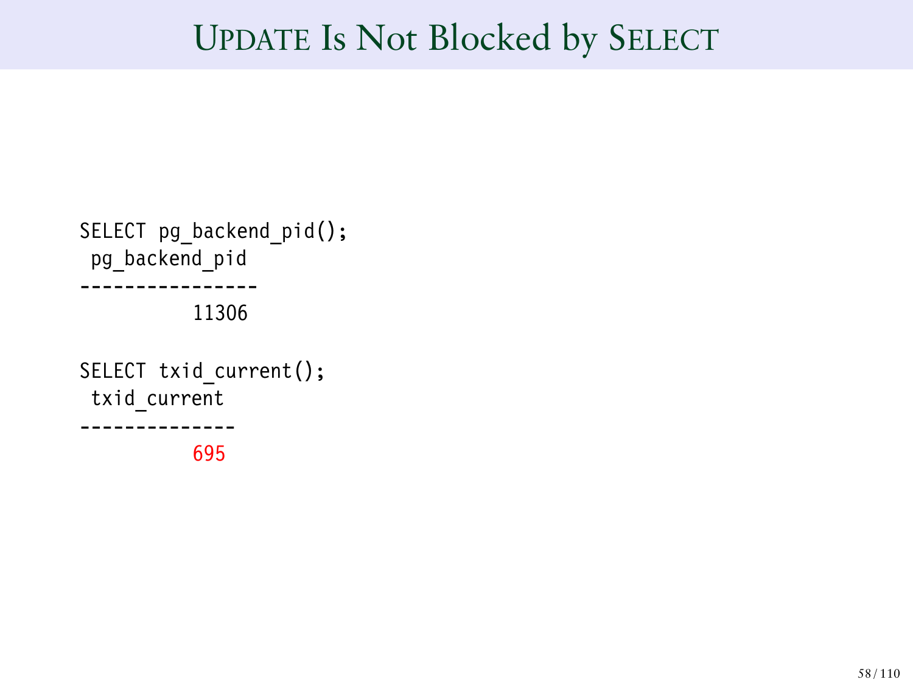# UPDATE Is Not Blocked by SELECT

```
SELECT pg_backend_pid();
 pg_backend_pid
----------------
          11306

SELECT txid_current();
 txid_current
--------------
          695
```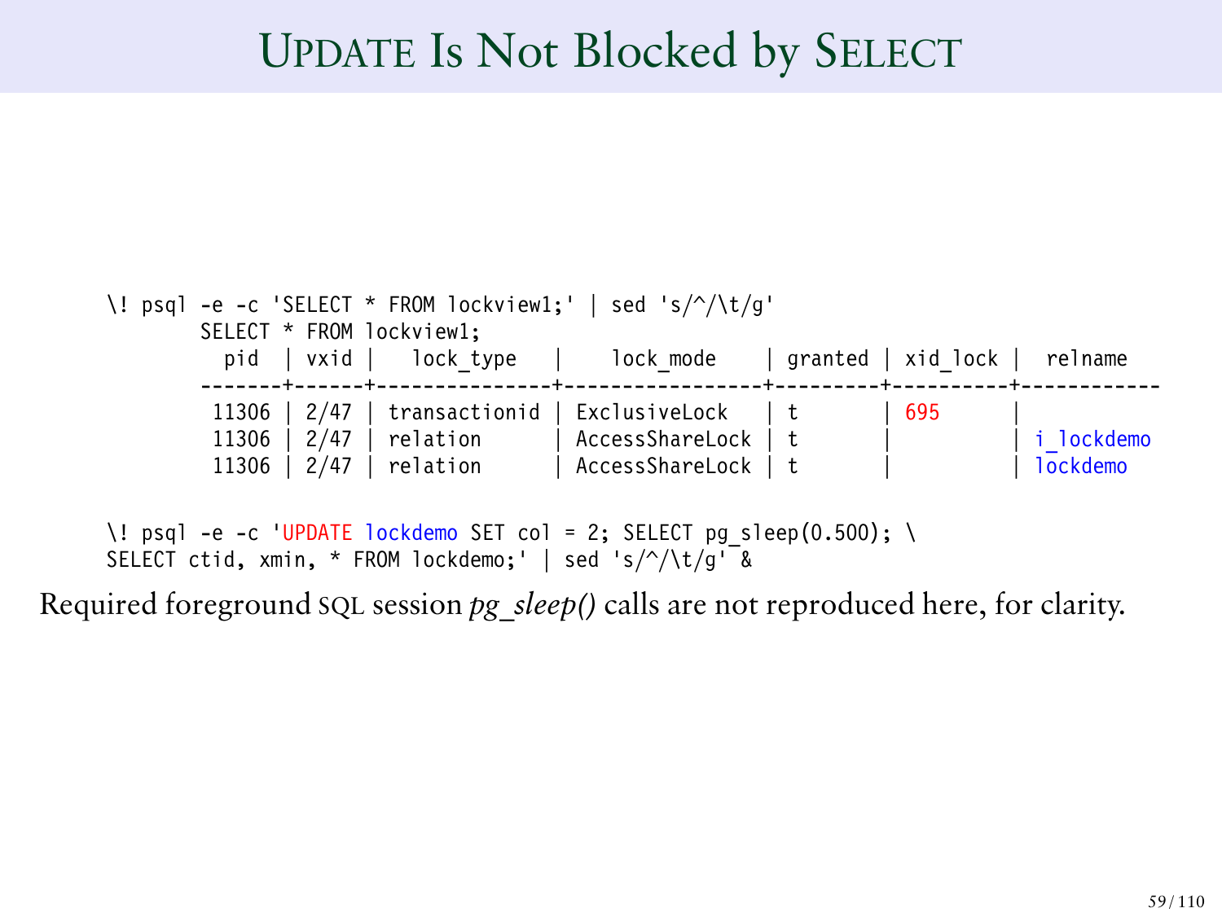# UPDATE Is Not Blocked by SELECT

```
\! psql -e -c 'SELECT * FROM lockview1;' | sed 's/^/\t/g'
        SELECT * FROM lockview1;
          pid  | vxid |   lock_type   |    lock_mode    | granted | xid_lock |  relname
        -------+------+---------------+-----------------+---------+----------+------------
         11306 | 2/47 | transactionid | ExclusiveLock   | t       | 695      |
         11306 | 2/47 | relation      | AccessShareLock | t       |          | i_lockdemo
         11306 | 2/47 | relation      | AccessShareLock | t       |          | lockdemo

\! psql -e -c 'UPDATE lockdemo SET col = 2; SELECT pg_sleep(0.500); \
SELECT ctid, xmin, * FROM lockdemo;' | sed 's/^/\t/g' &
```

Required foreground SQL session *pg_sleep()* calls are not reproduced here, for clarity.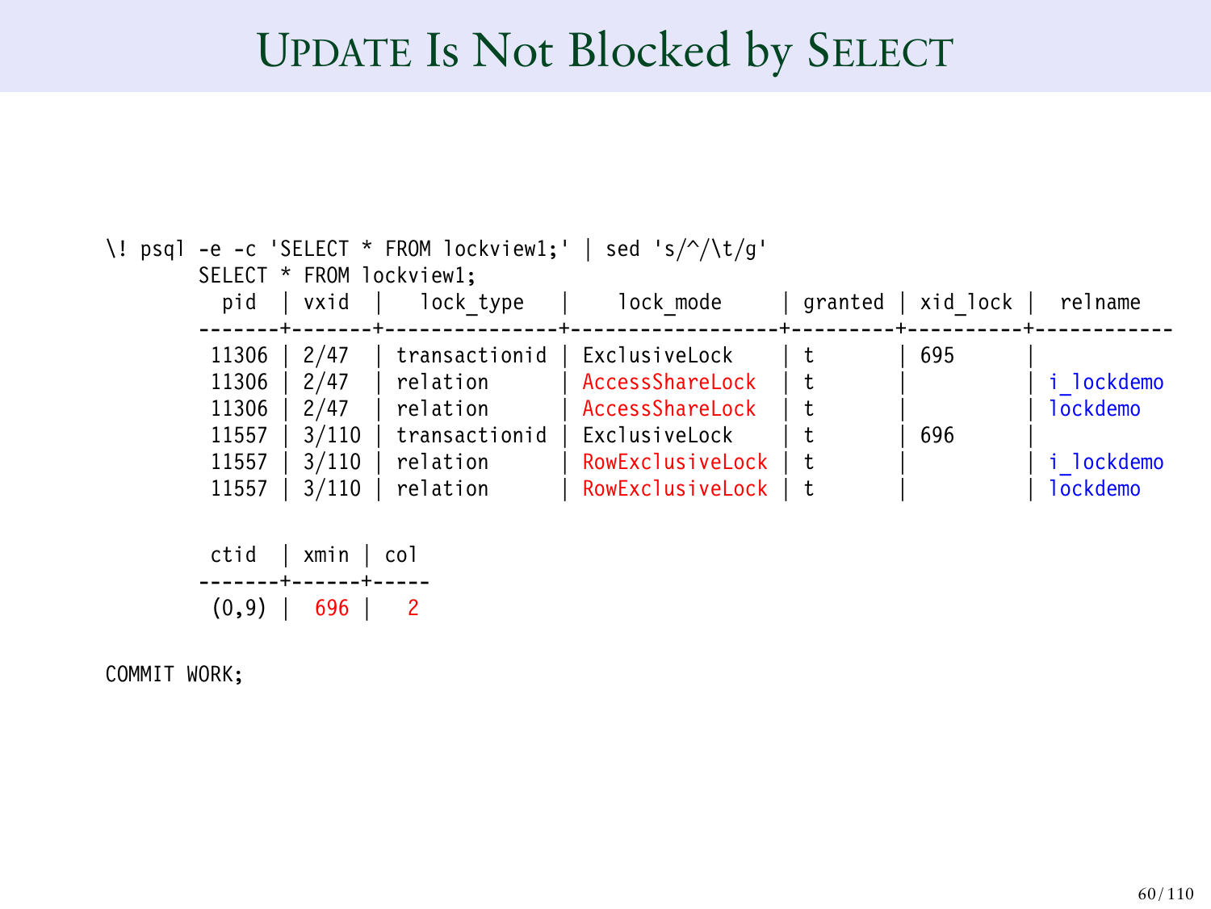# UPDATE Is Not Blocked by SELECT

```
\! psql -e -c 'SELECT * FROM lockview1;' | sed 's/^/\t/g'
        SELECT * FROM lockview1;
          pid  | vxid  |   lock_type   |    lock_mode     | granted | xid_lock |  relname
        -------+-------+---------------+------------------+---------+----------+------------
         11306 | 2/47  | transactionid | ExclusiveLock    | t       | 695      |
         11306 | 2/47  | relation      | AccessShareLock  | t       |          | i_lockdemo
         11306 | 2/47  | relation      | AccessShareLock  | t       |          | lockdemo
         11557 | 3/110 | transactionid | ExclusiveLock    | t       | 696      |
         11557 | 3/110 | relation      | RowExclusiveLock | t       |          | i_lockdemo
         11557 | 3/110 | relation      | RowExclusiveLock | t       |          | lockdemo

         ctid  | xmin | col
        -------+------+-----
         (0,9) |  696 |   2

COMMIT WORK;
```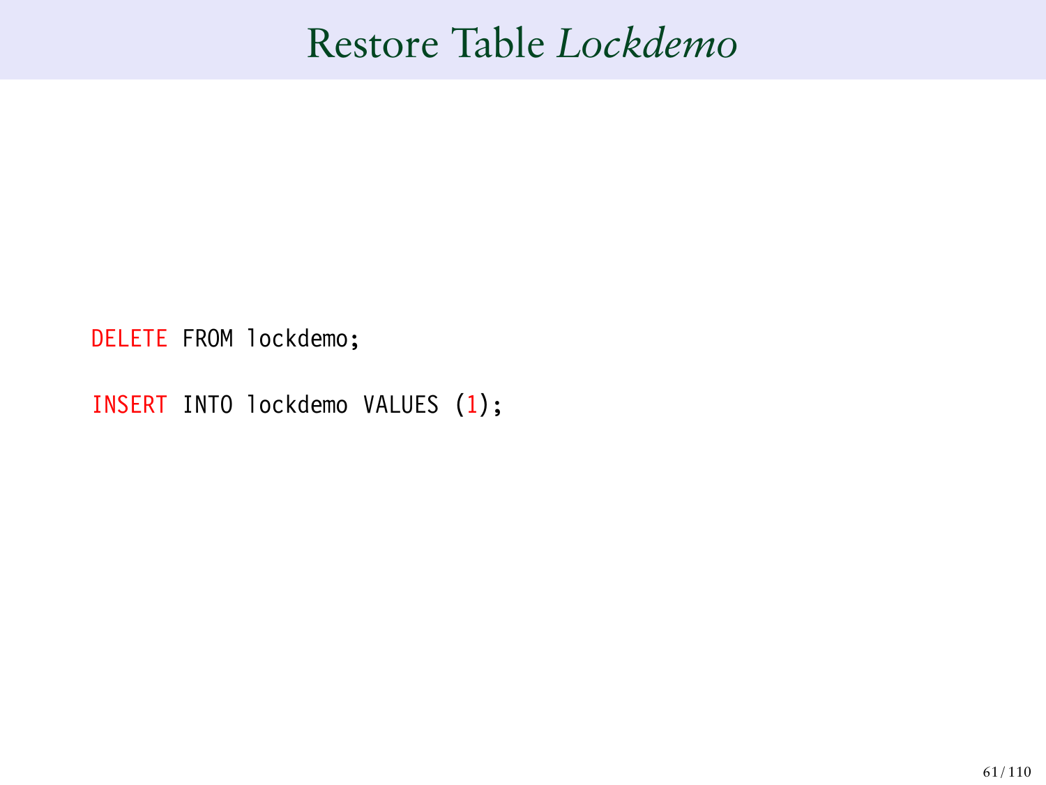# Restore Table *Lockdemo*

```
DELETE FROM lockdemo;

INSERT INTO lockdemo VALUES (1);
```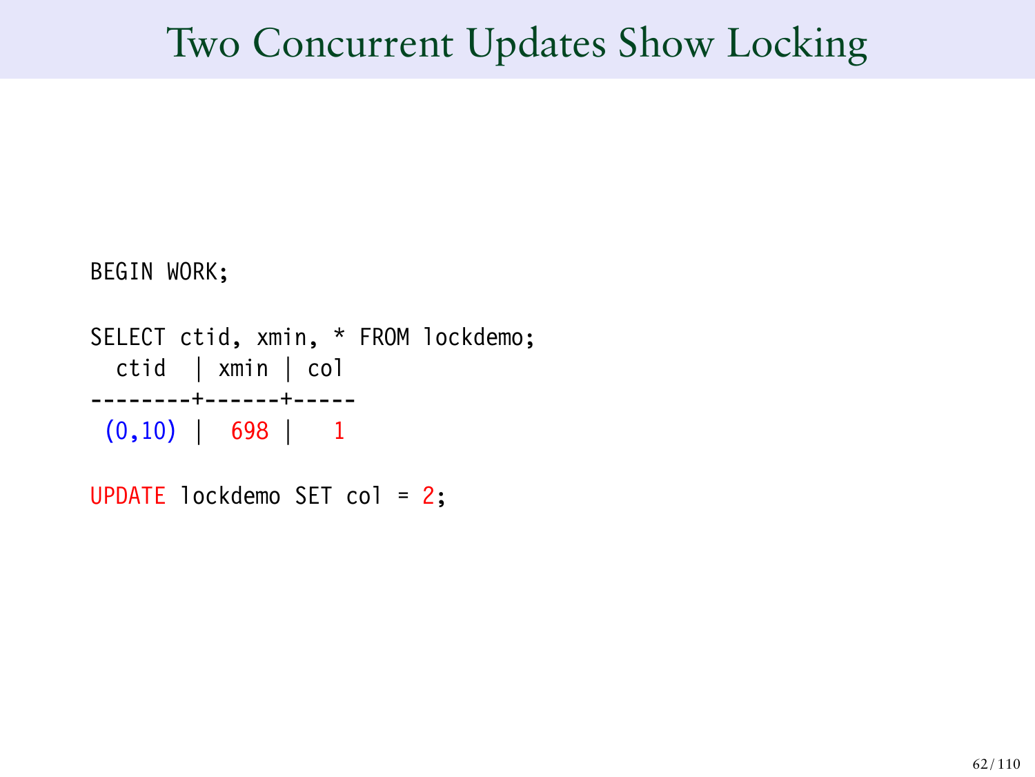# Two Concurrent Updates Show Locking

```
BEGIN WORK;

SELECT ctid, xmin, * FROM lockdemo;
  ctid  | xmin | col
--------+------+-----
 (0,10) |  698 |   1

UPDATE lockdemo SET col = 2;
```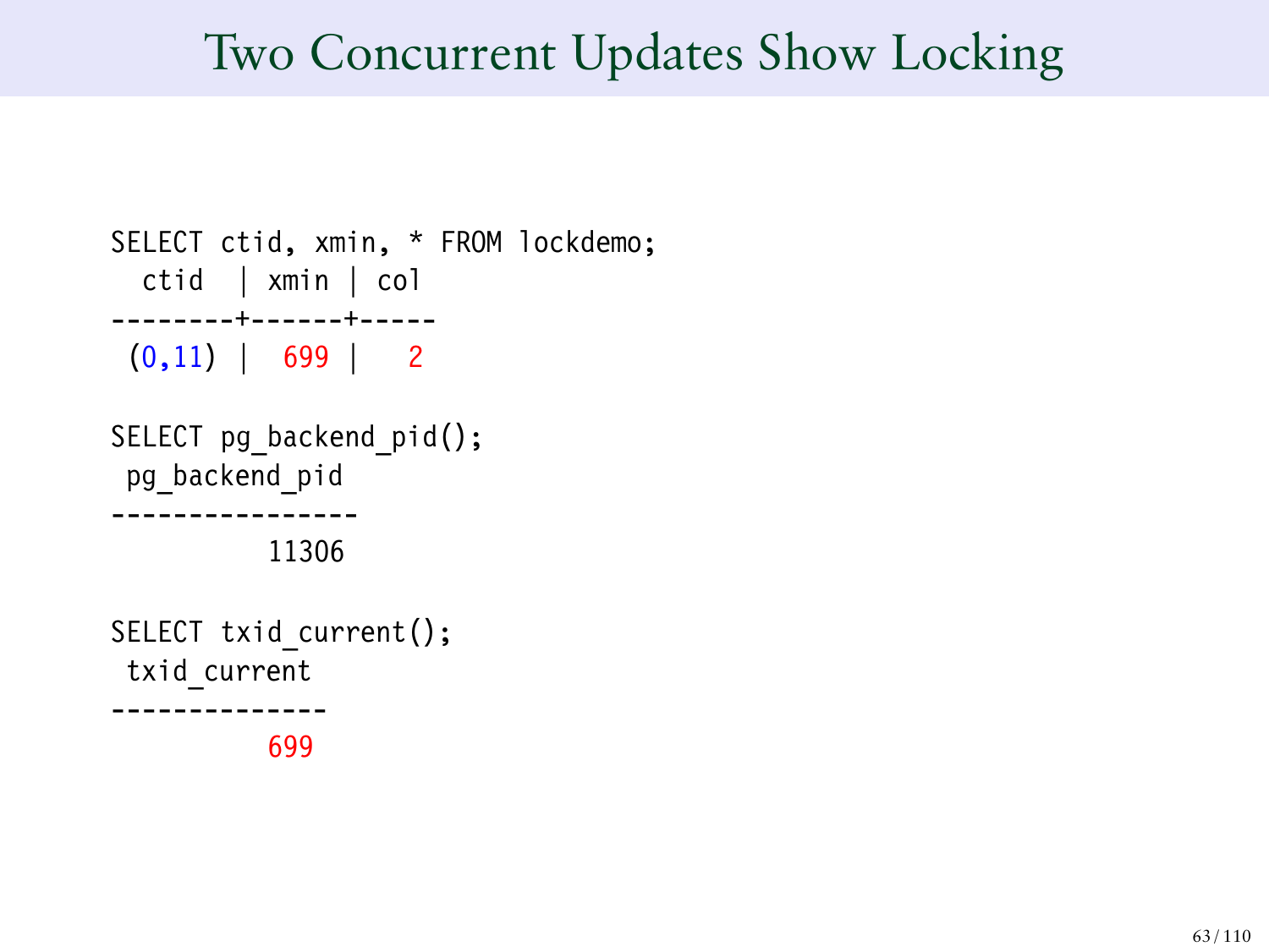# Two Concurrent Updates Show Locking

```
SELECT ctid, xmin, * FROM lockdemo;
  ctid   | xmin | col
--------+------+-----
 (0,11) |  699 |   2

SELECT pg_backend_pid();
 pg_backend_pid
----------------
          11306

SELECT txid_current();
 txid_current
--------------
          699
```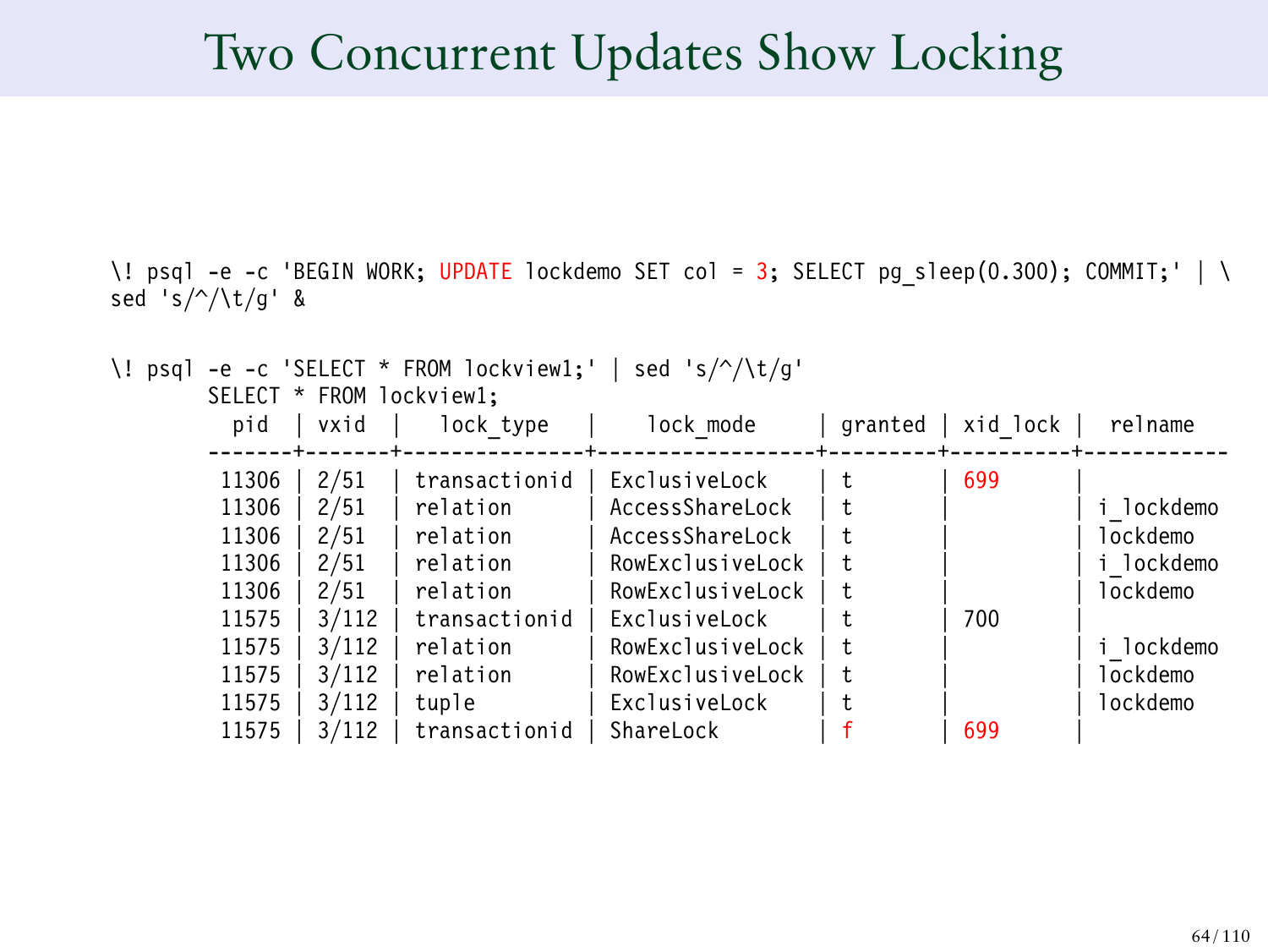# Two Concurrent Updates Show Locking

```
\! psql -e -c 'BEGIN WORK; UPDATE lockdemo SET col = 3; SELECT pg_sleep(0.300); COMMIT;' | \
sed 's/^/\t/g' &

\! psql -e -c 'SELECT * FROM lockview1;' | sed 's/^/\t/g'
        SELECT * FROM lockview1;
          pid  | vxid  |   lock_type   |    lock_mode     | granted | xid_lock |  relname
        -------+-------+---------------+------------------+---------+----------+------------
         11306 | 2/51  | transactionid | ExclusiveLock    | t       | 699      |
         11306 | 2/51  | relation      | AccessShareLock  | t       |          | i_lockdemo
         11306 | 2/51  | relation      | AccessShareLock  | t       |          | lockdemo
         11306 | 2/51  | relation      | RowExclusiveLock | t       |          | i_lockdemo
         11306 | 2/51  | relation      | RowExclusiveLock | t       |          | lockdemo
         11575 | 3/112 | transactionid | ExclusiveLock    | t       | 700      |
         11575 | 3/112 | relation      | RowExclusiveLock | t       |          | i_lockdemo
         11575 | 3/112 | relation      | RowExclusiveLock | t       |          | lockdemo
         11575 | 3/112 | tuple         | ExclusiveLock    | t       |          | lockdemo
         11575 | 3/112 | transactionid | ShareLock        | f       | 699      |
```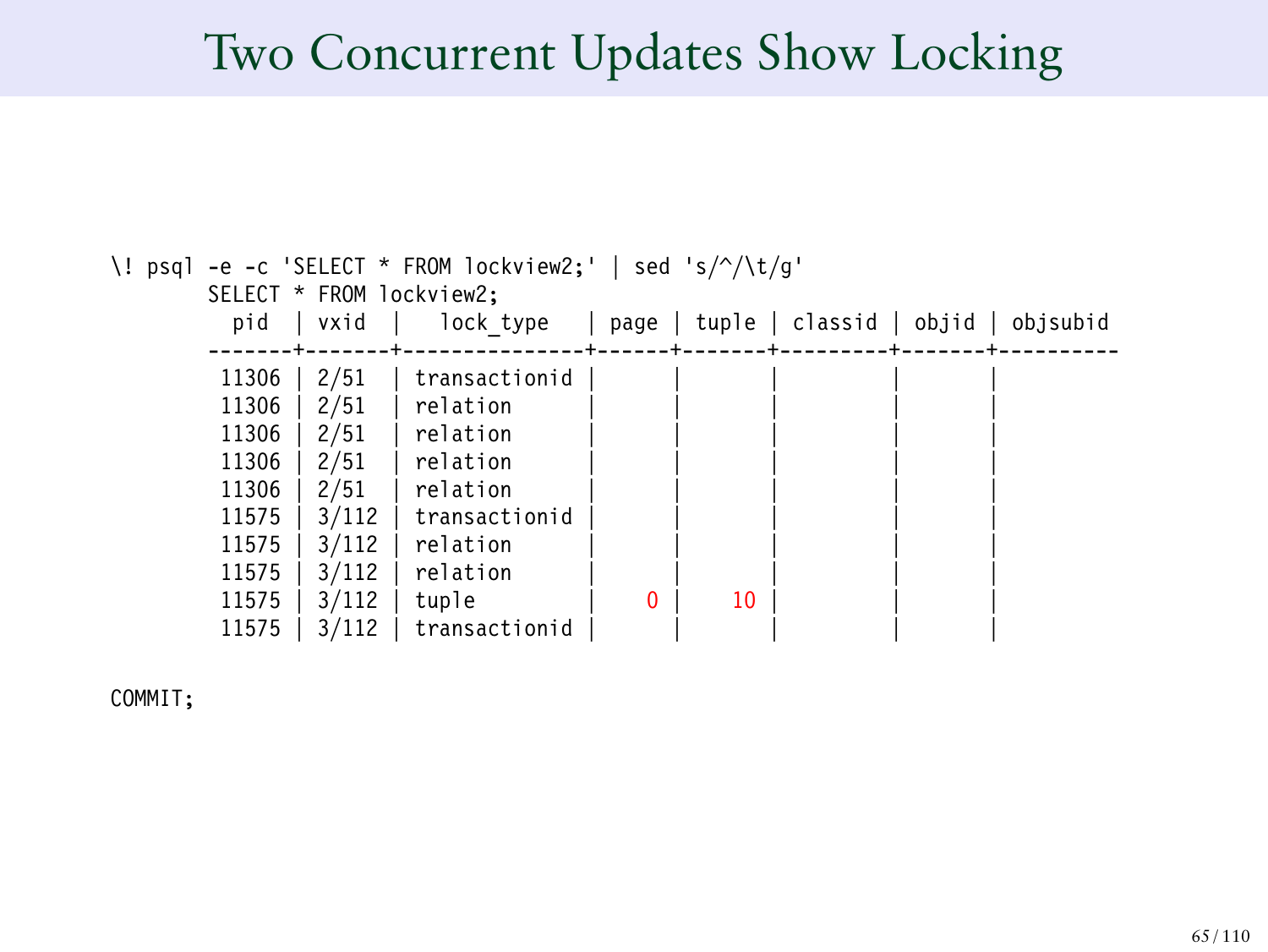# Two Concurrent Updates Show Locking

```
\! psql -e -c 'SELECT * FROM lockview2;' | sed 's/^/\t/g'
        SELECT * FROM lockview2;
          pid  | vxid  |   lock_type   | page | tuple | classid | objid | objsubid
        -------+-------+---------------+------+-------+---------+-------+----------
         11306 | 2/51  | transactionid |      |       |         |       |
         11306 | 2/51  | relation      |      |       |         |       |
         11306 | 2/51  | relation      |      |       |         |       |
         11306 | 2/51  | relation      |      |       |         |       |
         11306 | 2/51  | relation      |      |       |         |       |
         11575 | 3/112 | transactionid |      |       |         |       |
         11575 | 3/112 | relation      |      |       |         |       |
         11575 | 3/112 | relation      |      |       |         |       |
         11575 | 3/112 | tuple         |    0 |    10 |         |       |
         11575 | 3/112 | transactionid |      |       |         |       |

COMMIT;
```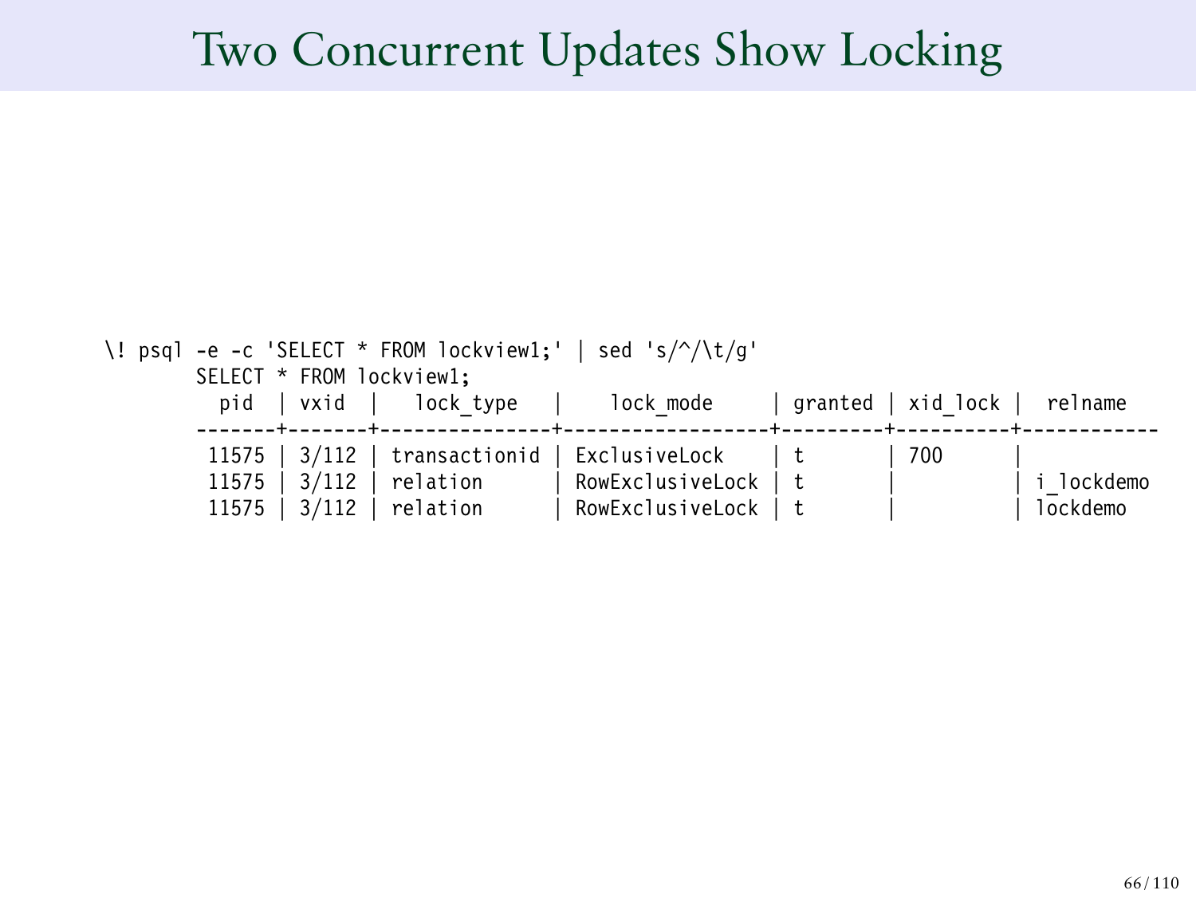# Two Concurrent Updates Show Locking

```
\! psql -e -c 'SELECT * FROM lockview1;' | sed 's/^/\t/g'
        SELECT * FROM lockview1;
          pid  | vxid  |   lock_type   |    lock_mode     | granted | xid_lock |  relname
        -------+-------+---------------+------------------+---------+----------+------------
         11575 | 3/112 | transactionid | ExclusiveLock    | t       | 700      |
         11575 | 3/112 | relation      | RowExclusiveLock | t       |          | i_lockdemo
         11575 | 3/112 | relation      | RowExclusiveLock | t       |          | lockdemo
```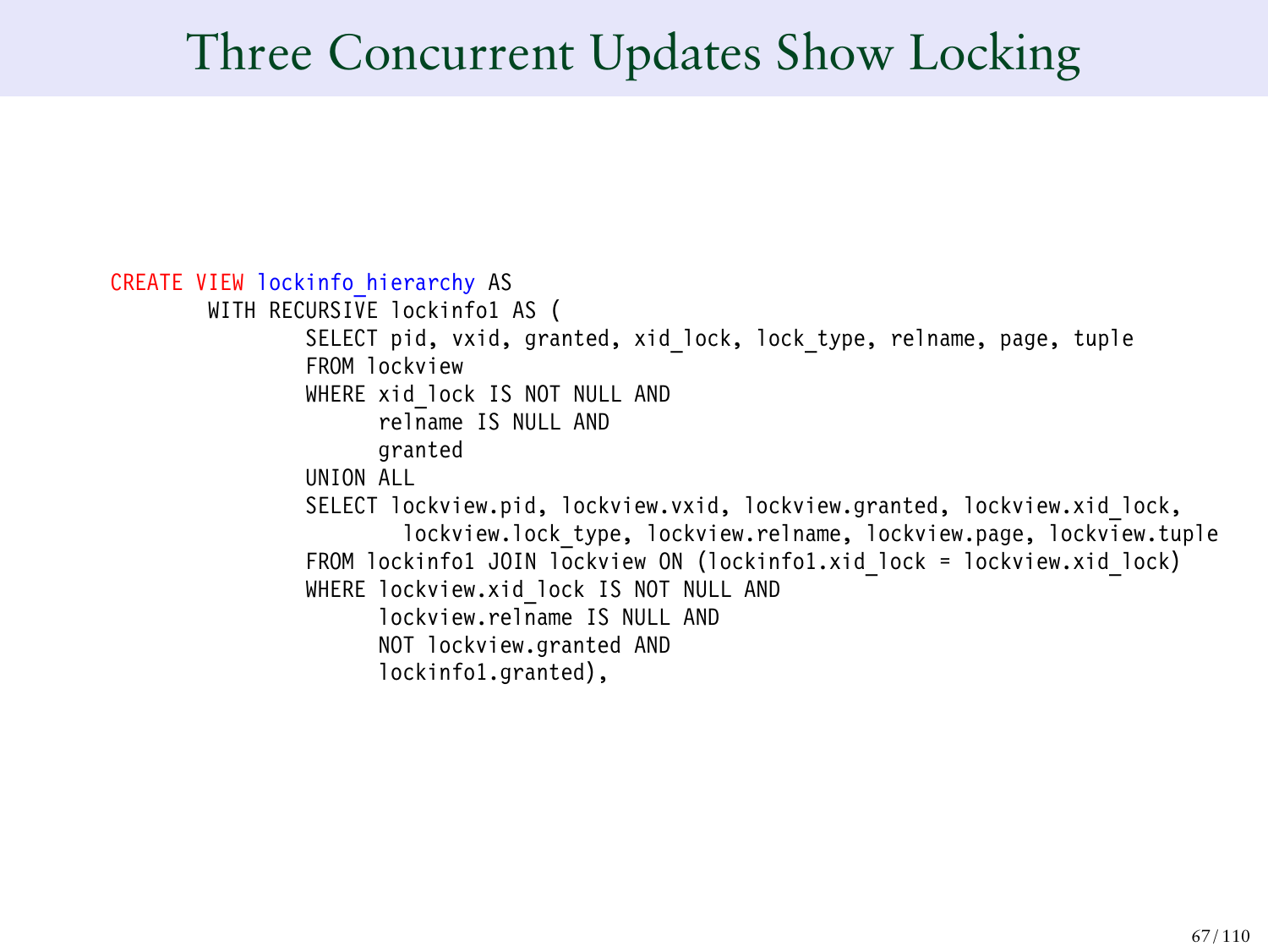# Three Concurrent Updates Show Locking

```
CREATE VIEW lockinfo_hierarchy AS
        WITH RECURSIVE lockinfo1 AS (
                SELECT pid, vxid, granted, xid_lock, lock_type, relname, page, tuple
                FROM lockview
                WHERE xid_lock IS NOT NULL AND
                      relname IS NULL AND
                      granted
                UNION ALL
                SELECT lockview.pid, lockview.vxid, lockview.granted, lockview.xid_lock,
                        lockview.lock_type, lockview.relname, lockview.page, lockview.tuple
                FROM lockinfo1 JOIN lockview ON (lockinfo1.xid_lock = lockview.xid_lock)
                WHERE lockview.xid_lock IS NOT NULL AND
                      lockview.relname IS NULL AND
                      NOT lockview.granted AND
                      lockinfo1.granted),
```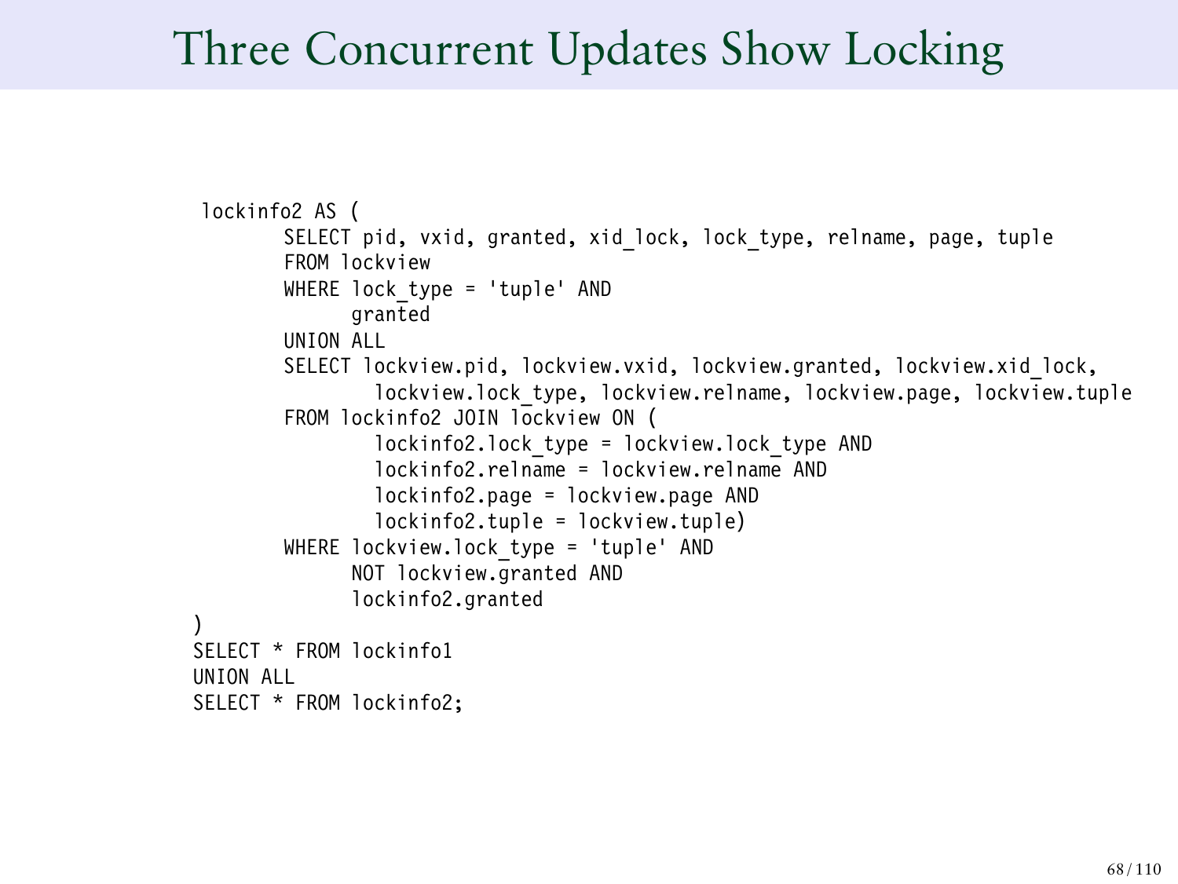# Three Concurrent Updates Show Locking

```
 lockinfo2 AS (
        SELECT pid, vxid, granted, xid_lock, lock_type, relname, page, tuple
        FROM lockview
        WHERE lock_type = 'tuple' AND
              granted
        UNION ALL
        SELECT lockview.pid, lockview.vxid, lockview.granted, lockview.xid_lock,
                lockview.lock_type, lockview.relname, lockview.page, lockview.tuple
        FROM lockinfo2 JOIN lockview ON (
                lockinfo2.lock_type = lockview.lock_type AND
                lockinfo2.relname = lockview.relname AND
                lockinfo2.page = lockview.page AND
                lockinfo2.tuple = lockview.tuple)
        WHERE lockview.lock_type = 'tuple' AND
              NOT lockview.granted AND
              lockinfo2.granted
)
SELECT * FROM lockinfo1
UNION ALL
SELECT * FROM lockinfo2;
```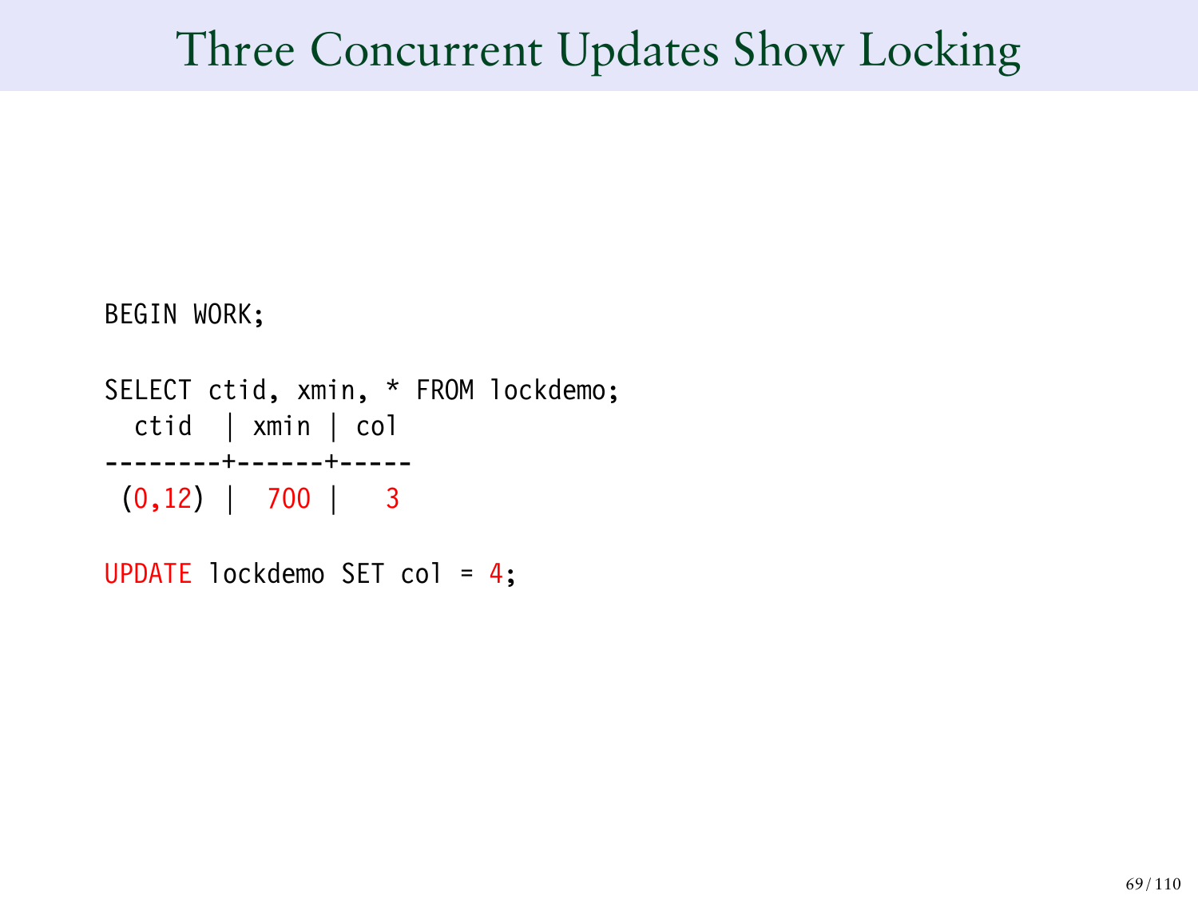# Three Concurrent Updates Show Locking

```
BEGIN WORK;

SELECT ctid, xmin, * FROM lockdemo;
  ctid  | xmin | col
--------+------+-----
 (0,12) |  700 |   3

UPDATE lockdemo SET col = 4;
```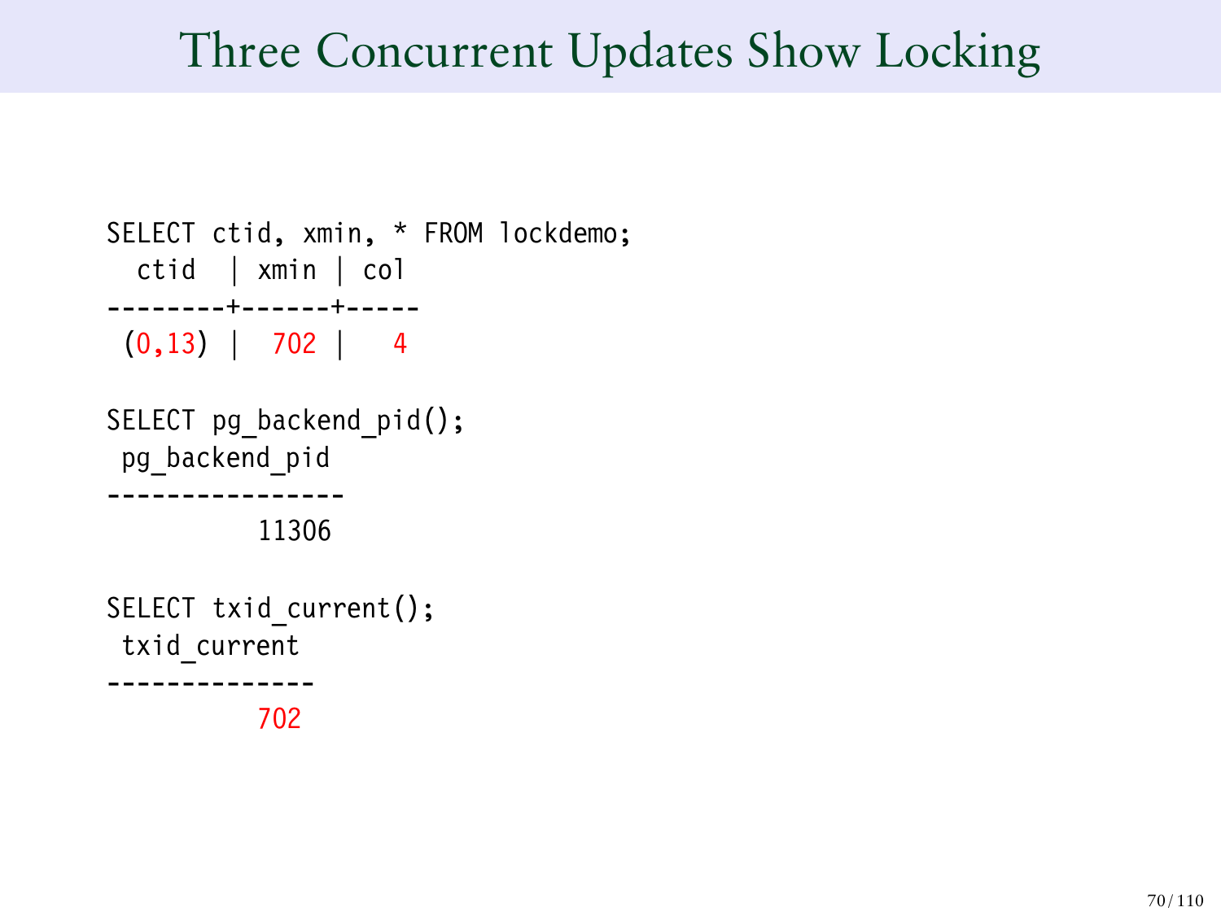# Three Concurrent Updates Show Locking

```
SELECT ctid, xmin, * FROM lockdemo;
  ctid  | xmin | col
--------+------+-----
 (0,13) |  702 |   4

SELECT pg_backend_pid();
 pg_backend_pid
----------------
          11306

SELECT txid_current();
 txid_current
--------------
          702
```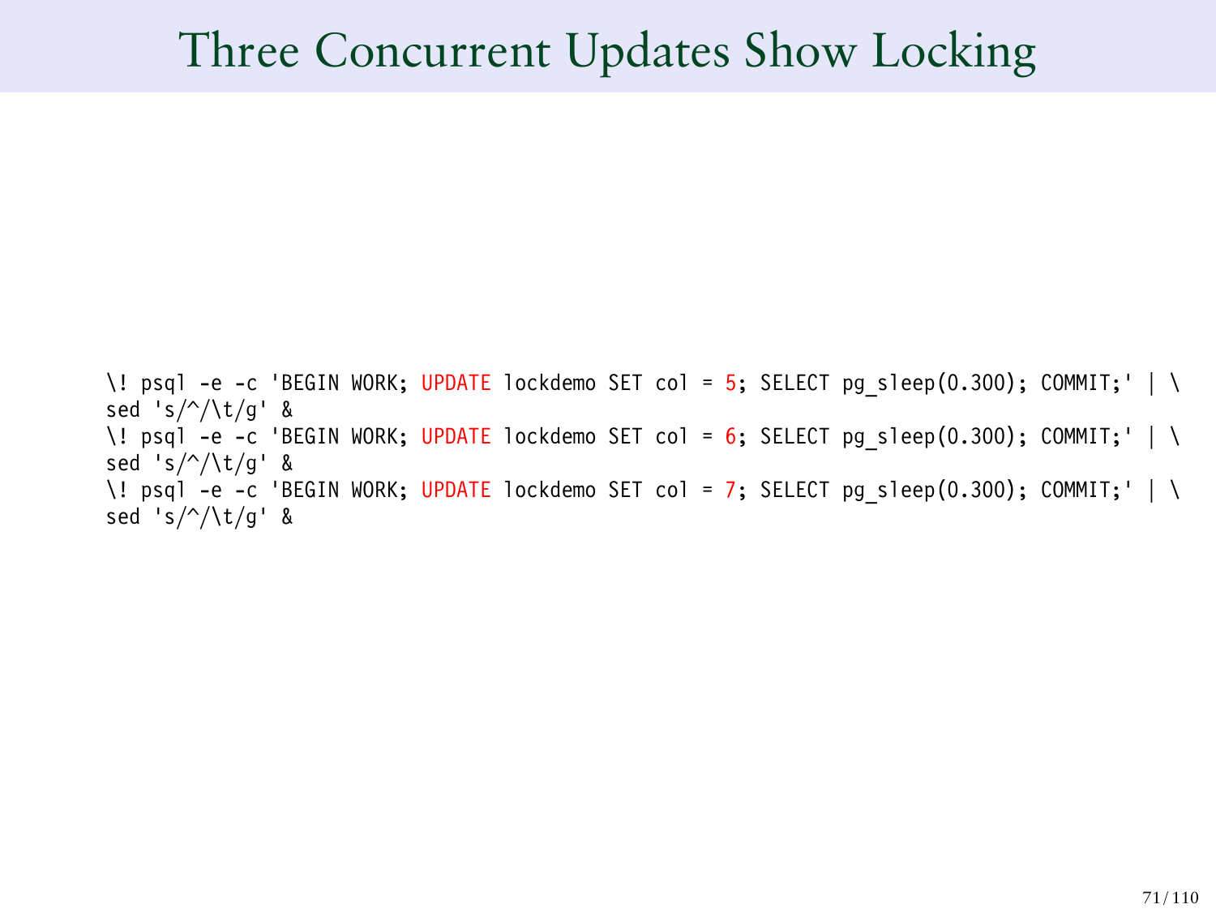# Three Concurrent Updates Show Locking

```
\! psql -e -c 'BEGIN WORK; UPDATE lockdemo SET col = 5; SELECT pg_sleep(0.300); COMMIT;' | \
sed 's/^/\t/g' &
\! psql -e -c 'BEGIN WORK; UPDATE lockdemo SET col = 6; SELECT pg_sleep(0.300); COMMIT;' | \
sed 's/^/\t/g' &
\! psql -e -c 'BEGIN WORK; UPDATE lockdemo SET col = 7; SELECT pg_sleep(0.300); COMMIT;' | \
sed 's/^/\t/g' &
```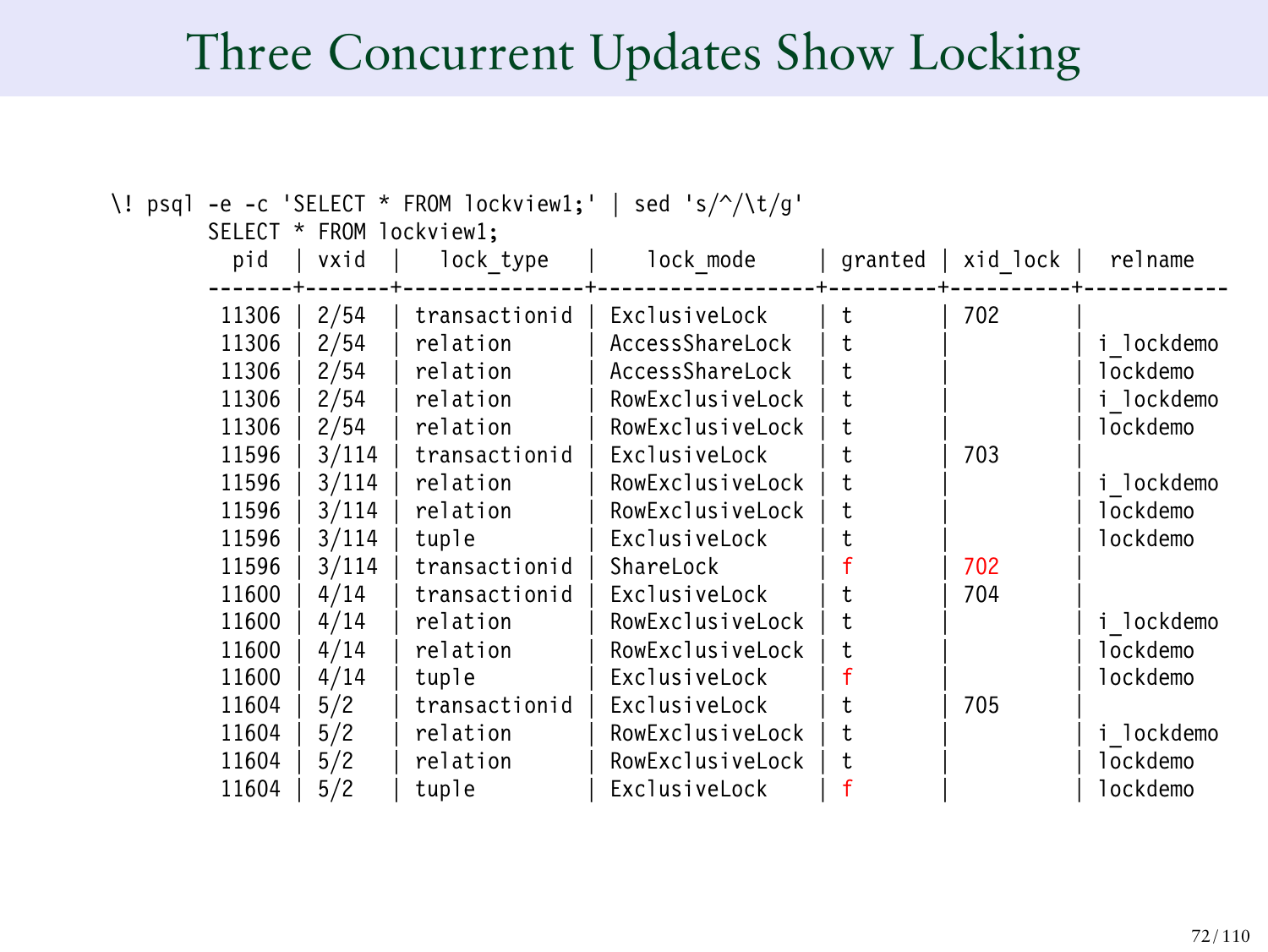# Three Concurrent Updates Show Locking

```
\! psql -e -c 'SELECT * FROM lockview1;' | sed 's/^/\t/g'
        SELECT * FROM lockview1;
          pid  | vxid  |   lock_type   |    lock_mode     | granted | xid_lock |  relname
        -------+-------+---------------+------------------+---------+----------+------------
         11306 | 2/54  | transactionid | ExclusiveLock    | t       | 702      |
         11306 | 2/54  | relation      | AccessShareLock  | t       |          | i_lockdemo
         11306 | 2/54  | relation      | AccessShareLock  | t       |          | lockdemo
         11306 | 2/54  | relation      | RowExclusiveLock | t       |          | i_lockdemo
         11306 | 2/54  | relation      | RowExclusiveLock | t       |          | lockdemo
         11596 | 3/114 | transactionid | ExclusiveLock    | t       | 703      |
         11596 | 3/114 | relation      | RowExclusiveLock | t       |          | i_lockdemo
         11596 | 3/114 | relation      | RowExclusiveLock | t       |          | lockdemo
         11596 | 3/114 | tuple         | ExclusiveLock    | t       |          | lockdemo
         11596 | 3/114 | transactionid | ShareLock        | f       | 702      |
         11600 | 4/14  | transactionid | ExclusiveLock    | t       | 704      |
         11600 | 4/14  | relation      | RowExclusiveLock | t       |          | i_lockdemo
         11600 | 4/14  | relation      | RowExclusiveLock | t       |          | lockdemo
         11600 | 4/14  | tuple         | ExclusiveLock    | f       |          | lockdemo
         11604 | 5/2   | transactionid | ExclusiveLock    | t       | 705      |
         11604 | 5/2   | relation      | RowExclusiveLock | t       |          | i_lockdemo
         11604 | 5/2   | relation      | RowExclusiveLock | t       |          | lockdemo
         11604 | 5/2   | tuple         | ExclusiveLock    | f       |          | lockdemo
```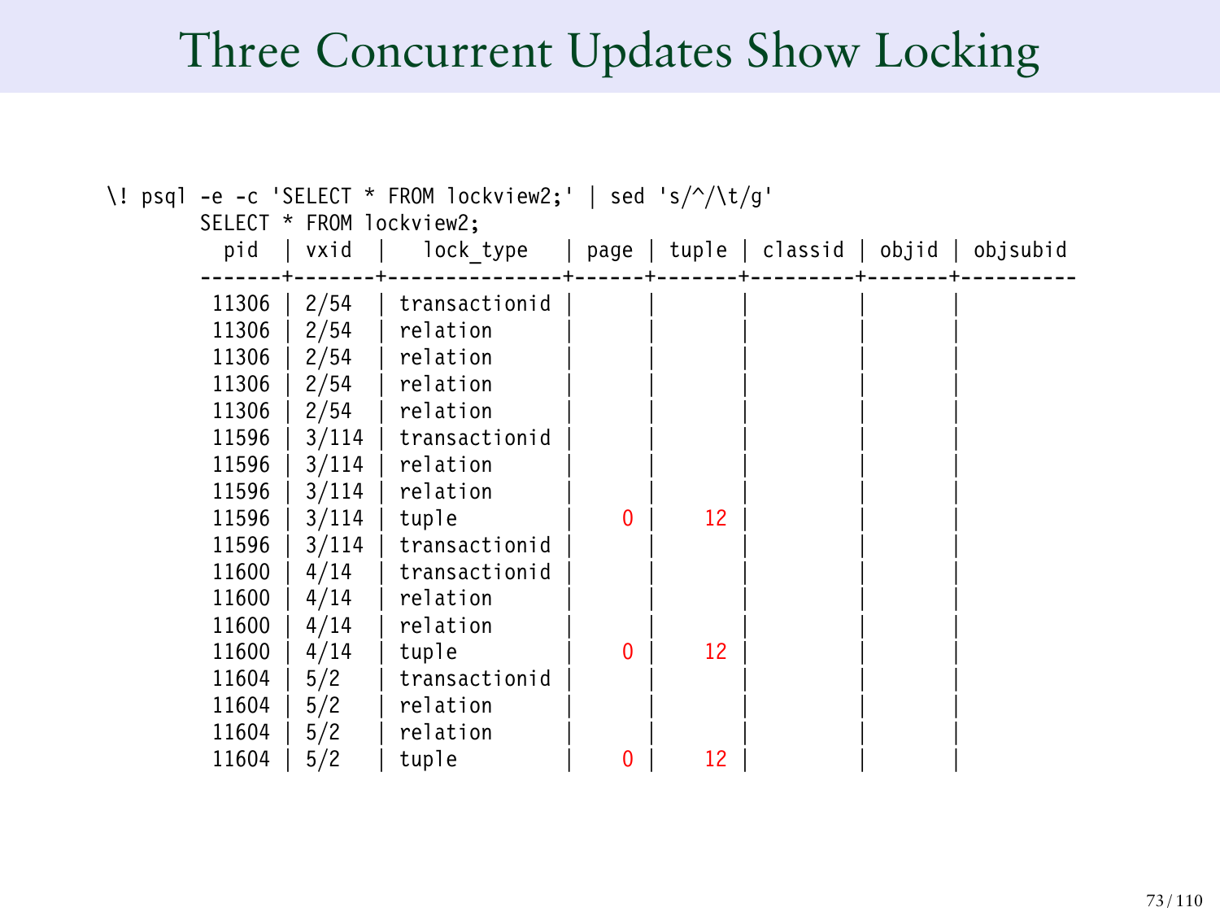# Three Concurrent Updates Show Locking

```
\! psql -e -c 'SELECT * FROM lockview2;' | sed 's/^/\t/g'
        SELECT * FROM lockview2;
          pid  | vxid  |   lock_type   | page | tuple | classid | objid | objsubid
        -------+-------+---------------+------+-------+---------+-------+----------
         11306 | 2/54  | transactionid |      |       |         |       |
         11306 | 2/54  | relation      |      |       |         |       |
         11306 | 2/54  | relation      |      |       |         |       |
         11306 | 2/54  | relation      |      |       |         |       |
         11306 | 2/54  | relation      |      |       |         |       |
         11596 | 3/114 | transactionid |      |       |         |       |
         11596 | 3/114 | relation      |      |       |         |       |
         11596 | 3/114 | relation      |      |       |         |       |
         11596 | 3/114 | tuple         |    0 |    12 |         |       |
         11596 | 3/114 | transactionid |      |       |         |       |
         11600 | 4/14  | transactionid |      |       |         |       |
         11600 | 4/14  | relation      |      |       |         |       |
         11600 | 4/14  | relation      |      |       |         |       |
         11600 | 4/14  | tuple         |    0 |    12 |         |       |
         11604 | 5/2   | transactionid |      |       |         |       |
         11604 | 5/2   | relation      |      |       |         |       |
         11604 | 5/2   | relation      |      |       |         |       |
         11604 | 5/2   | tuple         |    0 |    12 |         |       |
```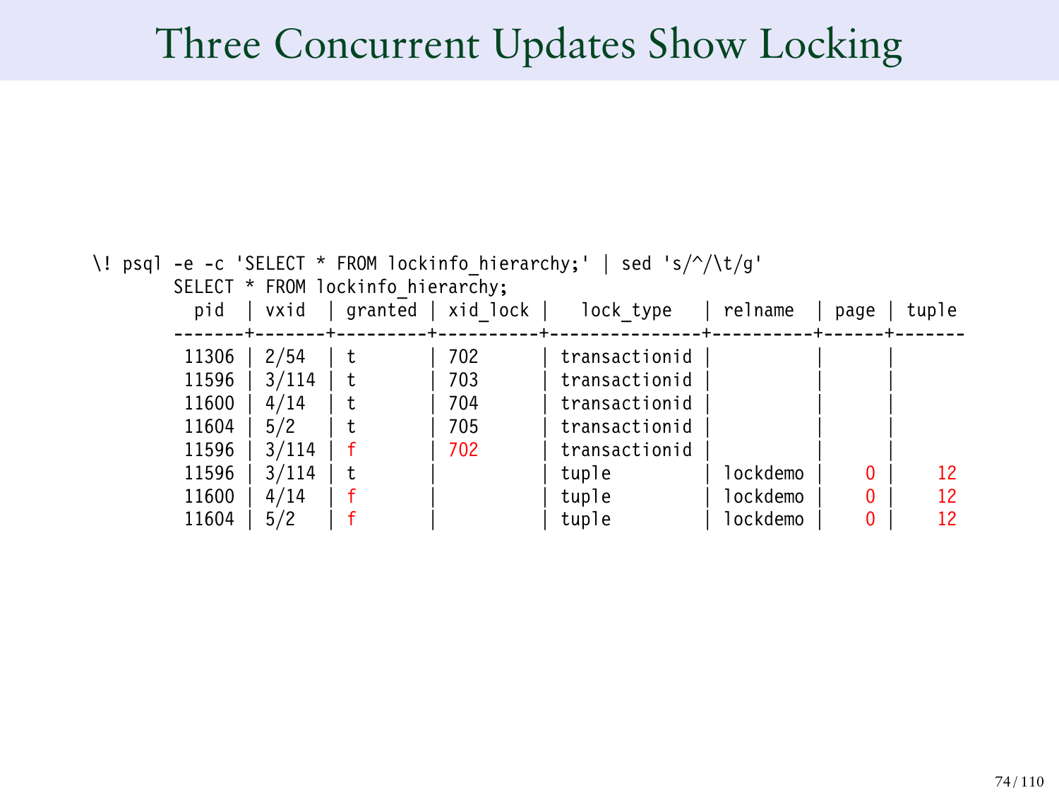# Three Concurrent Updates Show Locking

```
\! psql -e -c 'SELECT * FROM lockinfo_hierarchy;' | sed 's/^/\t/g'
	SELECT * FROM lockinfo_hierarchy;
	  pid  | vxid  | granted | xid_lock |   lock_type   | relname  | page | tuple
	-------+-------+---------+----------+---------------+----------+------+-------
	 11306 | 2/54  | t       | 702      | transactionid |          |      |
	 11596 | 3/114 | t       | 703      | transactionid |          |      |
	 11600 | 4/14  | t       | 704      | transactionid |          |      |
	 11604 | 5/2   | t       | 705      | transactionid |          |      |
	 11596 | 3/114 | f       | 702      | transactionid |          |      |
	 11596 | 3/114 | t       |          | tuple         | lockdemo |    0 |    12
	 11600 | 4/14  | f       |          | tuple         | lockdemo |    0 |    12
	 11604 | 5/2   | f       |          | tuple         | lockdemo |    0 |    12
```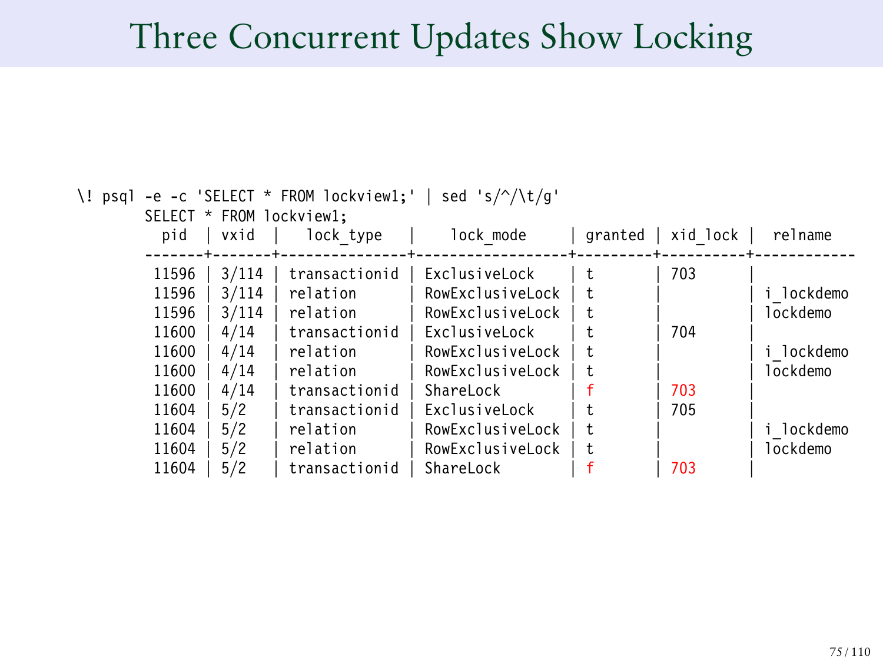# Three Concurrent Updates Show Locking

```
\! psql -e -c 'SELECT * FROM lockview1;' | sed 's/^/\t/g'
        SELECT * FROM lockview1;
          pid  | vxid  |   lock_type   |    lock_mode     | granted | xid_lock |  relname
        -------+-------+---------------+------------------+---------+----------+------------
         11596 | 3/114 | transactionid | ExclusiveLock    | t       | 703      |
         11596 | 3/114 | relation      | RowExclusiveLock | t       |          | i_lockdemo
         11596 | 3/114 | relation      | RowExclusiveLock | t       |          | lockdemo
         11600 | 4/14  | transactionid | ExclusiveLock    | t       | 704      |
         11600 | 4/14  | relation      | RowExclusiveLock | t       |          | i_lockdemo
         11600 | 4/14  | relation      | RowExclusiveLock | t       |          | lockdemo
         11600 | 4/14  | transactionid | ShareLock        | f       | 703      |
         11604 | 5/2   | transactionid | ExclusiveLock    | t       | 705      |
         11604 | 5/2   | relation      | RowExclusiveLock | t       |          | i_lockdemo
         11604 | 5/2   | relation      | RowExclusiveLock | t       |          | lockdemo
         11604 | 5/2   | transactionid | ShareLock        | f       | 703      |
```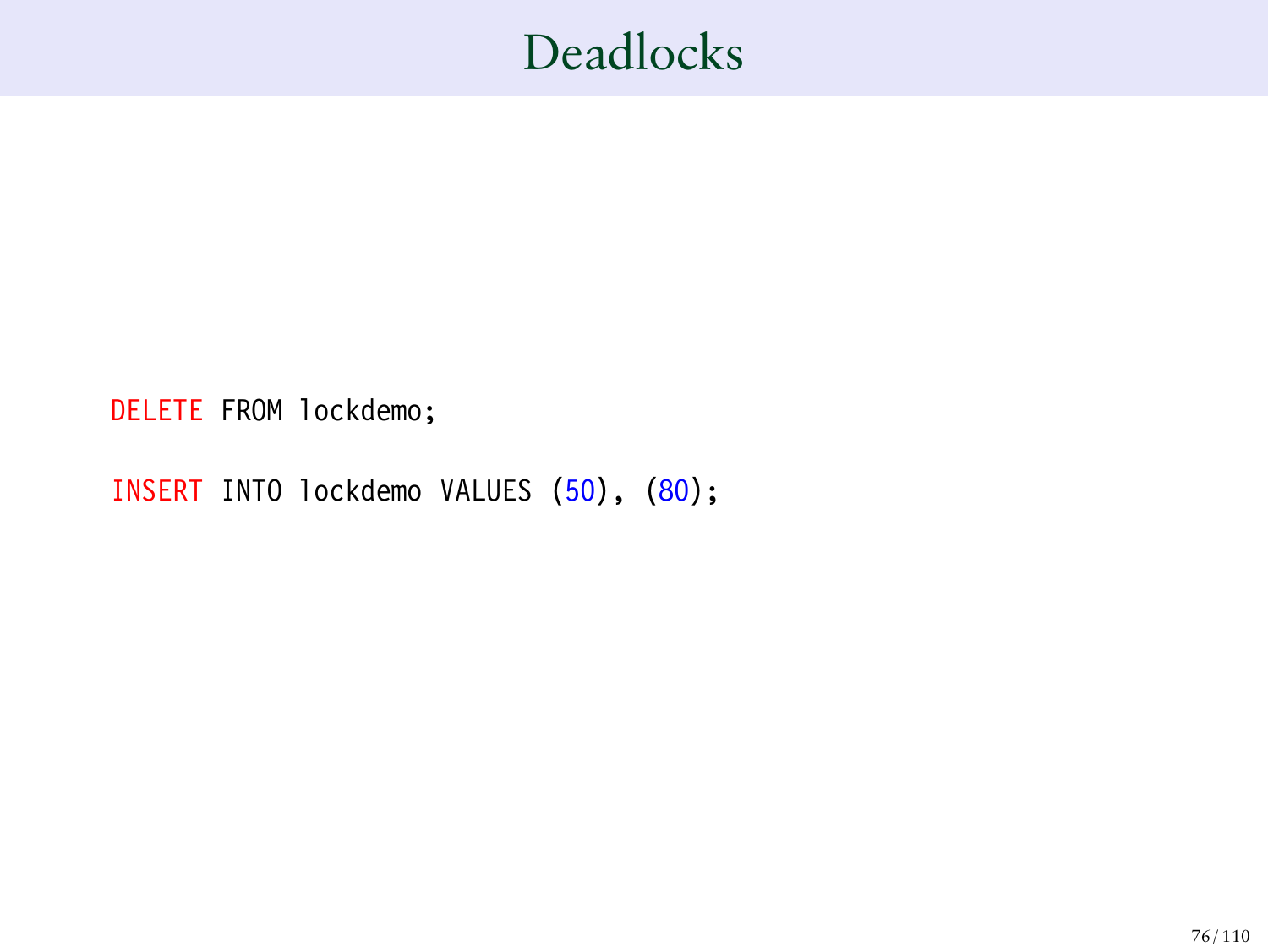# Deadlocks

```
DELETE FROM lockdemo;

INSERT INTO lockdemo VALUES (50), (80);
```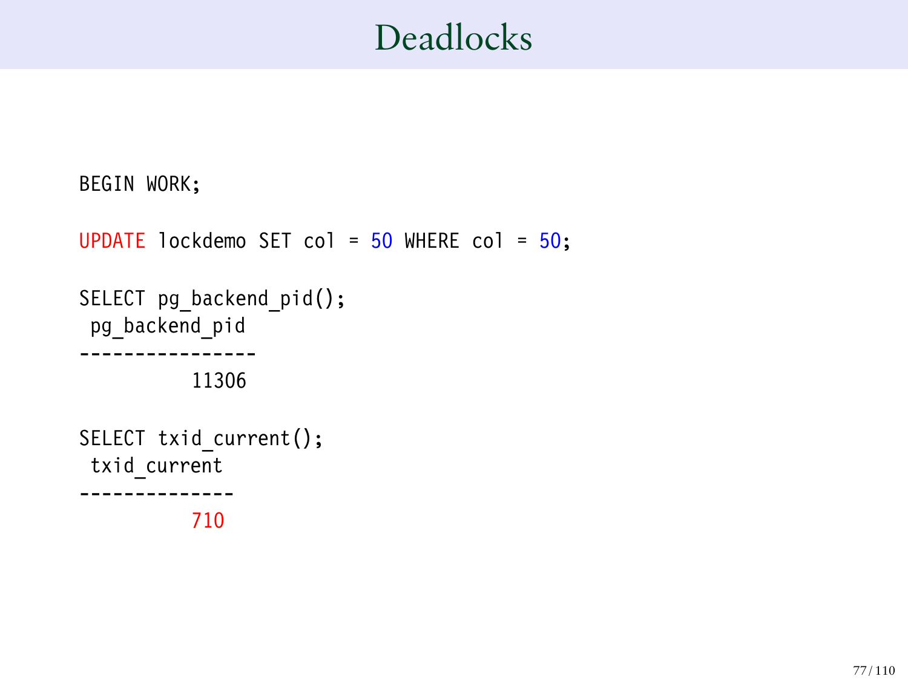# Deadlocks

```
BEGIN WORK;

UPDATE lockdemo SET col = 50 WHERE col = 50;

SELECT pg_backend_pid();
 pg_backend_pid
----------------
          11306

SELECT txid_current();
 txid_current
--------------
          710
```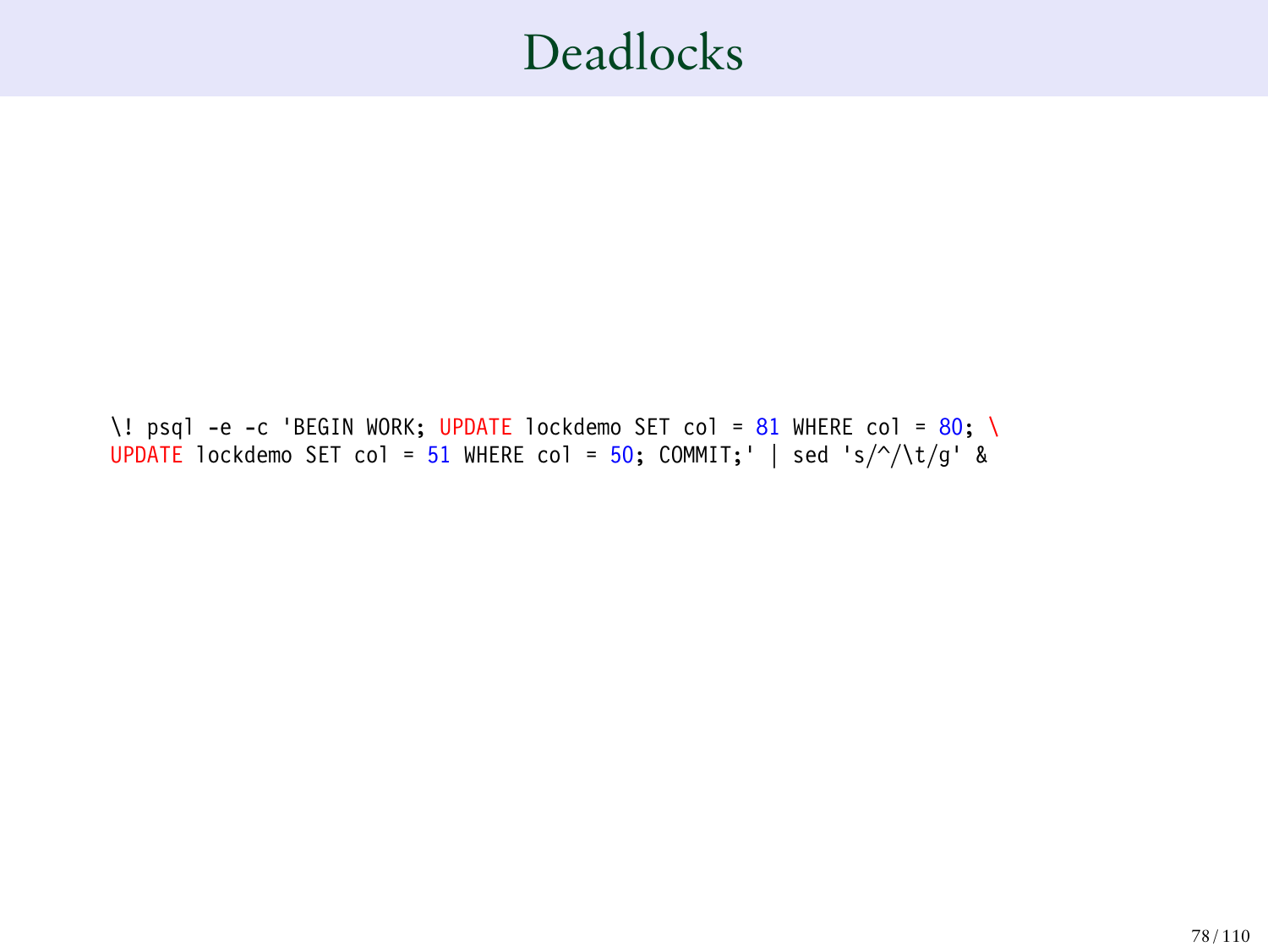# Deadlocks

```
\! psql -e -c 'BEGIN WORK; UPDATE lockdemo SET col = 81 WHERE col = 80; \
UPDATE lockdemo SET col = 51 WHERE col = 50; COMMIT;' | sed 's/^/\t/g' &
```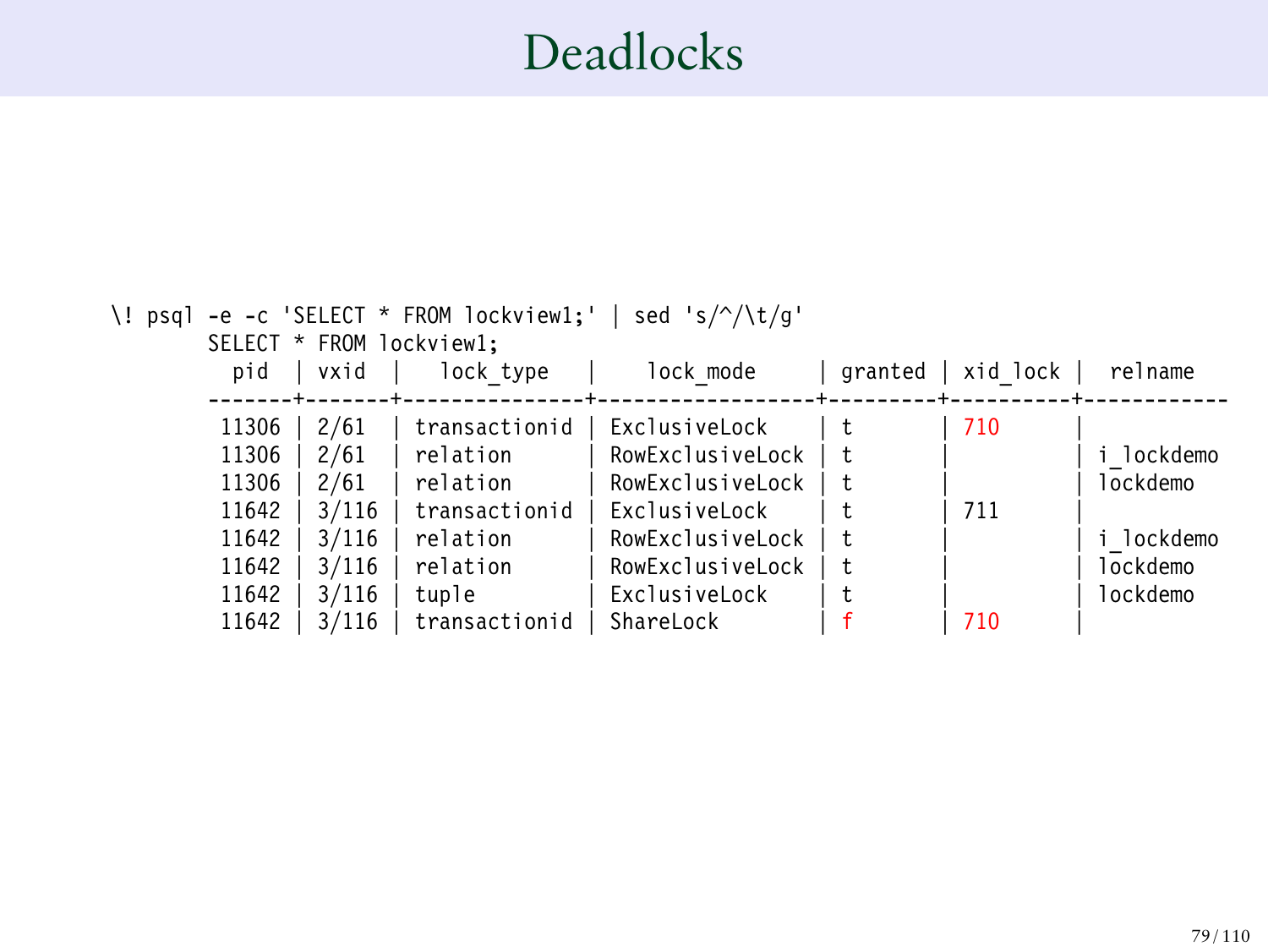# Deadlocks

```
\! psql -e -c 'SELECT * FROM lockview1;' | sed 's/^/\t/g'
        SELECT * FROM lockview1;
          pid  | vxid  |   lock_type   |    lock_mode     | granted | xid_lock |  relname
        -------+-------+---------------+------------------+---------+----------+------------
         11306 | 2/61  | transactionid | ExclusiveLock    | t       | 710      |
         11306 | 2/61  | relation      | RowExclusiveLock | t       |          | i_lockdemo
         11306 | 2/61  | relation      | RowExclusiveLock | t       |          | lockdemo
         11642 | 3/116 | transactionid | ExclusiveLock    | t       | 711      |
         11642 | 3/116 | relation      | RowExclusiveLock | t       |          | i_lockdemo
         11642 | 3/116 | relation      | RowExclusiveLock | t       |          | lockdemo
         11642 | 3/116 | tuple         | ExclusiveLock    | t       |          | lockdemo
         11642 | 3/116 | transactionid | ShareLock        | f       | 710      |
```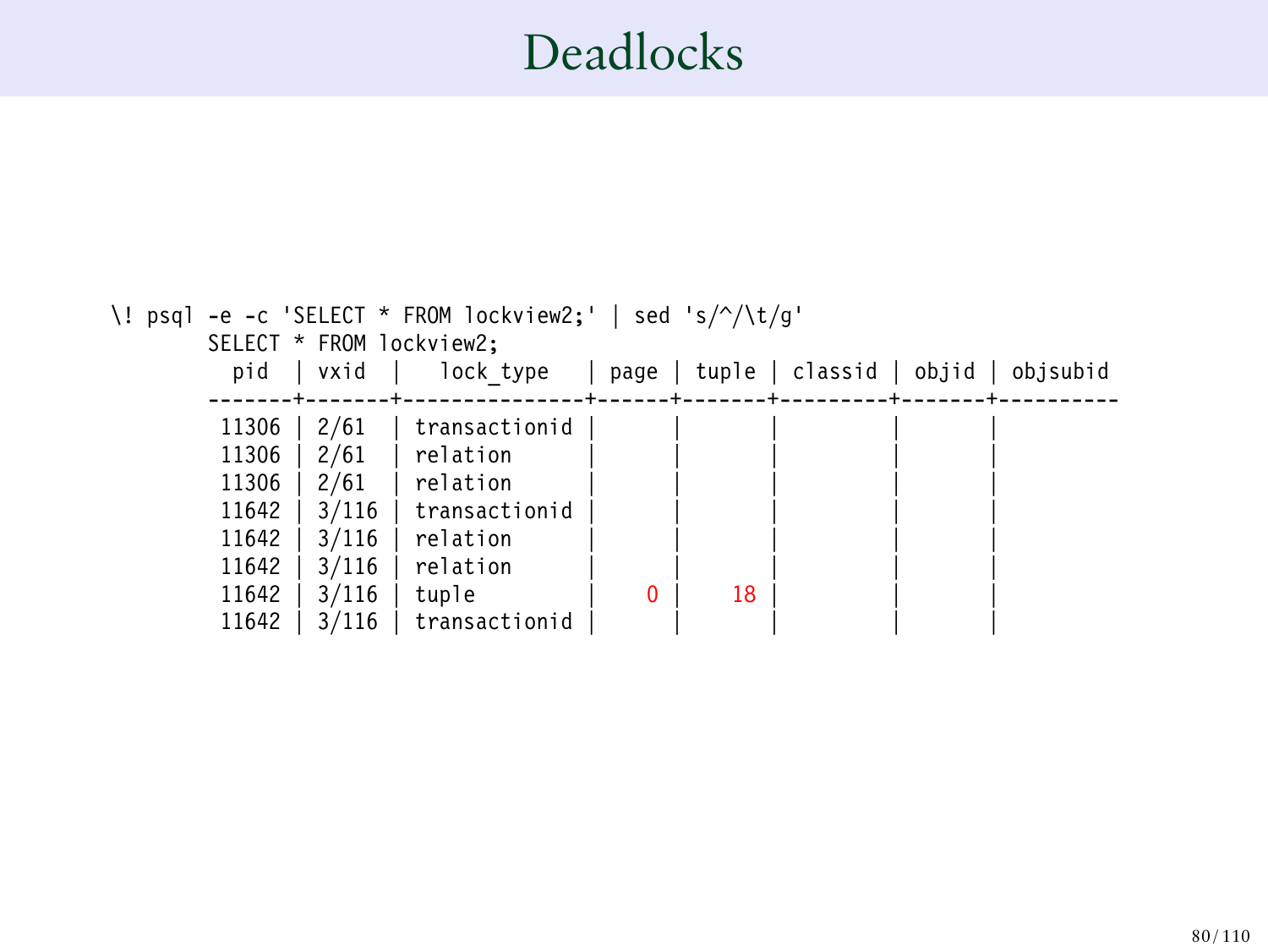# Deadlocks

```
\! psql -e -c 'SELECT * FROM lockview2;' | sed 's/^/\t/g'
        SELECT * FROM lockview2;
          pid  | vxid  |   lock_type   | page | tuple | classid | objid | objsubid
        -------+-------+---------------+------+-------+---------+-------+----------
         11306 | 2/61  | transactionid |      |       |         |       |
         11306 | 2/61  | relation      |      |       |         |       |
         11306 | 2/61  | relation      |      |       |         |       |
         11642 | 3/116 | transactionid |      |       |         |       |
         11642 | 3/116 | relation      |      |       |         |       |
         11642 | 3/116 | relation      |      |       |         |       |
         11642 | 3/116 | tuple         |    0 |    18 |         |       |
         11642 | 3/116 | transactionid |      |       |         |       |
```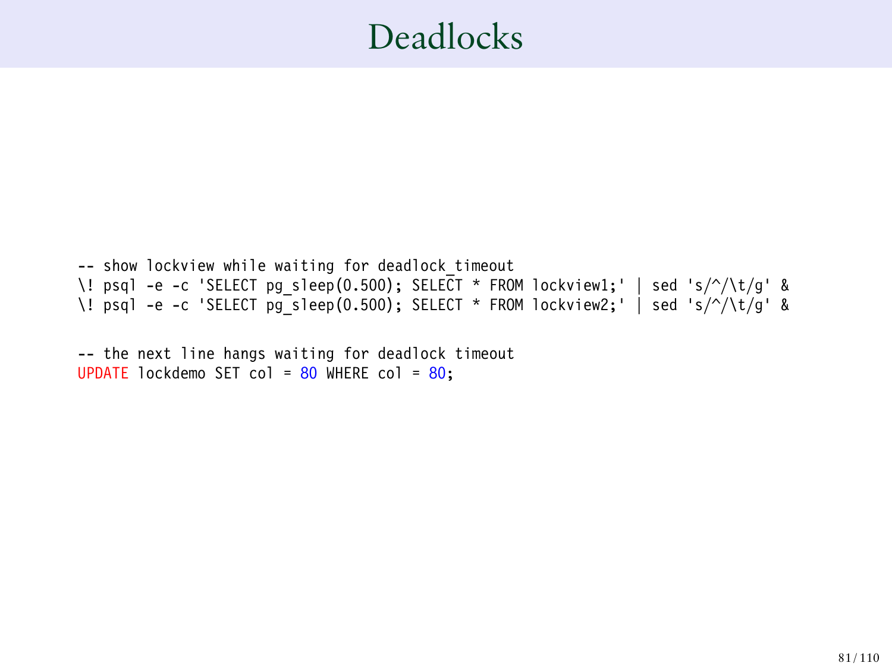# Deadlocks

```
-- show lockview while waiting for deadlock_timeout
\! psql -e -c 'SELECT pg_sleep(0.500); SELECT * FROM lockview1;' | sed 's/^/\t/g' &
\! psql -e -c 'SELECT pg_sleep(0.500); SELECT * FROM lockview2;' | sed 's/^/\t/g' &

-- the next line hangs waiting for deadlock timeout
UPDATE lockdemo SET col = 80 WHERE col = 80;
```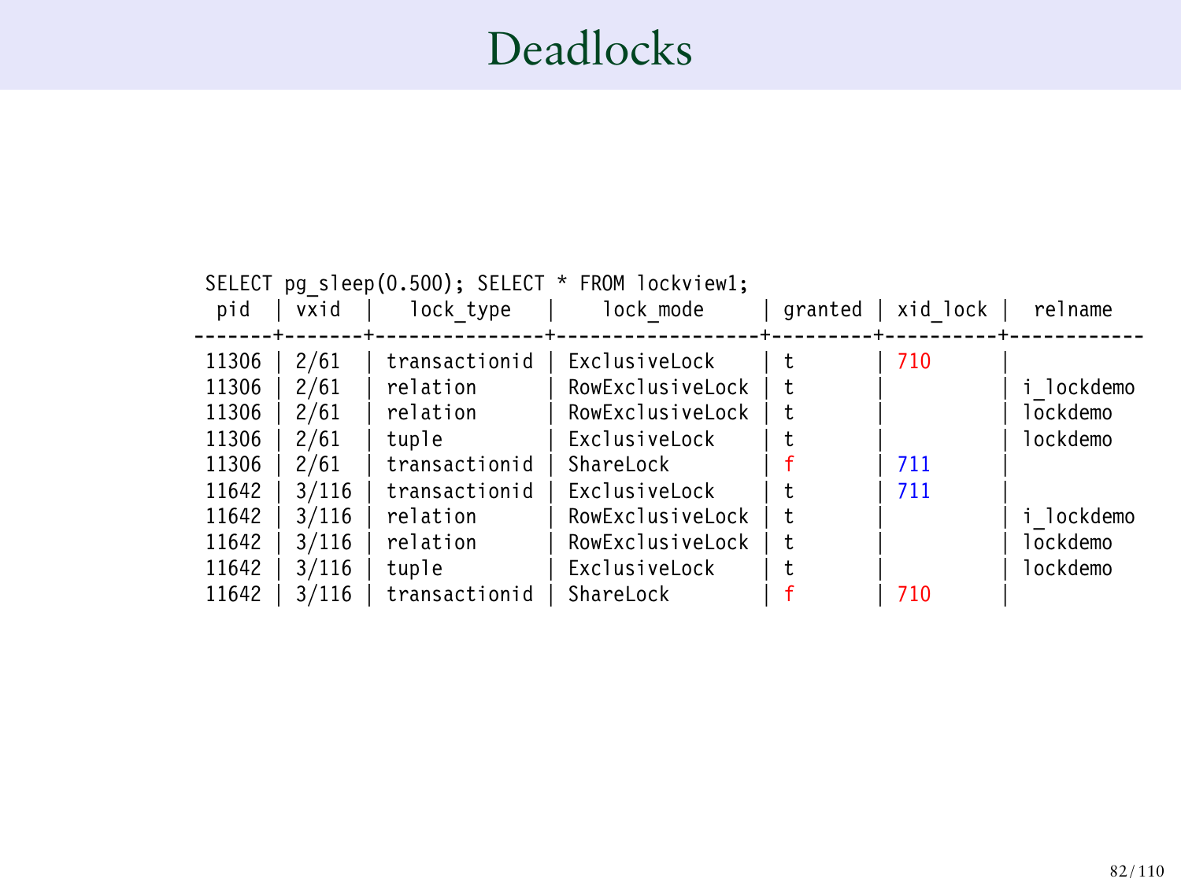# Deadlocks

```
SELECT pg_sleep(0.500); SELECT * FROM lockview1;
  pid  | vxid  |   lock_type   |    lock_mode     | granted | xid_lock |  relname
-------+-------+---------------+------------------+---------+----------+------------
 11306 | 2/61  | transactionid | ExclusiveLock    | t       | 710      |
 11306 | 2/61  | relation      | RowExclusiveLock | t       |          | i_lockdemo
 11306 | 2/61  | relation      | RowExclusiveLock | t       |          | lockdemo
 11306 | 2/61  | tuple         | ExclusiveLock    | t       |          | lockdemo
 11306 | 2/61  | transactionid | ShareLock        | f       | 711      |
 11642 | 3/116 | transactionid | ExclusiveLock    | t       | 711      |
 11642 | 3/116 | relation      | RowExclusiveLock | t       |          | i_lockdemo
 11642 | 3/116 | relation      | RowExclusiveLock | t       |          | lockdemo
 11642 | 3/116 | tuple         | ExclusiveLock    | t       |          | lockdemo
 11642 | 3/116 | transactionid | ShareLock        | f       | 710      |
```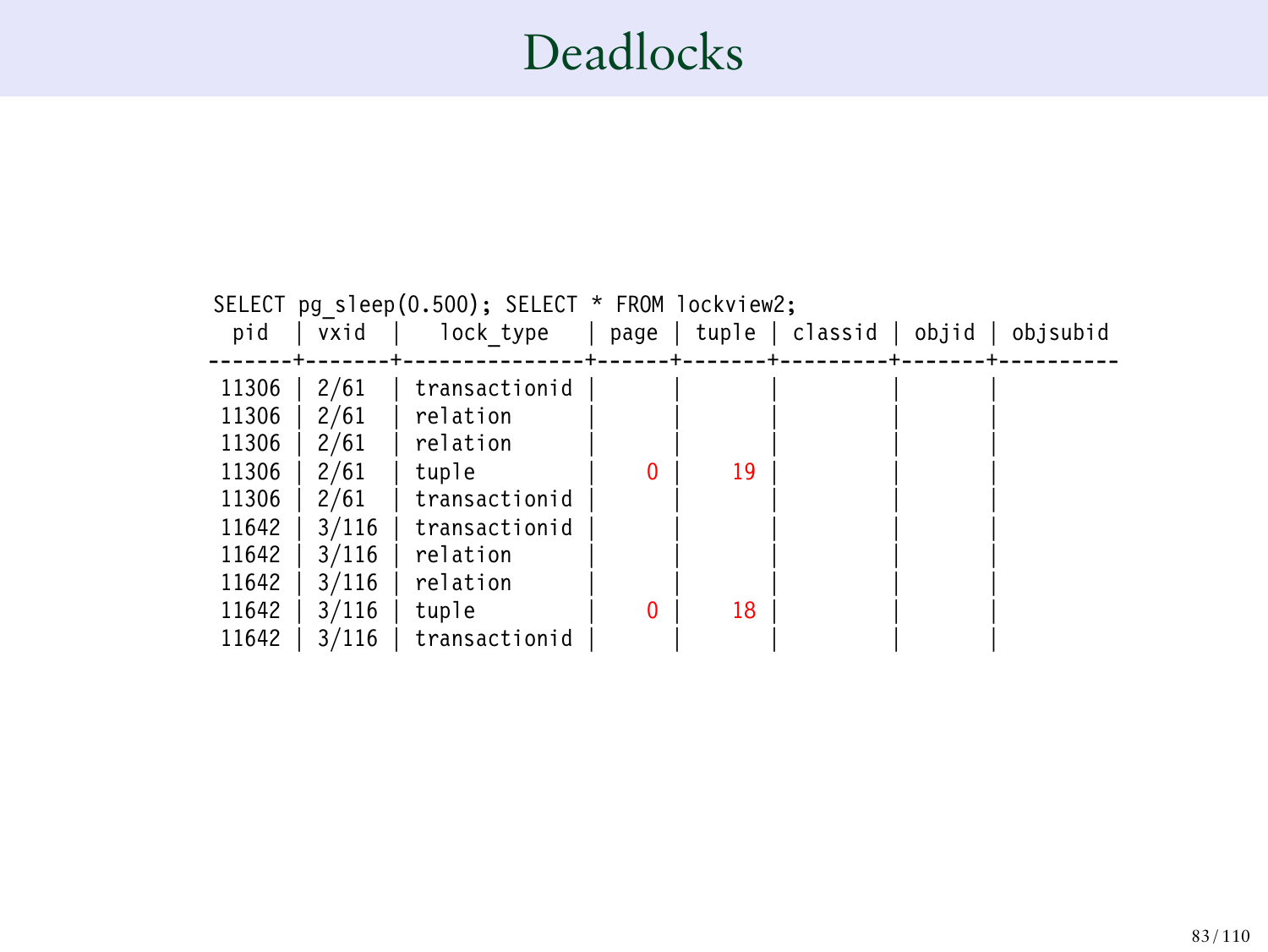# Deadlocks

```
SELECT pg_sleep(0.500); SELECT * FROM lockview2;
  pid  | vxid  |   lock_type   | page | tuple | classid | objid | objsubid
-------+-------+---------------+------+-------+---------+-------+----------
 11306 | 2/61  | transactionid |      |       |         |       |
 11306 | 2/61  | relation      |      |       |         |       |
 11306 | 2/61  | relation      |      |       |         |       |
 11306 | 2/61  | tuple         |    0 |    19 |         |       |
 11306 | 2/61  | transactionid |      |       |         |       |
 11642 | 3/116 | transactionid |      |       |         |       |
 11642 | 3/116 | relation      |      |       |         |       |
 11642 | 3/116 | relation      |      |       |         |       |
 11642 | 3/116 | tuple         |    0 |    18 |         |       |
 11642 | 3/116 | transactionid |      |       |         |       |
```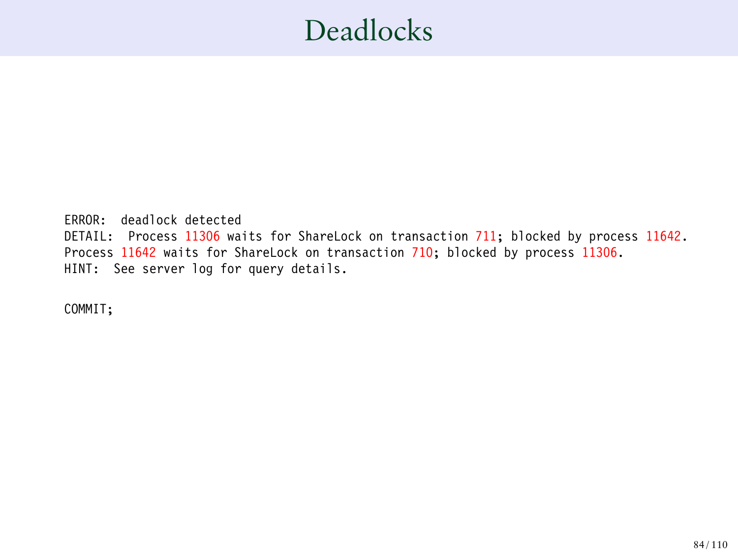# Deadlocks

```
ERROR:  deadlock detected
DETAIL:  Process 11306 waits for ShareLock on transaction 711; blocked by process 11642.
Process 11642 waits for ShareLock on transaction 710; blocked by process 11306.
HINT:  See server log for query details.

COMMIT;
```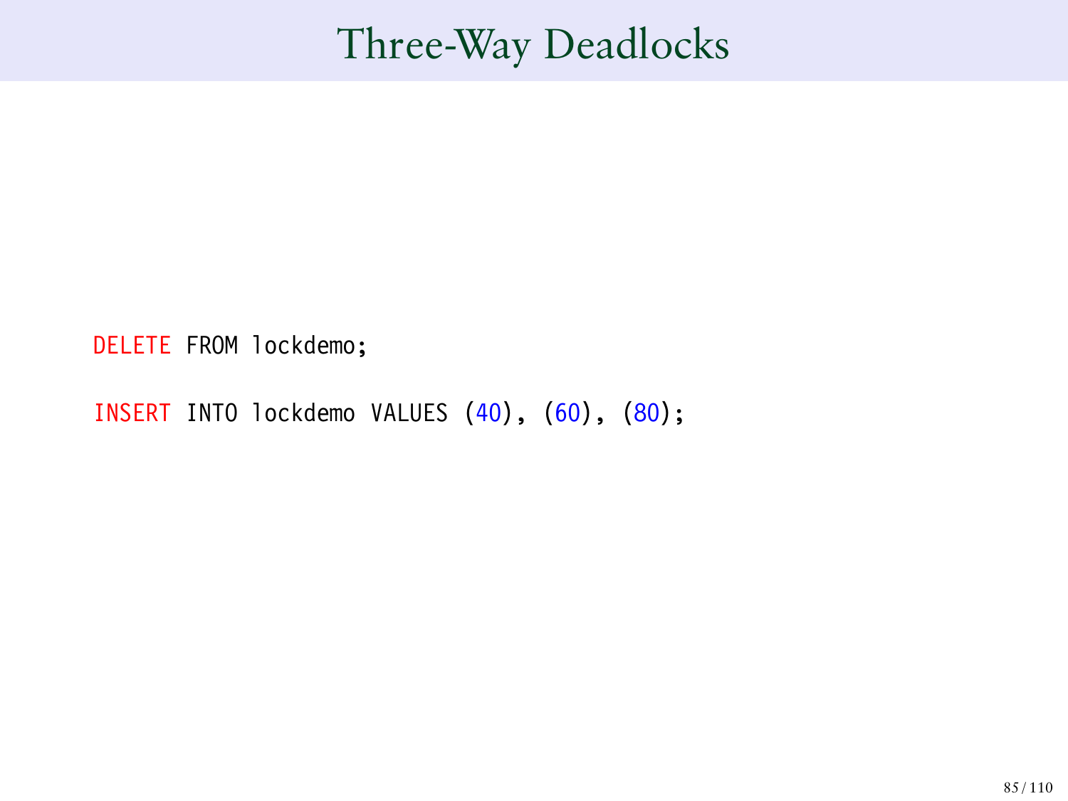# Three-Way Deadlocks

```
DELETE FROM lockdemo;

INSERT INTO lockdemo VALUES (40), (60), (80);
```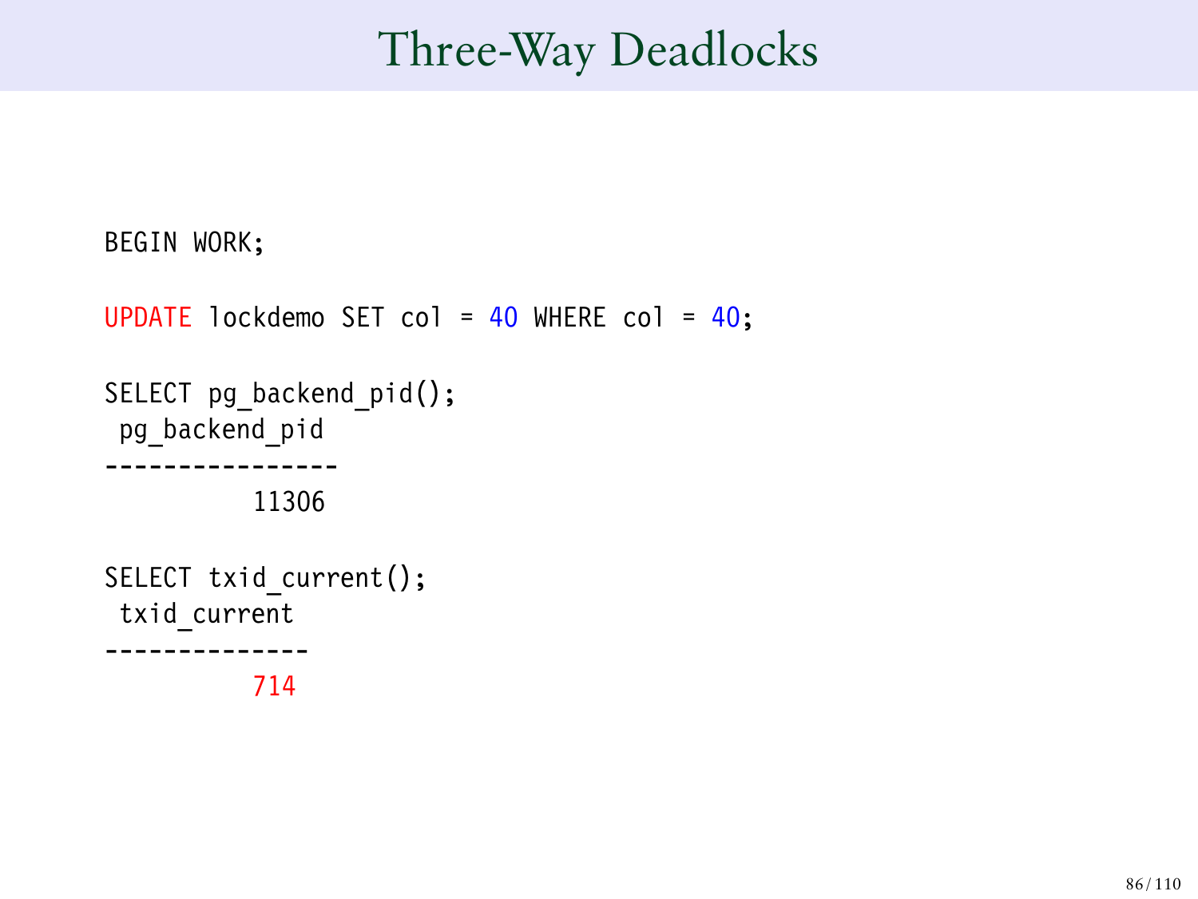# Three-Way Deadlocks

```
BEGIN WORK;

UPDATE lockdemo SET col = 40 WHERE col = 40;

SELECT pg_backend_pid();
 pg_backend_pid
----------------
          11306

SELECT txid_current();
 txid_current
--------------
          714
```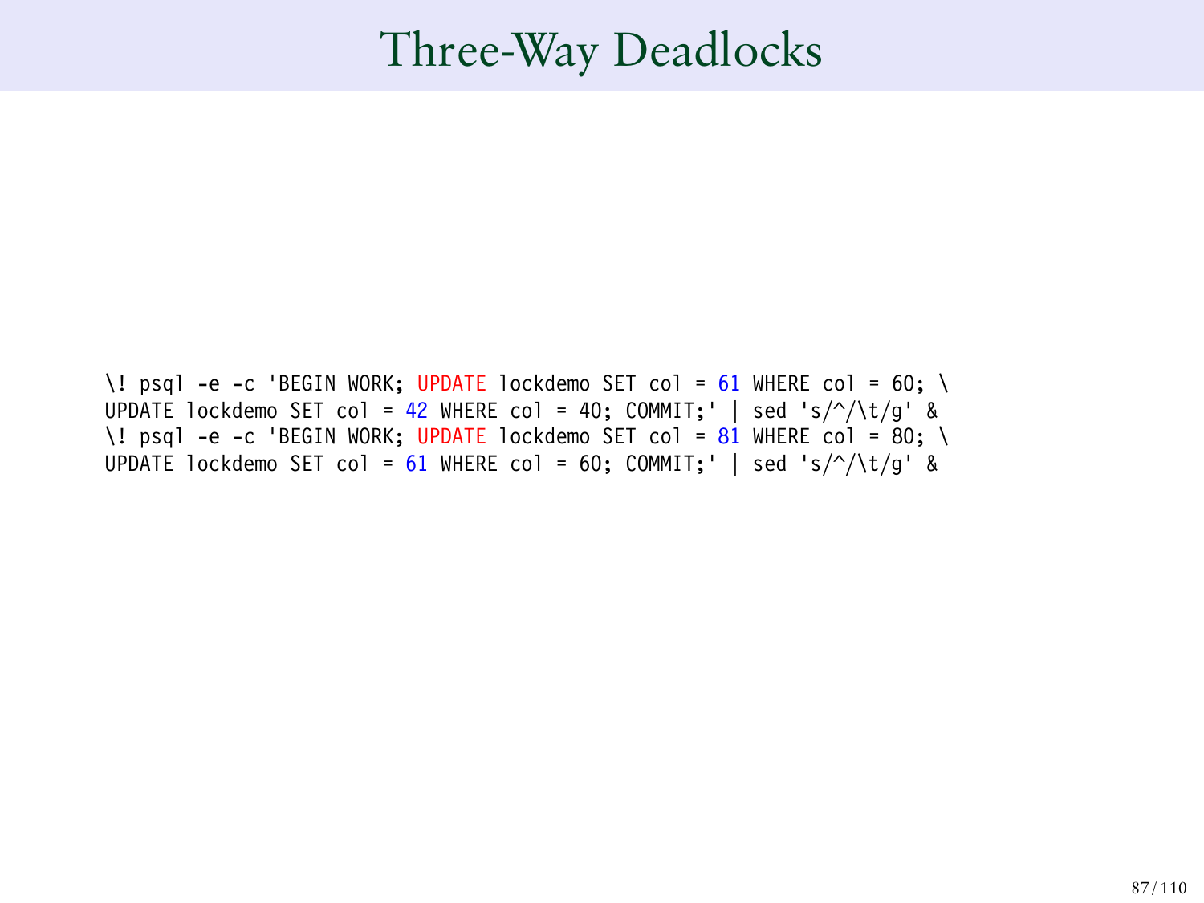# Three-Way Deadlocks

```
\! psql -e -c 'BEGIN WORK; UPDATE lockdemo SET col = 61 WHERE col = 60; \
UPDATE lockdemo SET col = 42 WHERE col = 40; COMMIT;' | sed 's/^/\t/g' &
\! psql -e -c 'BEGIN WORK; UPDATE lockdemo SET col = 81 WHERE col = 80; \
UPDATE lockdemo SET col = 61 WHERE col = 60; COMMIT;' | sed 's/^/\t/g' &
```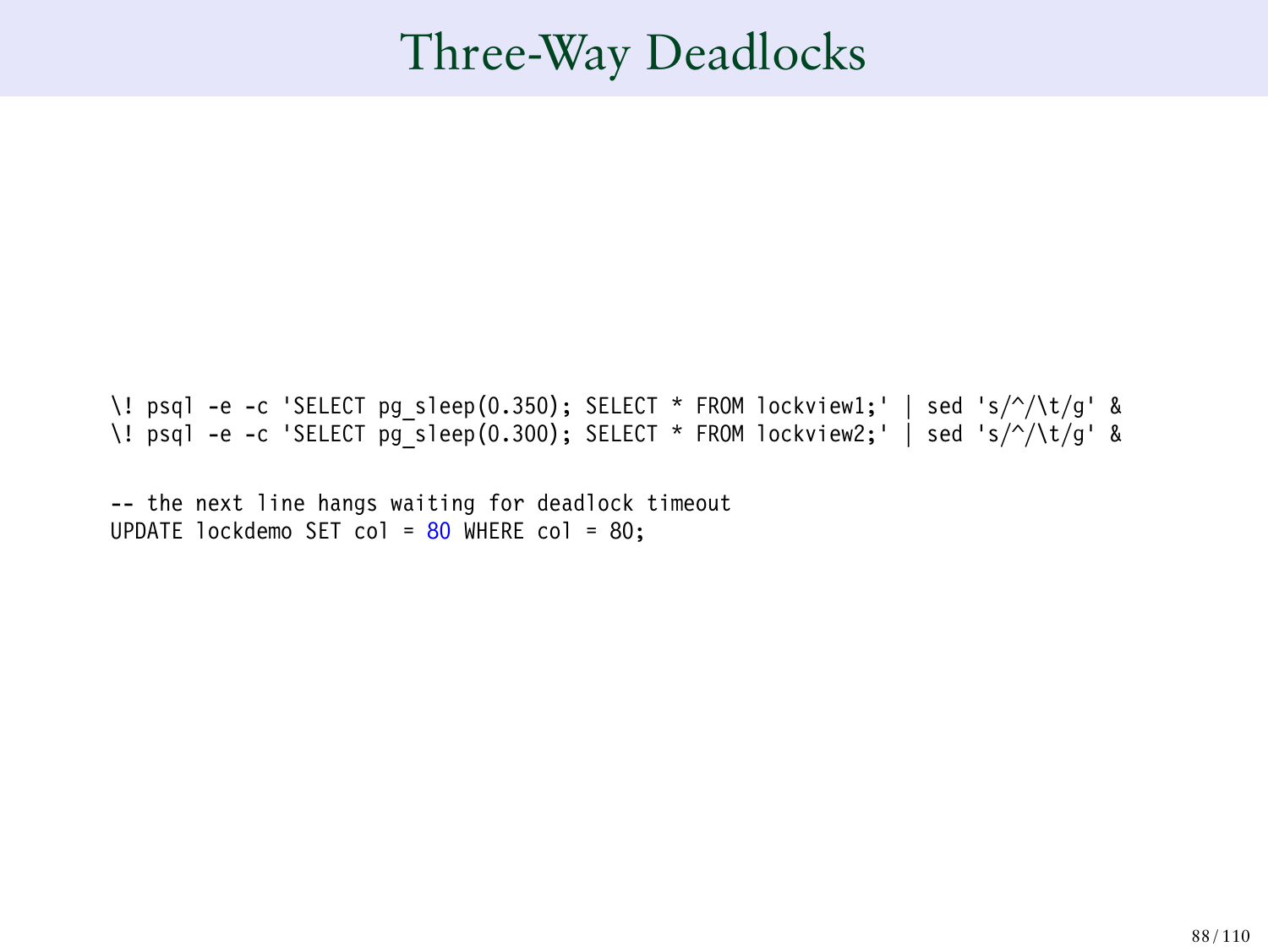# Three-Way Deadlocks

```
\! psql -e -c 'SELECT pg_sleep(0.350); SELECT * FROM lockview1;' | sed 's/^/\t/g' &
\! psql -e -c 'SELECT pg_sleep(0.300); SELECT * FROM lockview2;' | sed 's/^/\t/g' &

-- the next line hangs waiting for deadlock timeout
UPDATE lockdemo SET col = 80 WHERE col = 80;
```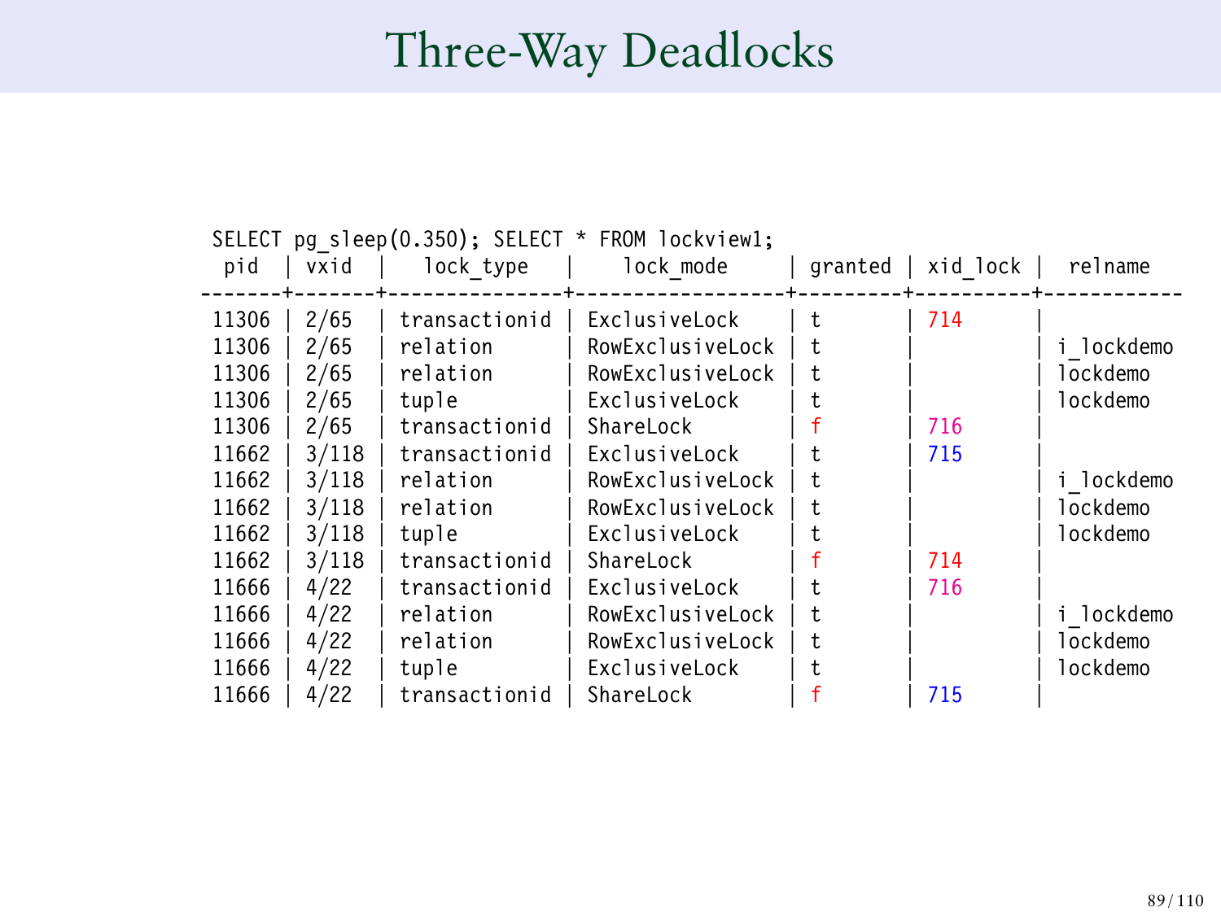# Three-Way Deadlocks

```
SELECT pg_sleep(0.350); SELECT * FROM lockview1;
  pid  | vxid  |   lock_type   |    lock_mode     | granted | xid_lock |  relname
-------+-------+---------------+------------------+---------+----------+------------
 11306 | 2/65  | transactionid | ExclusiveLock    | t       | 714      |
 11306 | 2/65  | relation      | RowExclusiveLock | t       |          | i_lockdemo
 11306 | 2/65  | relation      | RowExclusiveLock | t       |          | lockdemo
 11306 | 2/65  | tuple         | ExclusiveLock    | t       |          | lockdemo
 11306 | 2/65  | transactionid | ShareLock        | f       | 716      |
 11662 | 3/118 | transactionid | ExclusiveLock    | t       | 715      |
 11662 | 3/118 | relation      | RowExclusiveLock | t       |          | i_lockdemo
 11662 | 3/118 | relation      | RowExclusiveLock | t       |          | lockdemo
 11662 | 3/118 | tuple         | ExclusiveLock    | t       |          | lockdemo
 11662 | 3/118 | transactionid | ShareLock        | f       | 714      |
 11666 | 4/22  | transactionid | ExclusiveLock    | t       | 716      |
 11666 | 4/22  | relation      | RowExclusiveLock | t       |          | i_lockdemo
 11666 | 4/22  | relation      | RowExclusiveLock | t       |          | lockdemo
 11666 | 4/22  | tuple         | ExclusiveLock    | t       |          | lockdemo
 11666 | 4/22  | transactionid | ShareLock        | f       | 715      |
```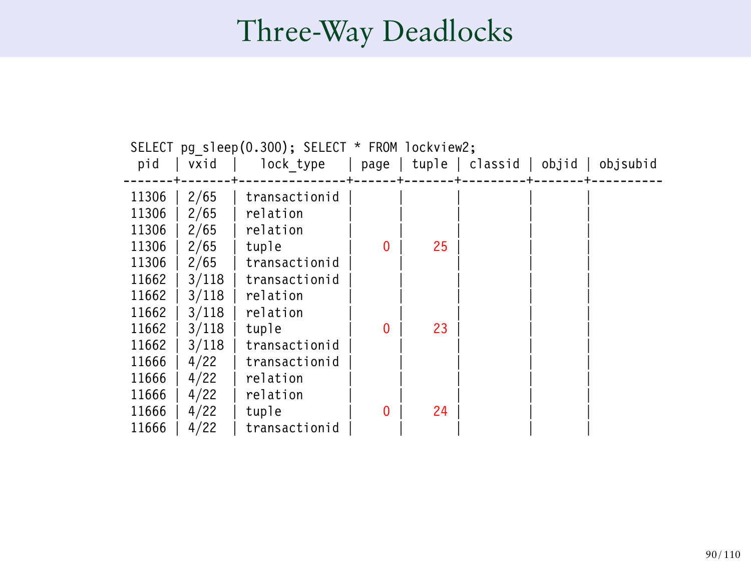# Three-Way Deadlocks

```
SELECT pg_sleep(0.300); SELECT * FROM lockview2;
  pid  | vxid  |   lock_type   | page | tuple | classid | objid | objsubid
-------+-------+---------------+------+-------+---------+-------+----------
 11306 | 2/65  | transactionid |      |       |         |       |
 11306 | 2/65  | relation      |      |       |         |       |
 11306 | 2/65  | relation      |      |       |         |       |
 11306 | 2/65  | tuple         |    0 |    25 |         |       |
 11306 | 2/65  | transactionid |      |       |         |       |
 11662 | 3/118 | transactionid |      |       |         |       |
 11662 | 3/118 | relation      |      |       |         |       |
 11662 | 3/118 | relation      |      |       |         |       |
 11662 | 3/118 | tuple         |    0 |    23 |         |       |
 11662 | 3/118 | transactionid |      |       |         |       |
 11666 | 4/22  | transactionid |      |       |         |       |
 11666 | 4/22  | relation      |      |       |         |       |
 11666 | 4/22  | relation      |      |       |         |       |
 11666 | 4/22  | tuple         |    0 |    24 |         |       |
 11666 | 4/22  | transactionid |      |       |         |       |
```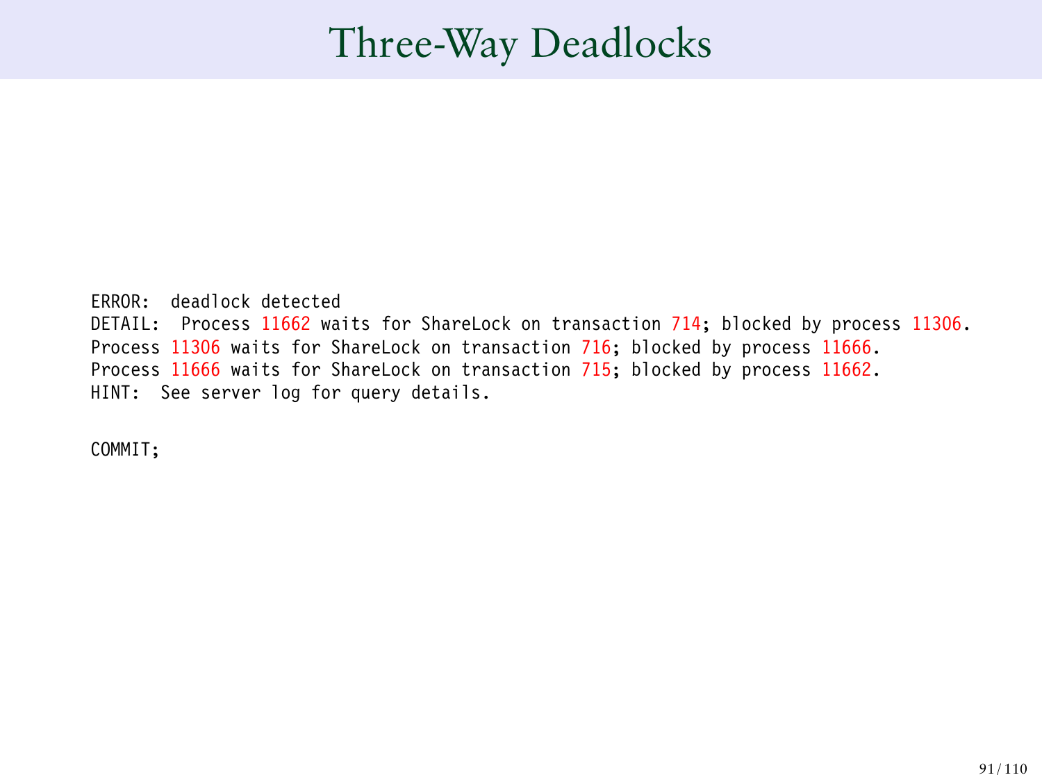# Three-Way Deadlocks

```
ERROR:  deadlock detected
DETAIL:  Process 11662 waits for ShareLock on transaction 714; blocked by process 11306.
Process 11306 waits for ShareLock on transaction 716; blocked by process 11666.
Process 11666 waits for ShareLock on transaction 715; blocked by process 11662.
HINT:  See server log for query details.

COMMIT;
```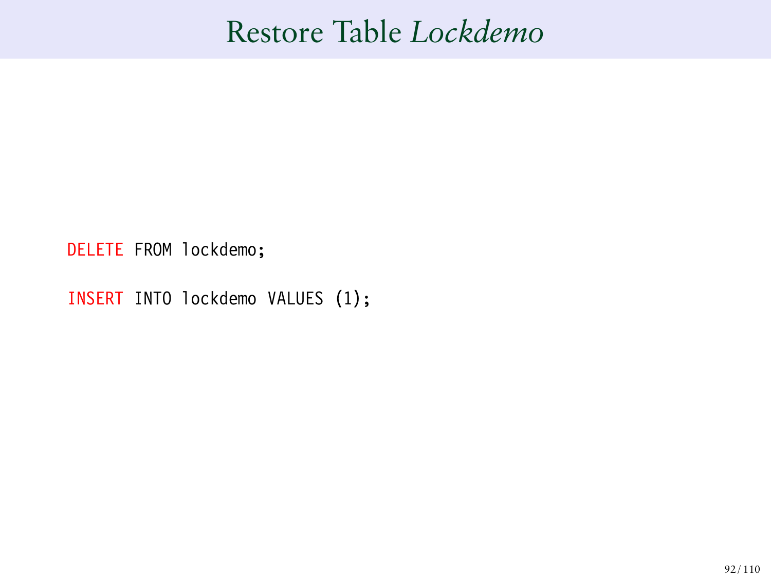# Restore Table *Lockdemo*

```
DELETE FROM lockdemo;

INSERT INTO lockdemo VALUES (1);
```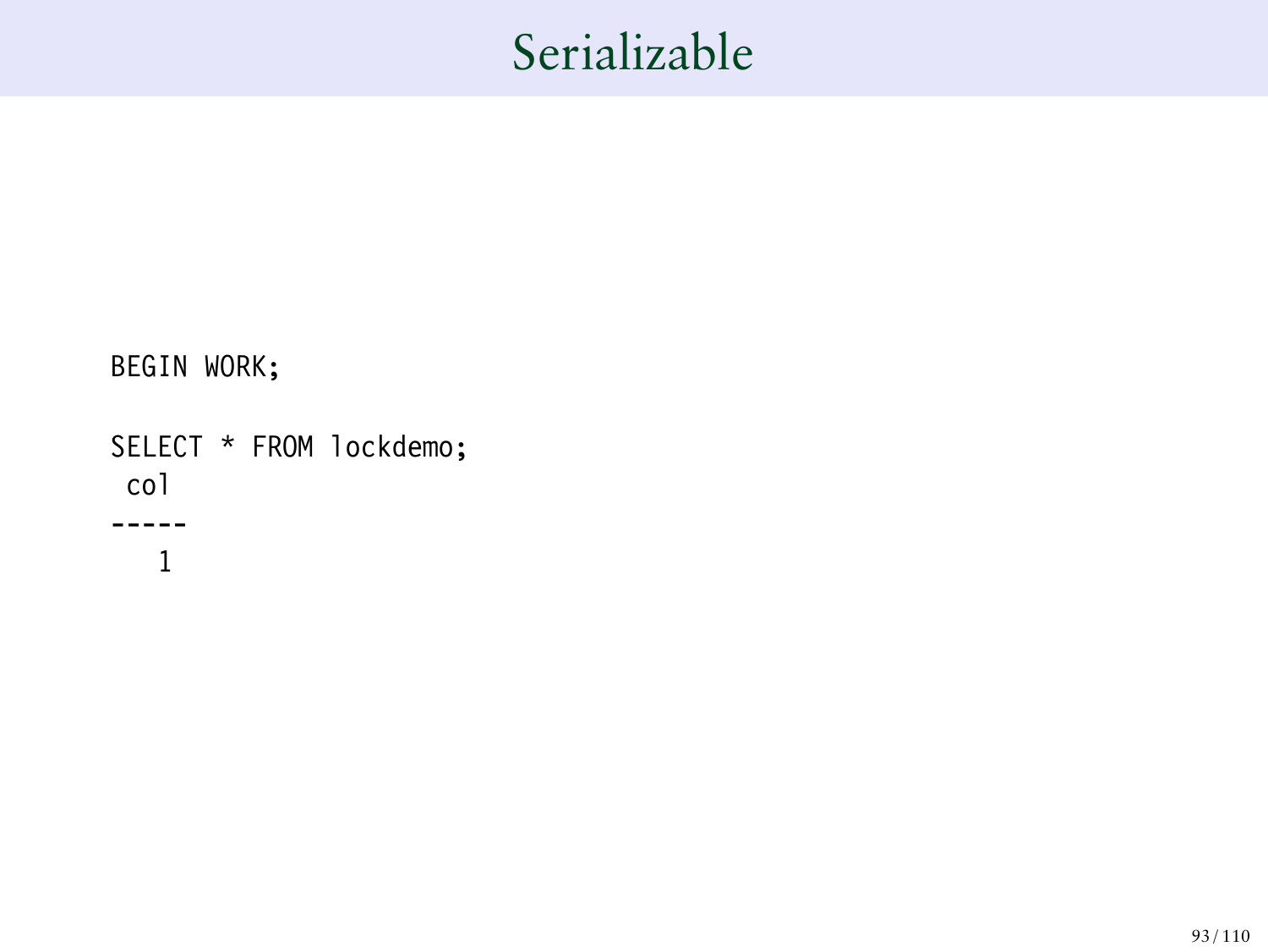# Serializable

```
BEGIN WORK;

SELECT * FROM lockdemo;
 col
-----
   1
```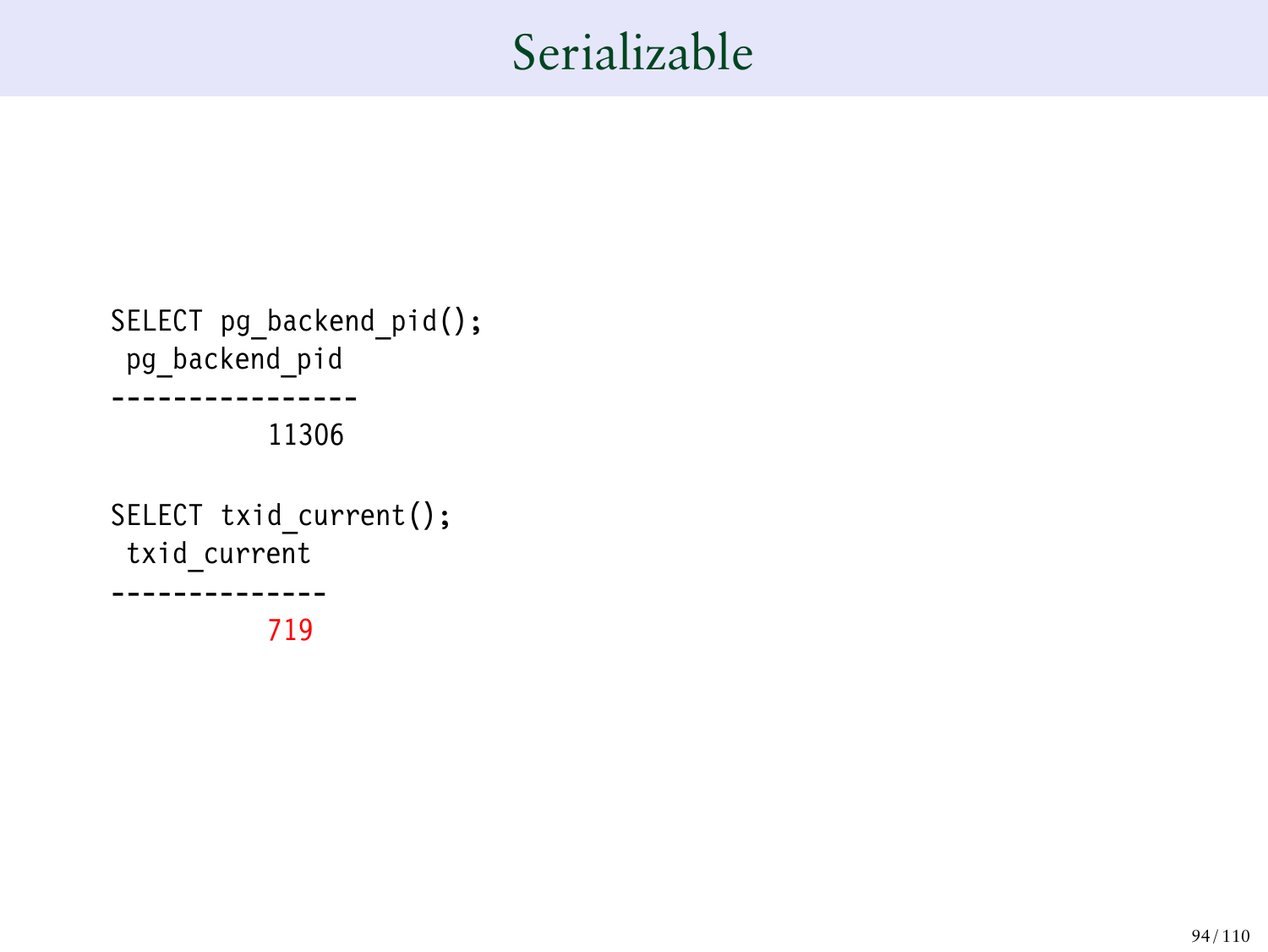# Serializable

```
SELECT pg_backend_pid();
 pg_backend_pid
----------------
          11306

SELECT txid_current();
 txid_current
--------------
          719
```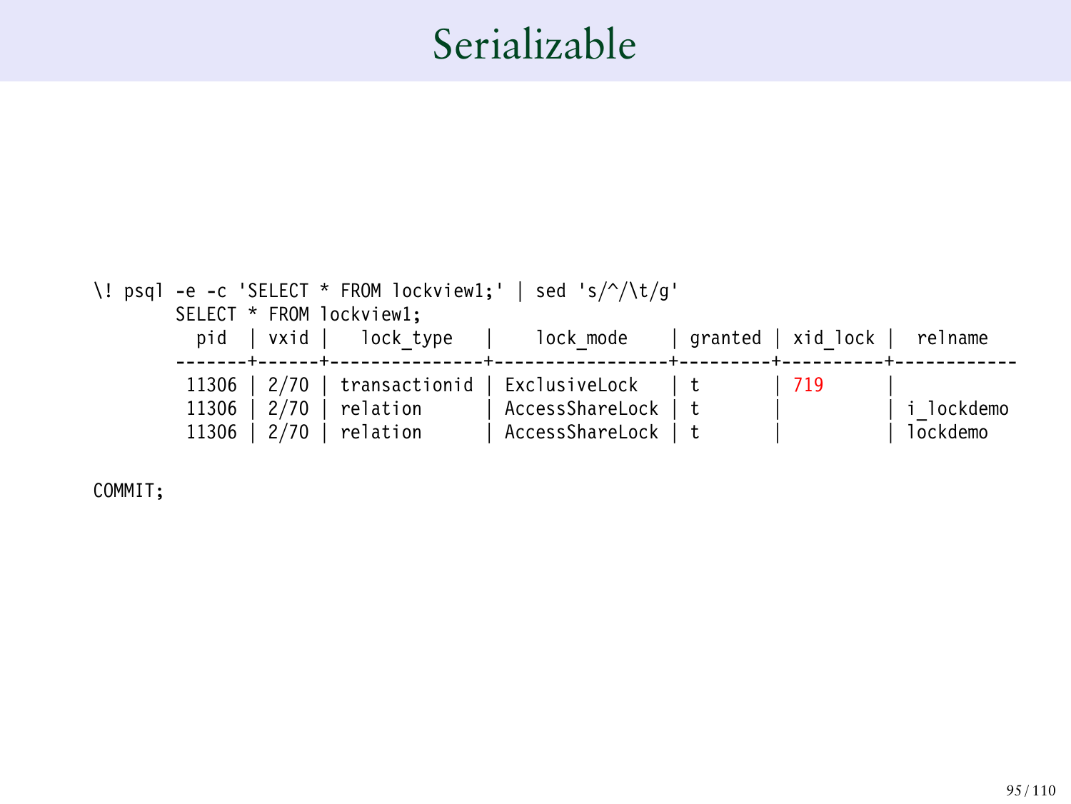# Serializable

```
\! psql -e -c 'SELECT * FROM lockview1;' | sed 's/^/\t/g'
        SELECT * FROM lockview1;
          pid  | vxid |   lock_type   |    lock_mode    | granted | xid_lock |  relname
        -------+------+---------------+-----------------+---------+----------+------------
         11306 | 2/70 | transactionid | ExclusiveLock   | t       | 719      |
         11306 | 2/70 | relation      | AccessShareLock | t       |          | i_lockdemo
         11306 | 2/70 | relation      | AccessShareLock | t       |          | lockdemo

COMMIT;
```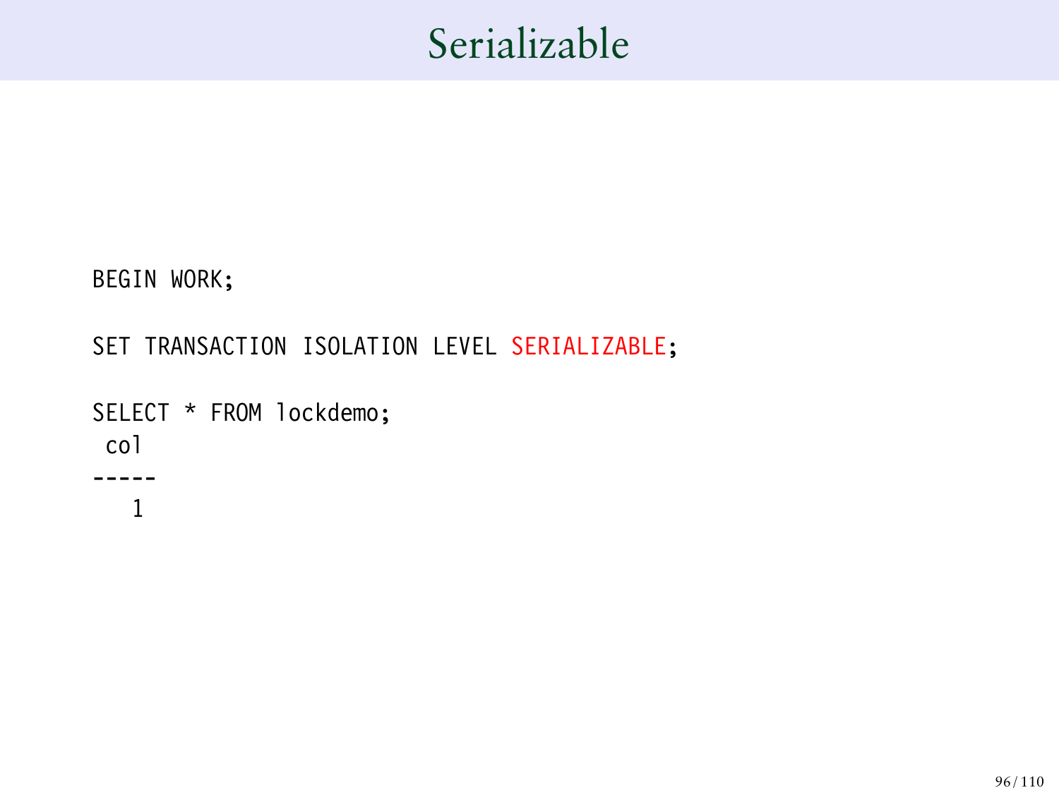# Serializable

```
BEGIN WORK;

SET TRANSACTION ISOLATION LEVEL SERIALIZABLE;

SELECT * FROM lockdemo;
 col
-----
   1
```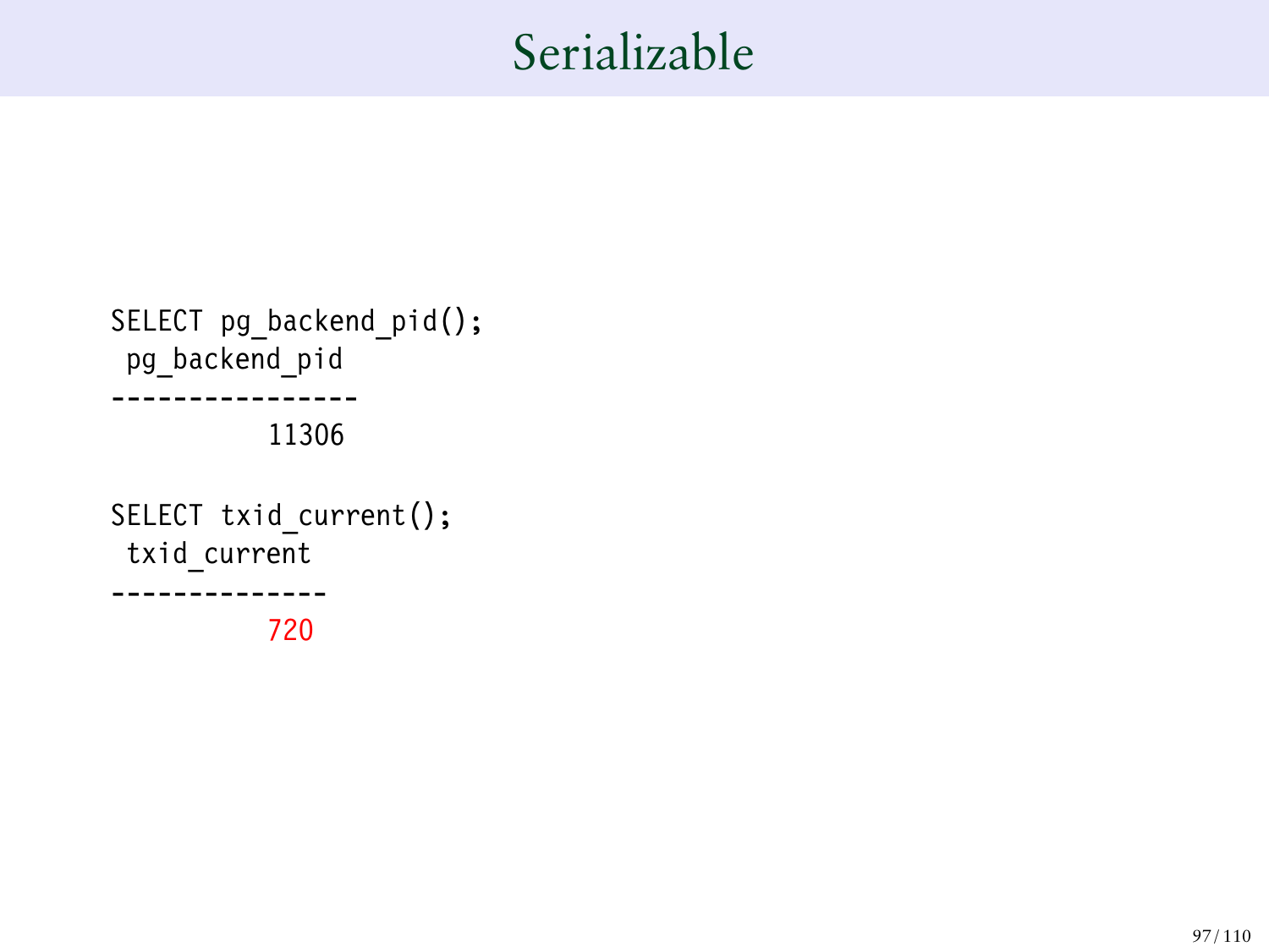# Serializable

```
SELECT pg_backend_pid();
 pg_backend_pid
----------------
          11306

SELECT txid_current();
 txid_current
--------------
          720
```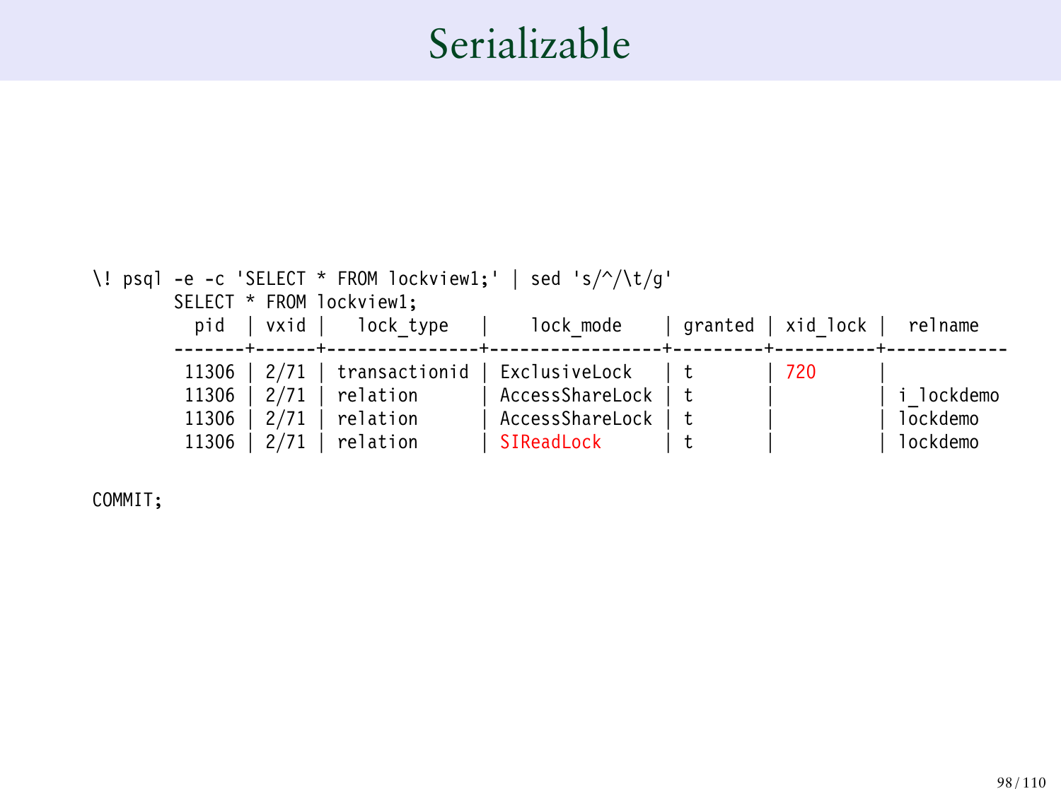# Serializable

```
\! psql -e -c 'SELECT * FROM lockview1;' | sed 's/^/\t/g'
        SELECT * FROM lockview1;
          pid  | vxid |   lock_type   |    lock_mode    | granted | xid_lock |  relname
        -------+------+---------------+-----------------+---------+----------+------------
         11306 | 2/71 | transactionid | ExclusiveLock   | t       | 720      |
         11306 | 2/71 | relation      | AccessShareLock | t       |          | i_lockdemo
         11306 | 2/71 | relation      | AccessShareLock | t       |          | lockdemo
         11306 | 2/71 | relation      | SIReadLock      | t       |          | lockdemo

COMMIT;
```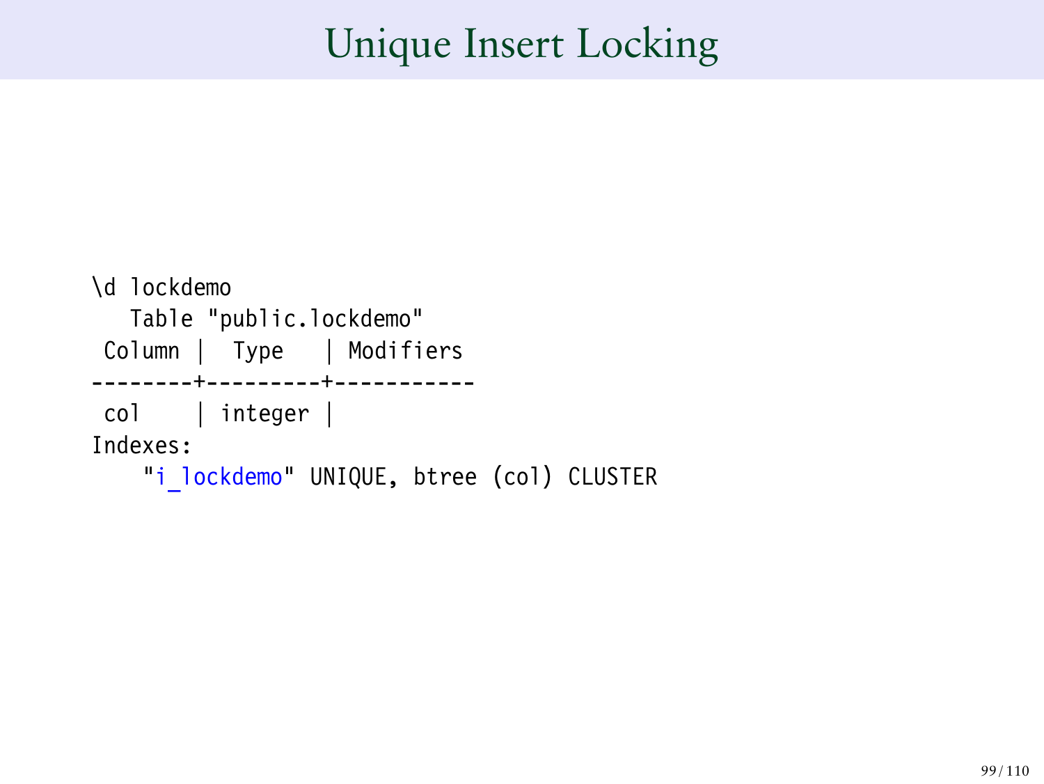# Unique Insert Locking

```
\d lockdemo
   Table "public.lockdemo"
 Column |  Type   | Modifiers
--------+---------+-----------
 col    | integer |
Indexes:
    "i_lockdemo" UNIQUE, btree (col) CLUSTER
```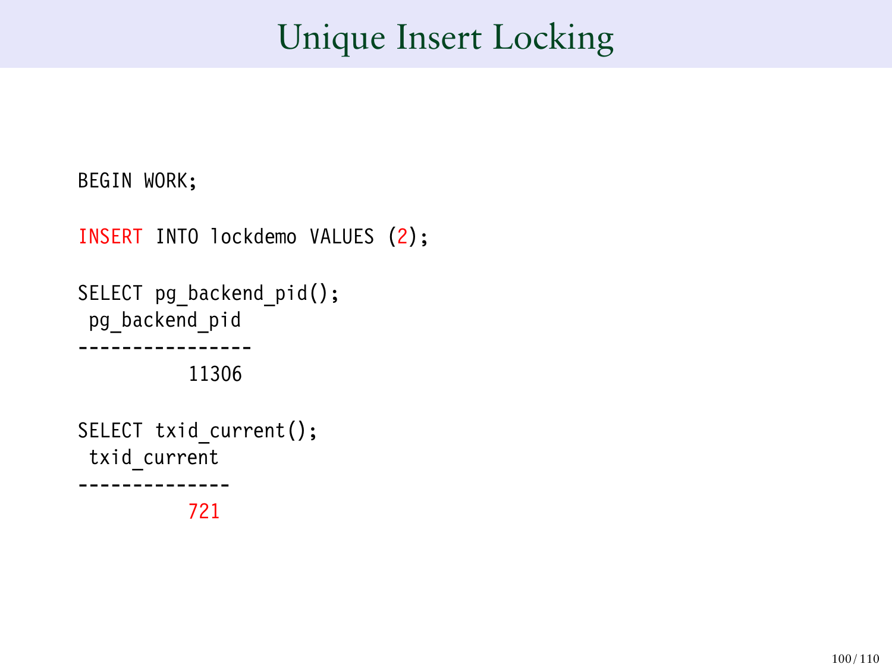# Unique Insert Locking

```
BEGIN WORK;

INSERT INTO lockdemo VALUES (2);

SELECT pg_backend_pid();
 pg_backend_pid
----------------
          11306

SELECT txid_current();
 txid_current
--------------
          721
```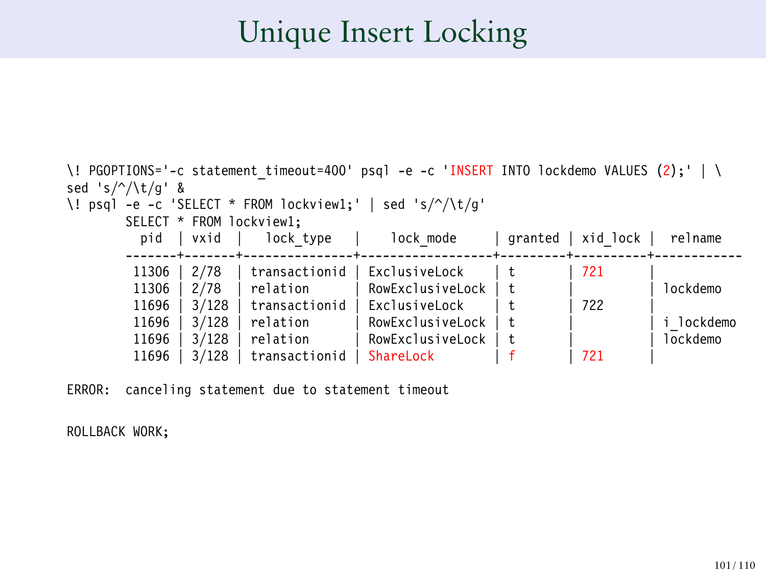# Unique Insert Locking

```
\! PGOPTIONS='-c statement_timeout=400' psql -e -c 'INSERT INTO lockdemo VALUES (2);' | \
sed 's/^/\t/g' &
\! psql -e -c 'SELECT * FROM lockview1;' | sed 's/^/\t/g'
        SELECT * FROM lockview1;
          pid  | vxid  |   lock_type   |    lock_mode     | granted | xid_lock |  relname
        -------+-------+---------------+------------------+---------+----------+------------
         11306 | 2/78  | transactionid | ExclusiveLock    | t       | 721      |
         11306 | 2/78  | relation      | RowExclusiveLock | t       |          | lockdemo
         11696 | 3/128 | transactionid | ExclusiveLock    | t       | 722      |
         11696 | 3/128 | relation      | RowExclusiveLock | t       |          | i_lockdemo
         11696 | 3/128 | relation      | RowExclusiveLock | t       |          | lockdemo
         11696 | 3/128 | transactionid | ShareLock        | f       | 721      |

ERROR:  canceling statement due to statement timeout

ROLLBACK WORK;
```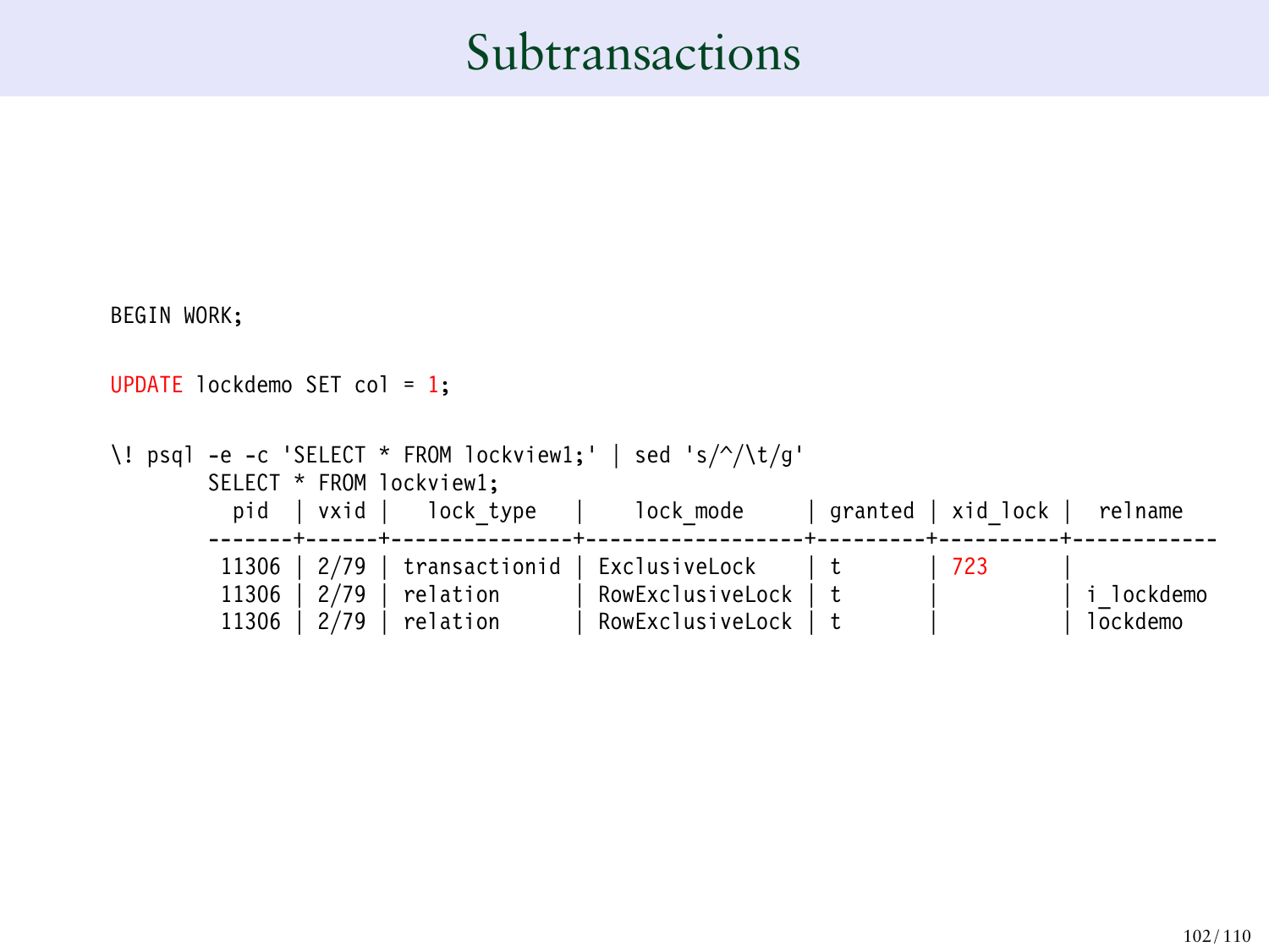# Subtransactions

```
BEGIN WORK;

UPDATE lockdemo SET col = 1;

\! psql -e -c 'SELECT * FROM lockview1;' | sed 's/^/\t/g'
        SELECT * FROM lockview1;
          pid  | vxid |   lock_type   |    lock_mode     | granted | xid_lock |  relname
        -------+------+---------------+------------------+---------+----------+------------
         11306 | 2/79 | transactionid | ExclusiveLock    | t       | 723      |
         11306 | 2/79 | relation      | RowExclusiveLock | t       |          | i_lockdemo
         11306 | 2/79 | relation      | RowExclusiveLock | t       |          | lockdemo
```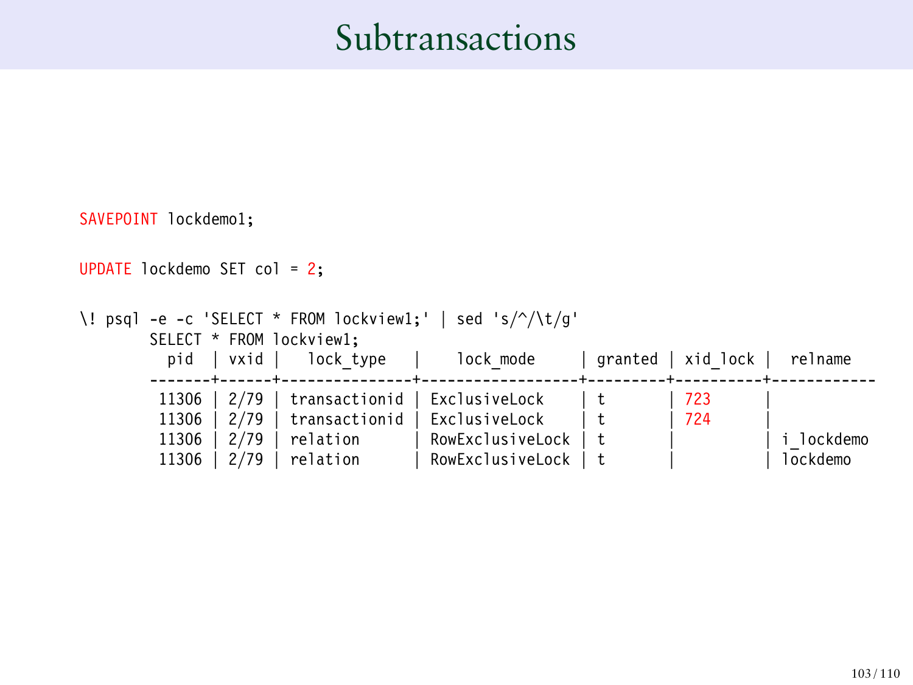# Subtransactions

```
SAVEPOINT lockdemo1;

UPDATE lockdemo SET col = 2;

\! psql -e -c 'SELECT * FROM lockview1;' | sed 's/^/\t/g'
        SELECT * FROM lockview1;
          pid  | vxid |   lock_type   |    lock_mode     | granted | xid_lock |  relname
        -------+------+---------------+------------------+---------+----------+------------
         11306 | 2/79 | transactionid | ExclusiveLock    | t       | 723      |
         11306 | 2/79 | transactionid | ExclusiveLock    | t       | 724      |
         11306 | 2/79 | relation      | RowExclusiveLock | t       |          | i_lockdemo
         11306 | 2/79 | relation      | RowExclusiveLock | t       |          | lockdemo
```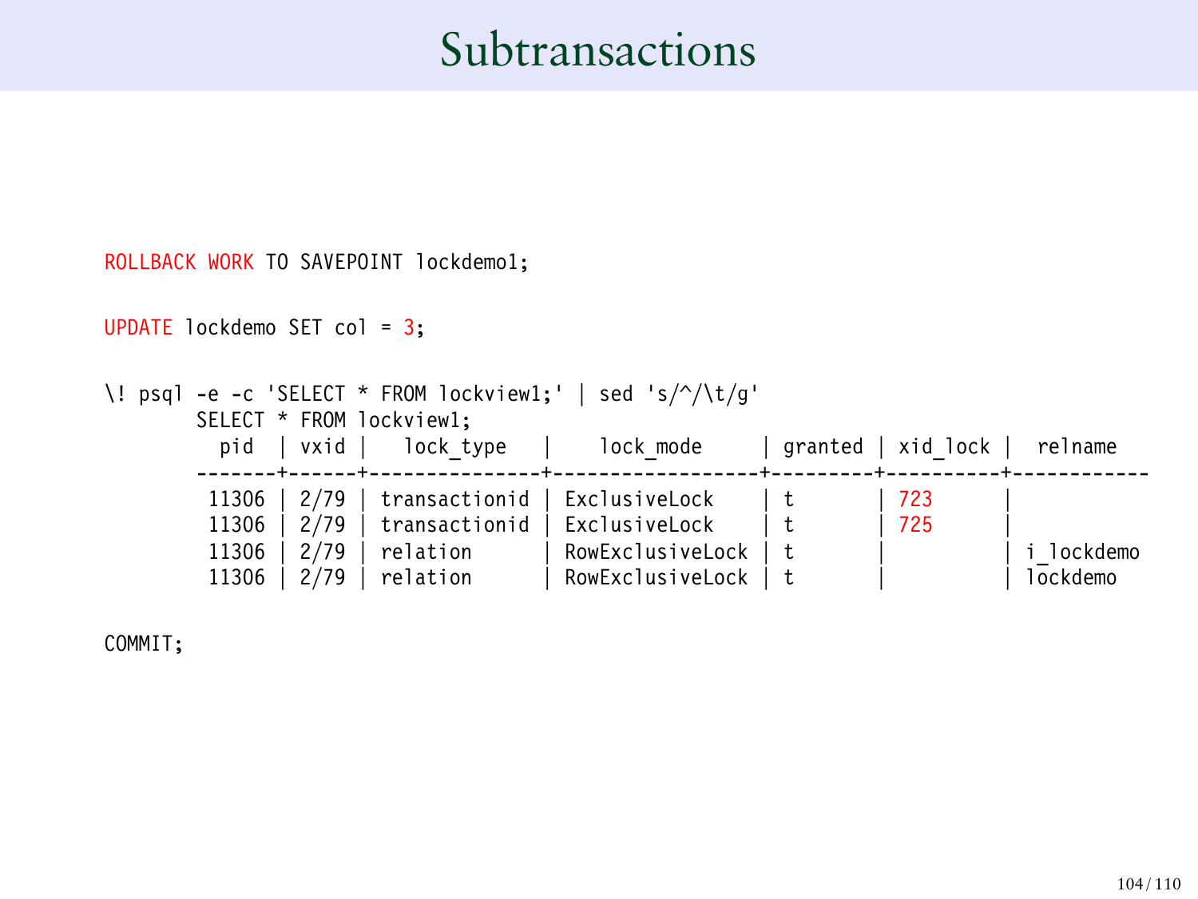# Subtransactions

```
ROLLBACK WORK TO SAVEPOINT lockdemo1;

UPDATE lockdemo SET col = 3;

\! psql -e -c 'SELECT * FROM lockview1;' | sed 's/^/\t/g'
        SELECT * FROM lockview1;
          pid  | vxid |   lock_type   |    lock_mode     | granted | xid_lock |  relname
        -------+------+---------------+------------------+---------+----------+------------
         11306 | 2/79 | transactionid | ExclusiveLock    | t       | 723      |
         11306 | 2/79 | transactionid | ExclusiveLock    | t       | 725      |
         11306 | 2/79 | relation      | RowExclusiveLock | t       |          | i_lockdemo
         11306 | 2/79 | relation      | RowExclusiveLock | t       |          | lockdemo

COMMIT;
```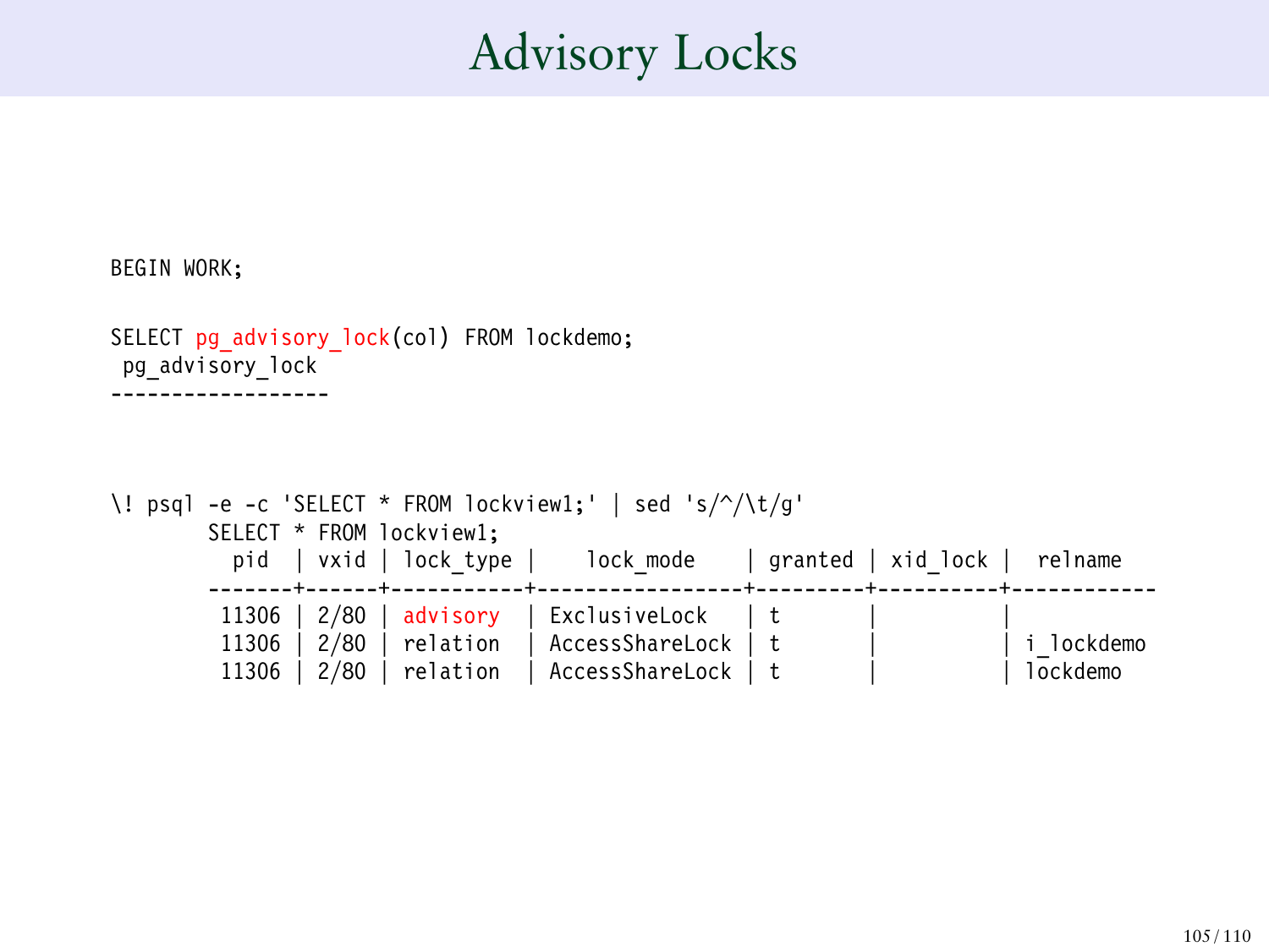# Advisory Locks

```
BEGIN WORK;

SELECT pg_advisory_lock(col) FROM lockdemo;
 pg_advisory_lock
------------------


\! psql -e -c 'SELECT * FROM lockview1;' | sed 's/^/\t/g'
        SELECT * FROM lockview1;
          pid  | vxid | lock_type |    lock_mode    | granted | xid_lock |  relname
        -------+------+-----------+-----------------+---------+----------+------------
         11306 | 2/80 | advisory  | ExclusiveLock   | t       |          |
         11306 | 2/80 | relation  | AccessShareLock | t       |          | i_lockdemo
         11306 | 2/80 | relation  | AccessShareLock | t       |          | lockdemo
```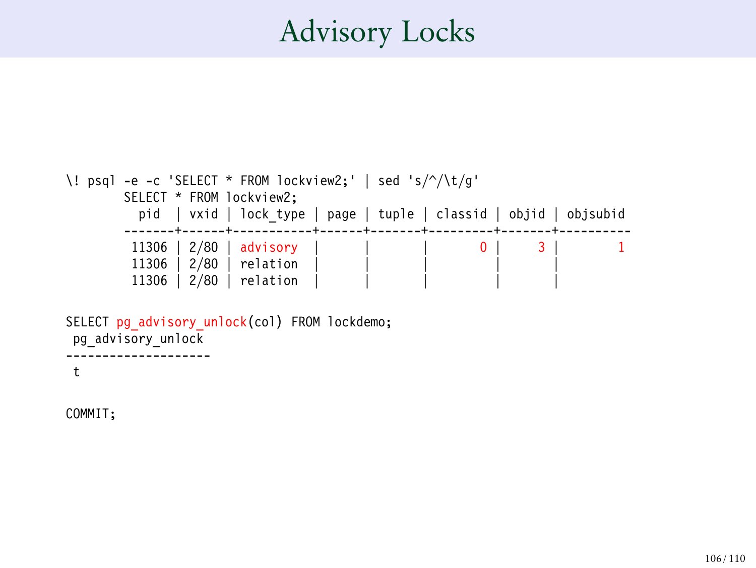# Advisory Locks

```
\! psql -e -c 'SELECT * FROM lockview2;' | sed 's/^/\t/g'
        SELECT * FROM lockview2;
          pid  | vxid | lock_type | page | tuple | classid | objid | objsubid
        -------+------+-----------+------+-------+---------+-------+----------
         11306 | 2/80 | advisory  |      |       |       0 |     3 |        1
         11306 | 2/80 | relation  |      |       |         |       |
         11306 | 2/80 | relation  |      |       |         |       |

SELECT pg_advisory_unlock(col) FROM lockdemo;
 pg_advisory_unlock
--------------------
 t

COMMIT;
```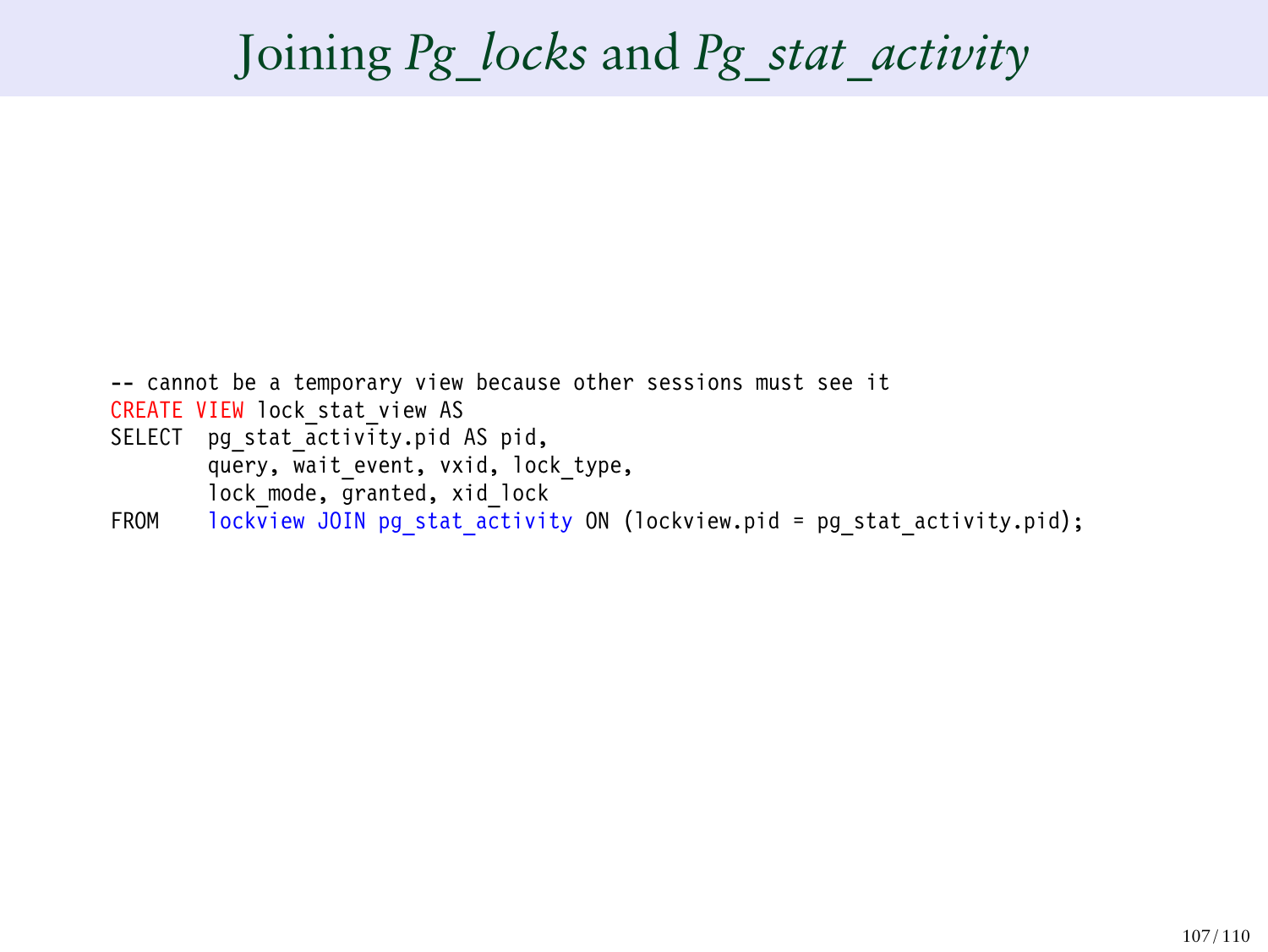# Joining *Pg_locks* and *Pg_stat_activity*

```
-- cannot be a temporary view because other sessions must see it
CREATE VIEW lock_stat_view AS
SELECT  pg_stat_activity.pid AS pid,
        query, wait_event, vxid, lock_type,
        lock_mode, granted, xid_lock
FROM    lockview JOIN pg_stat_activity ON (lockview.pid = pg_stat_activity.pid);
```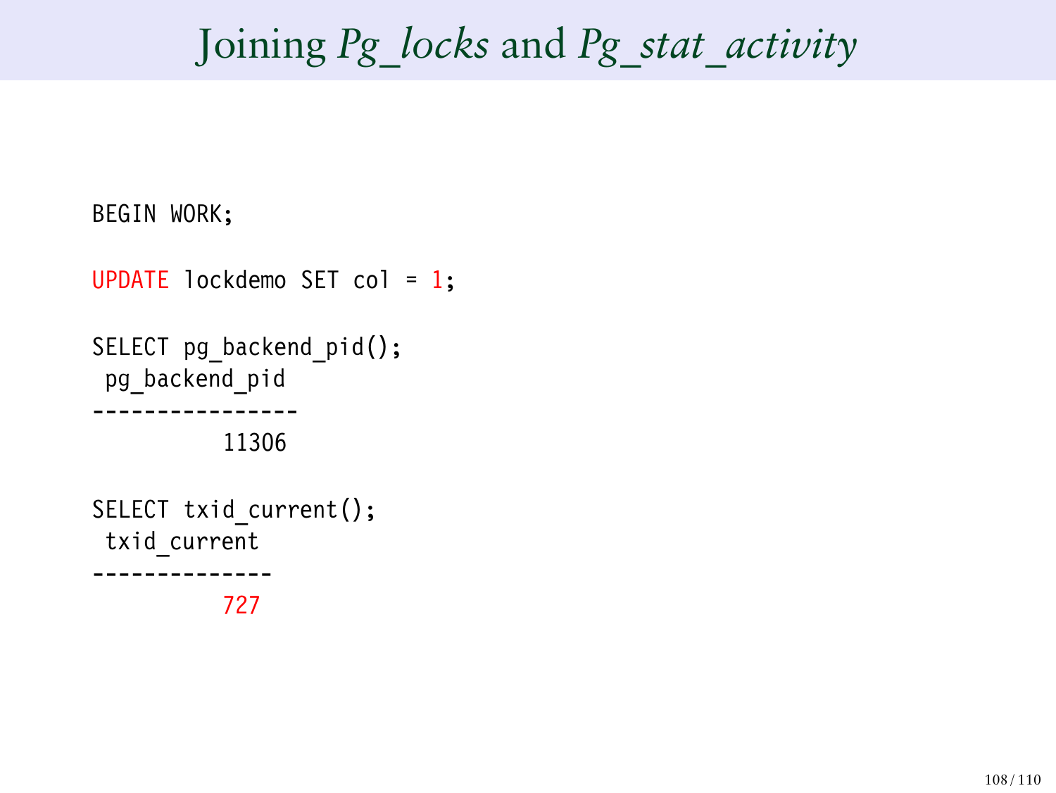# Joining *Pg_locks* and *Pg_stat_activity*

```
BEGIN WORK;

UPDATE lockdemo SET col = 1;

SELECT pg_backend_pid();
 pg_backend_pid
----------------
          11306

SELECT txid_current();
 txid_current
--------------
          727
```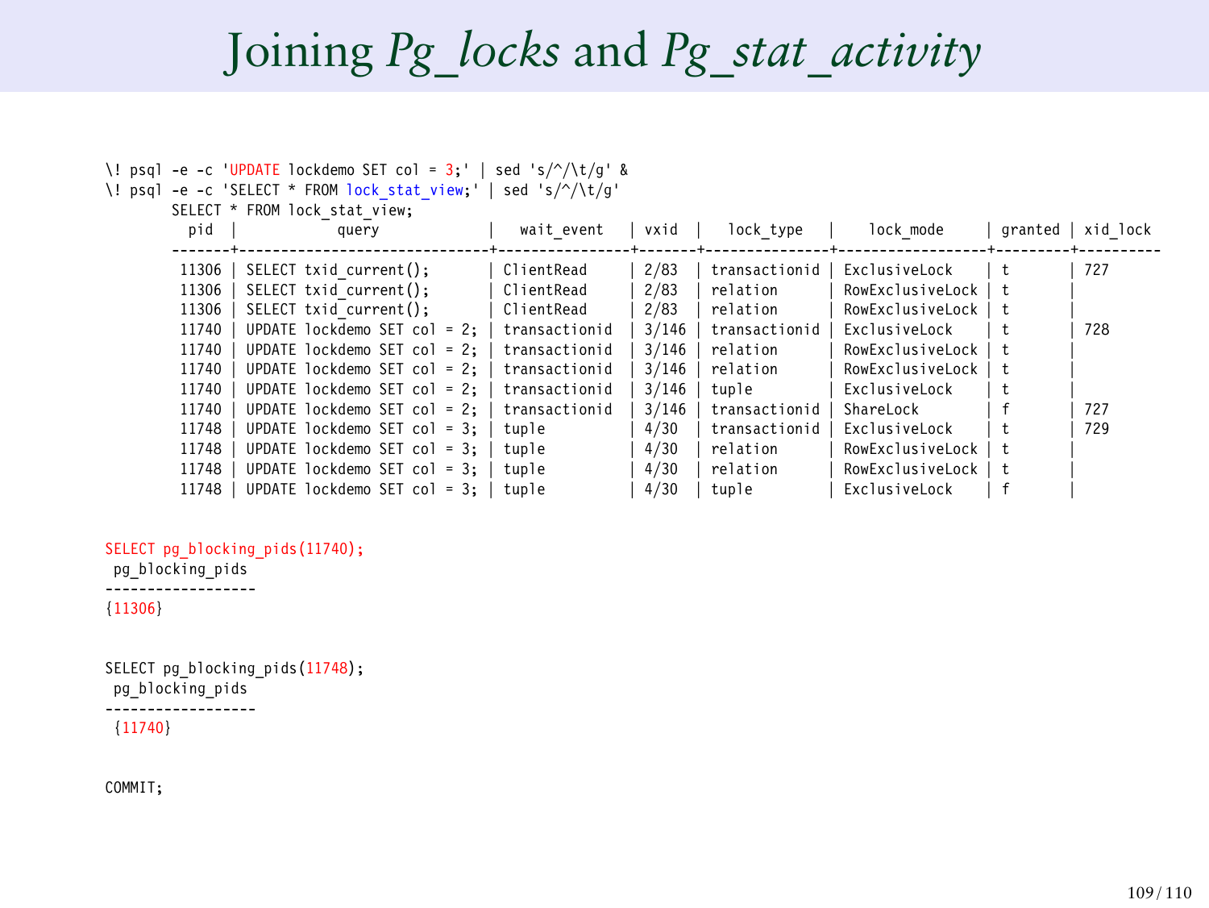# Joining *Pg_locks* and *Pg_stat_activity*

```
\! psql -e -c 'UPDATE lockdemo SET col = 3;' | sed 's/^/\t/g' &
\! psql -e -c 'SELECT * FROM lock_stat_view;' | sed 's/^/\t/g'
        SELECT * FROM lock_stat_view;
          pid  |             query             |   wait_event   | vxid  |   lock_type   |    lock_mode     | granted | xid_lock
        -------+-------------------------------+----------------+-------+---------------+------------------+---------+----------
         11306 | SELECT txid_current();        | ClientRead     | 2/83  | transactionid | ExclusiveLock    | t       | 727
         11306 | SELECT txid_current();        | ClientRead     | 2/83  | relation      | RowExclusiveLock | t       |
         11306 | SELECT txid_current();        | ClientRead     | 2/83  | relation      | RowExclusiveLock | t       |
         11740 | UPDATE lockdemo SET col = 2; | transactionid  | 3/146 | transactionid | ExclusiveLock    | t       | 728
         11740 | UPDATE lockdemo SET col = 2; | transactionid  | 3/146 | relation      | RowExclusiveLock | t       |
         11740 | UPDATE lockdemo SET col = 2; | transactionid  | 3/146 | relation      | RowExclusiveLock | t       |
         11740 | UPDATE lockdemo SET col = 2; | transactionid  | 3/146 | tuple         | ExclusiveLock    | t       |
         11740 | UPDATE lockdemo SET col = 2; | transactionid  | 3/146 | transactionid | ShareLock        | f       | 727
         11748 | UPDATE lockdemo SET col = 3; | tuple          | 4/30  | transactionid | ExclusiveLock    | t       | 729
         11748 | UPDATE lockdemo SET col = 3; | tuple          | 4/30  | relation      | RowExclusiveLock | t       |
         11748 | UPDATE lockdemo SET col = 3; | tuple          | 4/30  | relation      | RowExclusiveLock | t       |
         11748 | UPDATE lockdemo SET col = 3; | tuple          | 4/30  | tuple         | ExclusiveLock    | f       |

SELECT pg_blocking_pids(11740);
 pg_blocking_pids
------------------
{11306}

SELECT pg_blocking_pids(11748);
 pg_blocking_pids
------------------
 {11740}

COMMIT;
```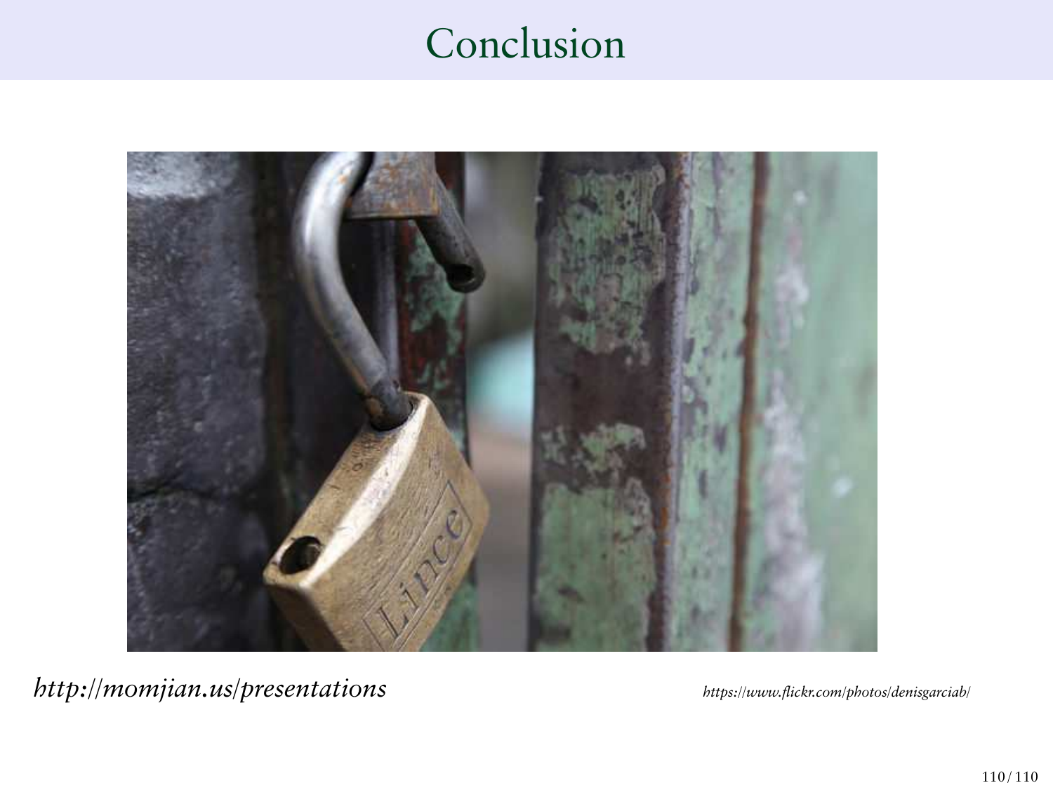# Conclusion

*http://momjian.us/presentations*

*https://www.flickr.com/photos/denisgarciab/*